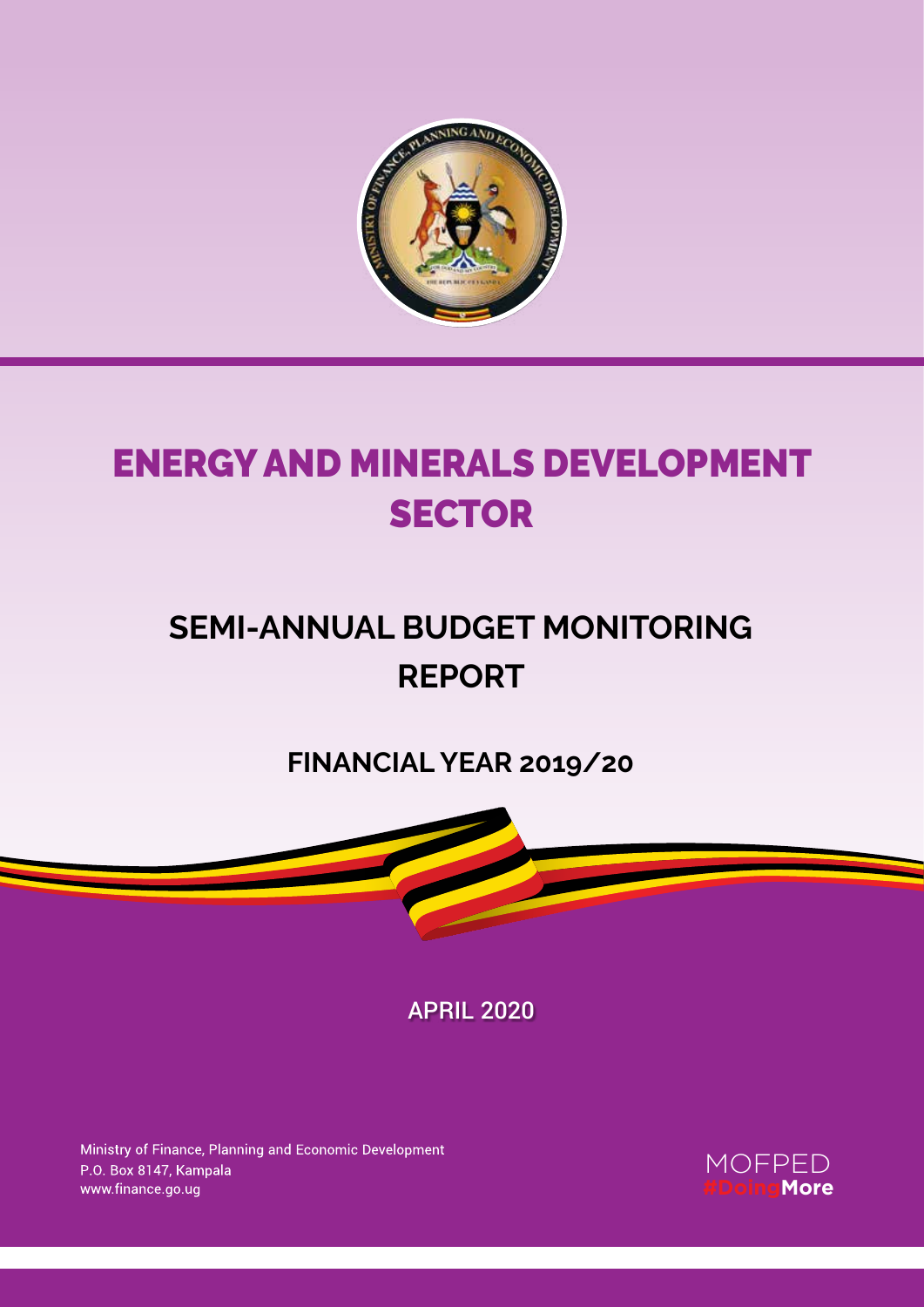# ENERGY AND MINERALS DEVELOPMENT SECTOR

## SEMI-ANNUAL BUDGET MONITORING REPORT

### FINANCIAL YEAR 2019/20

APRIL 2020

Ministry of Finance, Planning and Economic Development
P.O. Box 8147, Kampala
www.finance.go.ug

MOFPED
#DoingMore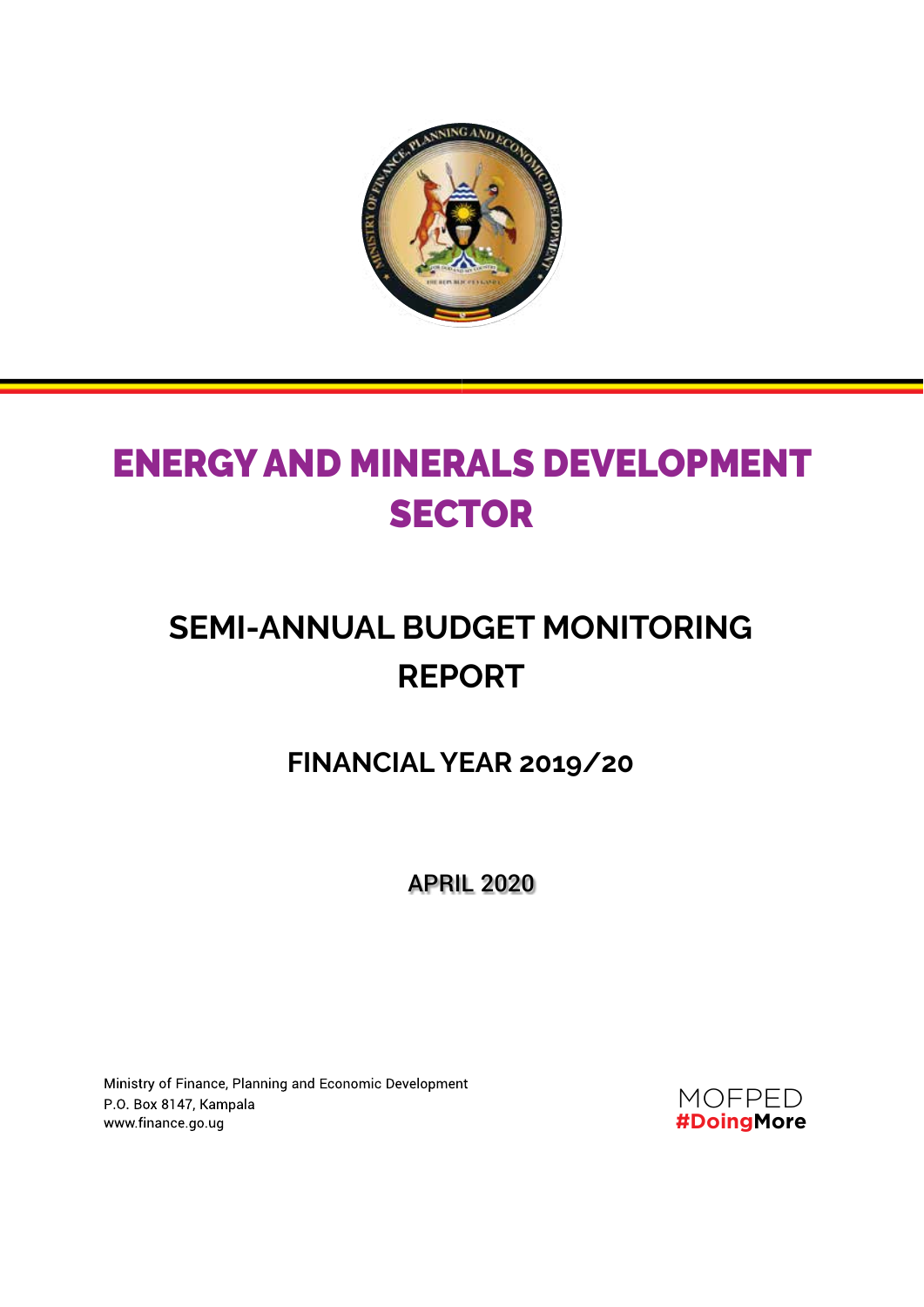# ENERGY AND MINERALS DEVELOPMENT SECTOR

## SEMI-ANNUAL BUDGET MONITORING REPORT

### FINANCIAL YEAR 2019/20

APRIL 2020

Ministry of Finance, Planning and Economic Development
P.O. Box 8147, Kampala
www.finance.go.ug

MOFPED
#DoingMore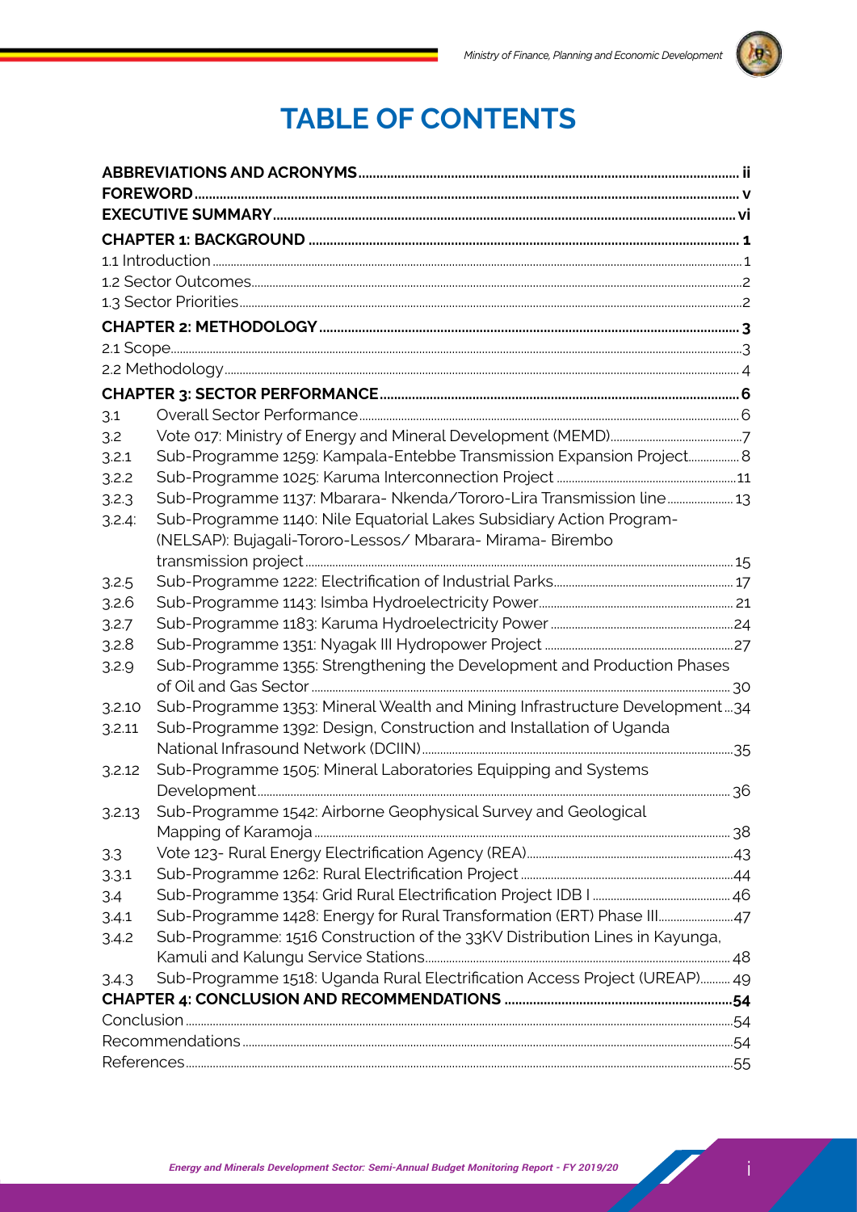# TABLE OF CONTENTS

| | | |
|---|---|---|
| **ABBREVIATIONS AND ACRONYMS** | | **ii** |
| **FOREWORD** | | **v** |
| **EXECUTIVE SUMMARY** | | **vi** |
| **CHAPTER 1: BACKGROUND** | | **1** |
| 1.1 Introduction | | 1 |
| 1.2 Sector Outcomes | | 2 |
| 1.3 Sector Priorities | | 2 |
| **CHAPTER 2: METHODOLOGY** | | **3** |
| 2.1 Scope | | 3 |
| 2.2 Methodology | | 4 |
| **CHAPTER 3: SECTOR PERFORMANCE** | | **6** |
| 3.1 | Overall Sector Performance | 6 |
| 3.2 | Vote 017: Ministry of Energy and Mineral Development (MEMD) | 7 |
| 3.2.1 | Sub-Programme 1259: Kampala-Entebbe Transmission Expansion Project | 8 |
| 3.2.2 | Sub-Programme 1025: Karuma Interconnection Project | 11 |
| 3.2.3 | Sub-Programme 1137: Mbarara- Nkenda/Tororo-Lira Transmission line | 13 |
| 3.2.4: | Sub-Programme 1140: Nile Equatorial Lakes Subsidiary Action Program-(NELSAP): Bujagali-Tororo-Lessos/ Mbarara- Mirama- Birembo transmission project | 15 |
| 3.2.5 | Sub-Programme 1222: Electrification of Industrial Parks | 17 |
| 3.2.6 | Sub-Programme 1143: Isimba Hydroelectricity Power | 21 |
| 3.2.7 | Sub-Programme 1183: Karuma Hydroelectricity Power | 24 |
| 3.2.8 | Sub-Programme 1351: Nyagak III Hydropower Project | 27 |
| 3.2.9 | Sub-Programme 1355: Strengthening the Development and Production Phases of Oil and Gas Sector | 30 |
| 3.2.10 | Sub-Programme 1353: Mineral Wealth and Mining Infrastructure Development | 34 |
| 3.2.11 | Sub-Programme 1392: Design, Construction and Installation of Uganda National Infrasound Network (DCIIN) | 35 |
| 3.2.12 | Sub-Programme 1505: Mineral Laboratories Equipping and Systems Development | 36 |
| 3.2.13 | Sub-Programme 1542: Airborne Geophysical Survey and Geological Mapping of Karamoja | 38 |
| 3.3 | Vote 123- Rural Energy Electrification Agency (REA) | 43 |
| 3.3.1 | Sub-Programme 1262: Rural Electrification Project | 44 |
| 3.4 | Sub-Programme 1354: Grid Rural Electrification Project IDB I | 46 |
| 3.4.1 | Sub-Programme 1428: Energy for Rural Transformation (ERT) Phase III | 47 |
| 3.4.2 | Sub-Programme: 1516 Construction of the 33KV Distribution Lines in Kayunga, Kamuli and Kalungu Service Stations | 48 |
| 3.4.3 | Sub-Programme 1518: Uganda Rural Electrification Access Project (UREAP) | 49 |
| **CHAPTER 4: CONCLUSION AND RECOMMENDATIONS** | | **54** |
| Conclusion | | 54 |
| Recommendations | | 54 |
| References | | 55 |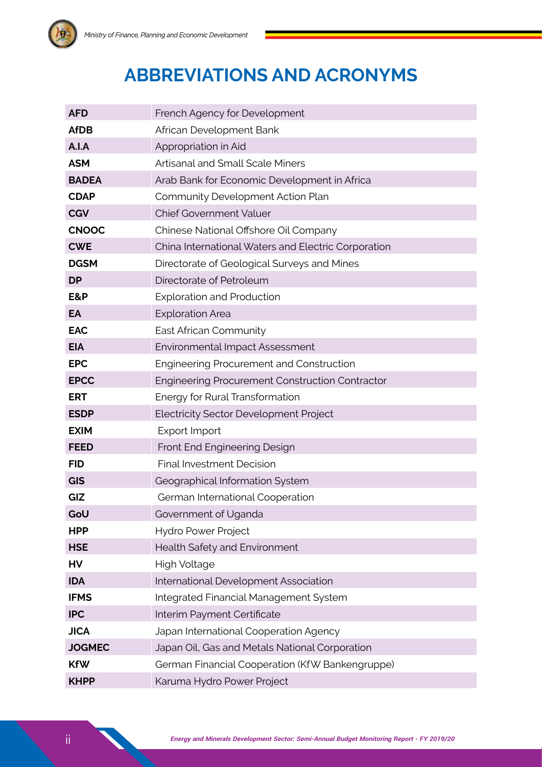# ABBREVIATIONS AND ACRONYMS

| | |
|---|---|
| **AFD** | French Agency for Development |
| **AfDB** | African Development Bank |
| **A.I.A** | Appropriation in Aid |
| **ASM** | Artisanal and Small Scale Miners |
| **BADEA** | Arab Bank for Economic Development in Africa |
| **CDAP** | Community Development Action Plan |
| **CGV** | Chief Government Valuer |
| **CNOOC** | Chinese National Offshore Oil Company |
| **CWE** | China International Waters and Electric Corporation |
| **DGSM** | Directorate of Geological Surveys and Mines |
| **DP** | Directorate of Petroleum |
| **E&P** | Exploration and Production |
| **EA** | Exploration Area |
| **EAC** | East African Community |
| **EIA** | Environmental Impact Assessment |
| **EPC** | Engineering Procurement and Construction |
| **EPCC** | Engineering Procurement Construction Contractor |
| **ERT** | Energy for Rural Transformation |
| **ESDP** | Electricity Sector Development Project |
| **EXIM** | Export Import |
| **FEED** | Front End Engineering Design |
| **FID** | Final Investment Decision |
| **GIS** | Geographical Information System |
| **GIZ** | German International Cooperation |
| **GoU** | Government of Uganda |
| **HPP** | Hydro Power Project |
| **HSE** | Health Safety and Environment |
| **HV** | High Voltage |
| **IDA** | International Development Association |
| **IFMS** | Integrated Financial Management System |
| **IPC** | Interim Payment Certificate |
| **JICA** | Japan International Cooperation Agency |
| **JOGMEC** | Japan Oil, Gas and Metals National Corporation |
| **KfW** | German Financial Cooperation (KfW Bankengruppe) |
| **KHPP** | Karuma Hydro Power Project |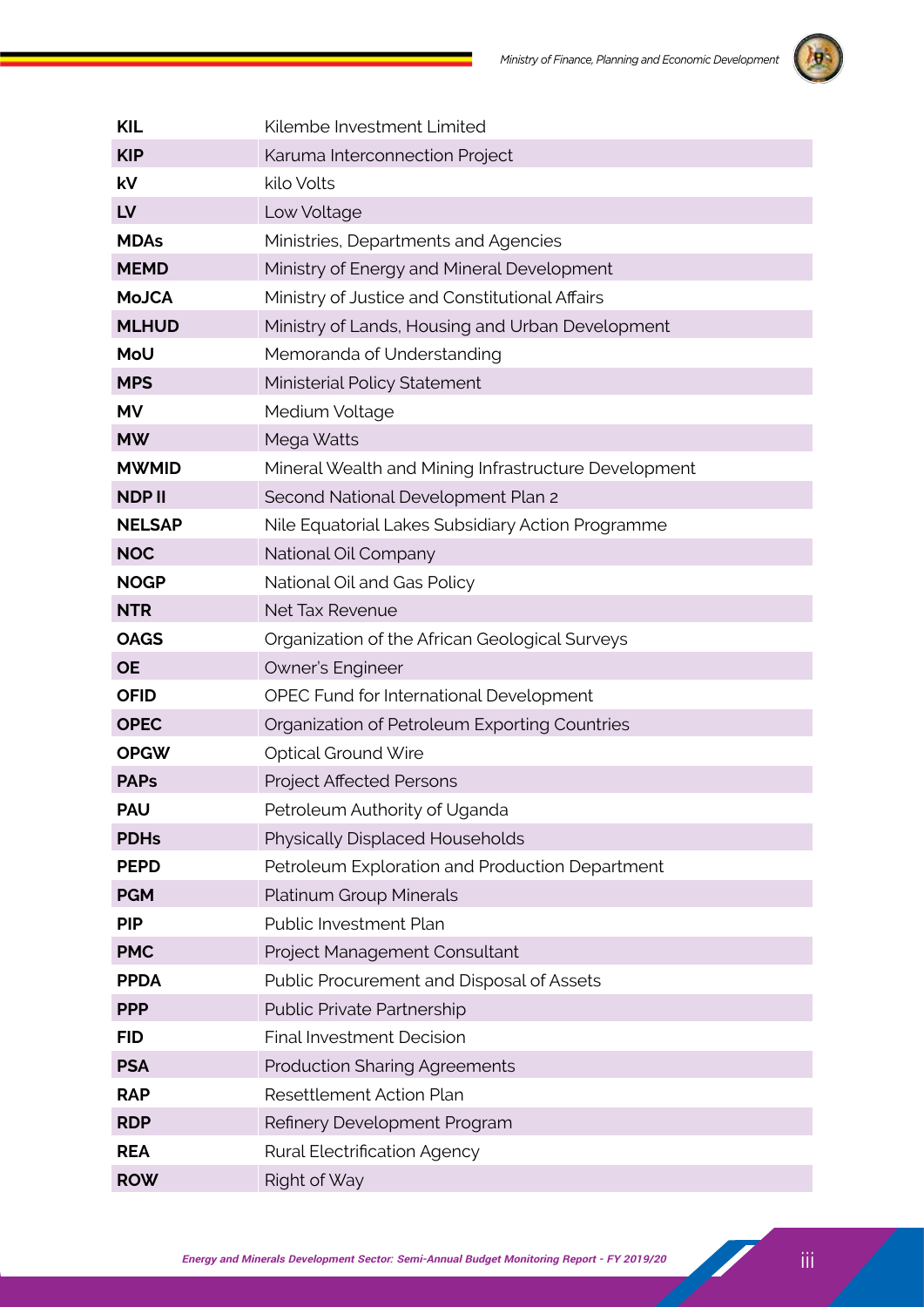| | |
|---|---|
| **KIL** | Kilembe Investment Limited |
| **KIP** | Karuma Interconnection Project |
| **kV** | kilo Volts |
| **LV** | Low Voltage |
| **MDAs** | Ministries, Departments and Agencies |
| **MEMD** | Ministry of Energy and Mineral Development |
| **MoJCA** | Ministry of Justice and Constitutional Affairs |
| **MLHUD** | Ministry of Lands, Housing and Urban Development |
| **MoU** | Memoranda of Understanding |
| **MPS** | Ministerial Policy Statement |
| **MV** | Medium Voltage |
| **MW** | Mega Watts |
| **MWMID** | Mineral Wealth and Mining Infrastructure Development |
| **NDP II** | Second National Development Plan 2 |
| **NELSAP** | Nile Equatorial Lakes Subsidiary Action Programme |
| **NOC** | National Oil Company |
| **NOGP** | National Oil and Gas Policy |
| **NTR** | Net Tax Revenue |
| **OAGS** | Organization of the African Geological Surveys |
| **OE** | Owner's Engineer |
| **OFID** | OPEC Fund for International Development |
| **OPEC** | Organization of Petroleum Exporting Countries |
| **OPGW** | Optical Ground Wire |
| **PAPs** | Project Affected Persons |
| **PAU** | Petroleum Authority of Uganda |
| **PDHs** | Physically Displaced Households |
| **PEPD** | Petroleum Exploration and Production Department |
| **PGM** | Platinum Group Minerals |
| **PIP** | Public Investment Plan |
| **PMC** | Project Management Consultant |
| **PPDA** | Public Procurement and Disposal of Assets |
| **PPP** | Public Private Partnership |
| **FID** | Final Investment Decision |
| **PSA** | Production Sharing Agreements |
| **RAP** | Resettlement Action Plan |
| **RDP** | Refinery Development Program |
| **REA** | Rural Electrification Agency |
| **ROW** | Right of Way |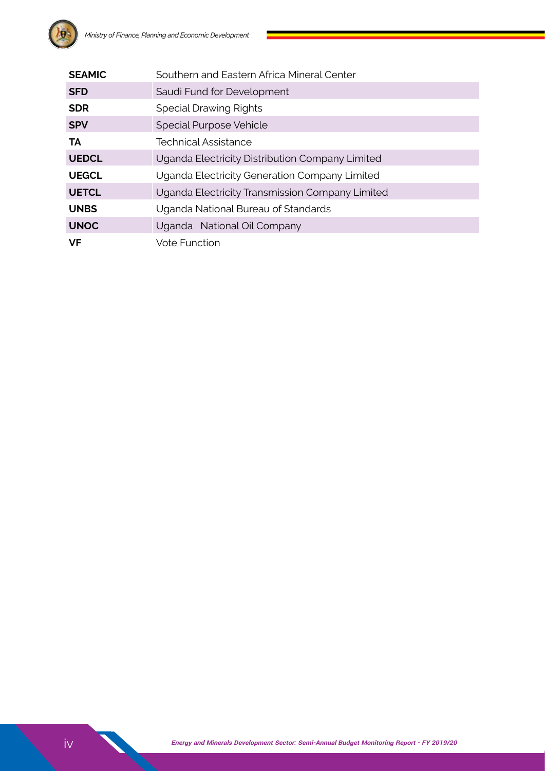| | |
|---|---|
| **SEAMIC** | Southern and Eastern Africa Mineral Center |
| **SFD** | Saudi Fund for Development |
| **SDR** | Special Drawing Rights |
| **SPV** | Special Purpose Vehicle |
| **TA** | Technical Assistance |
| **UEDCL** | Uganda Electricity Distribution Company Limited |
| **UEGCL** | Uganda Electricity Generation Company Limited |
| **UETCL** | Uganda Electricity Transmission Company Limited |
| **UNBS** | Uganda National Bureau of Standards |
| **UNOC** | Uganda National Oil Company |
| **VF** | Vote Function |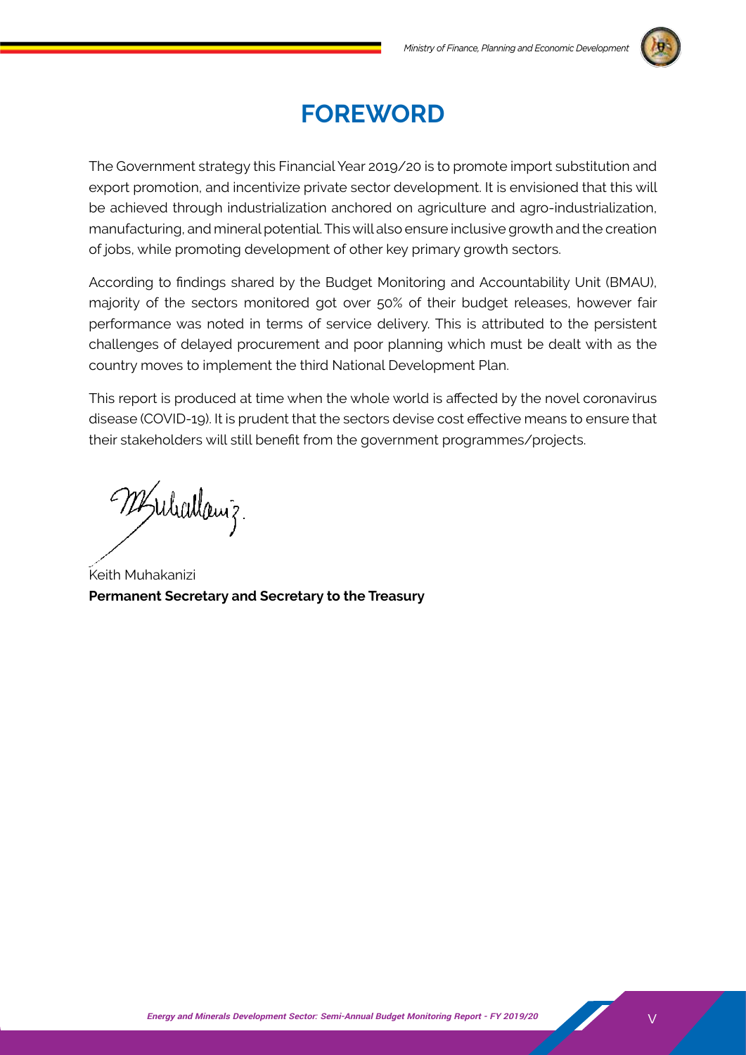# FOREWORD

The Government strategy this Financial Year 2019/20 is to promote import substitution and export promotion, and incentivize private sector development. It is envisioned that this will be achieved through industrialization anchored on agriculture and agro-industrialization, manufacturing, and mineral potential. This will also ensure inclusive growth and the creation of jobs, while promoting development of other key primary growth sectors.

According to findings shared by the Budget Monitoring and Accountability Unit (BMAU), majority of the sectors monitored got over 50% of their budget releases, however fair performance was noted in terms of service delivery. This is attributed to the persistent challenges of delayed procurement and poor planning which must be dealt with as the country moves to implement the third National Development Plan.

This report is produced at time when the whole world is affected by the novel coronavirus disease (COVID-19). It is prudent that the sectors devise cost effective means to ensure that their stakeholders will still benefit from the government programmes/projects.

Keith Muhakanizi
**Permanent Secretary and Secretary to the Treasury**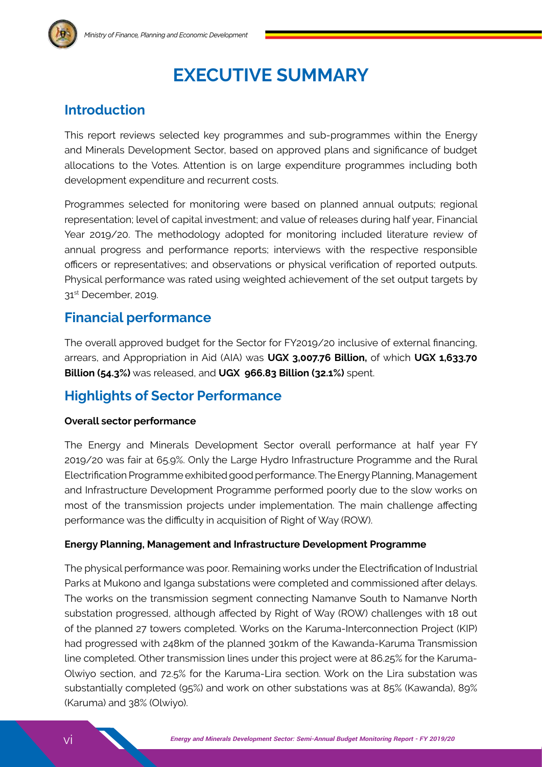# EXECUTIVE SUMMARY

## Introduction

This report reviews selected key programmes and sub-programmes within the Energy and Minerals Development Sector, based on approved plans and significance of budget allocations to the Votes. Attention is on large expenditure programmes including both development expenditure and recurrent costs.

Programmes selected for monitoring were based on planned annual outputs; regional representation; level of capital investment; and value of releases during half year, Financial Year 2019/20. The methodology adopted for monitoring included literature review of annual progress and performance reports; interviews with the respective responsible officers or representatives; and observations or physical verification of reported outputs. Physical performance was rated using weighted achievement of the set output targets by 31st December, 2019.

## Financial performance

The overall approved budget for the Sector for FY2019/20 inclusive of external financing, arrears, and Appropriation in Aid (AIA) was **UGX 3,007.76 Billion,** of which **UGX 1,633.70 Billion (54.3%)** was released, and **UGX 966.83 Billion (32.1%)** spent.

## Highlights of Sector Performance

**Overall sector performance**

The Energy and Minerals Development Sector overall performance at half year FY 2019/20 was fair at 65.9%. Only the Large Hydro Infrastructure Programme and the Rural Electrification Programme exhibited good performance. The Energy Planning, Management and Infrastructure Development Programme performed poorly due to the slow works on most of the transmission projects under implementation. The main challenge affecting performance was the difficulty in acquisition of Right of Way (ROW).

**Energy Planning, Management and Infrastructure Development Programme**

The physical performance was poor. Remaining works under the Electrification of Industrial Parks at Mukono and Iganga substations were completed and commissioned after delays. The works on the transmission segment connecting Namanve South to Namanve North substation progressed, although affected by Right of Way (ROW) challenges with 18 out of the planned 27 towers completed. Works on the Karuma-Interconnection Project (KIP) had progressed with 248km of the planned 301km of the Kawanda-Karuma Transmission line completed. Other transmission lines under this project were at 86.25% for the Karuma-Olwiyo section, and 72.5% for the Karuma-Lira section. Work on the Lira substation was substantially completed (95%) and work on other substations was at 85% (Kawanda), 89% (Karuma) and 38% (Olwiyo).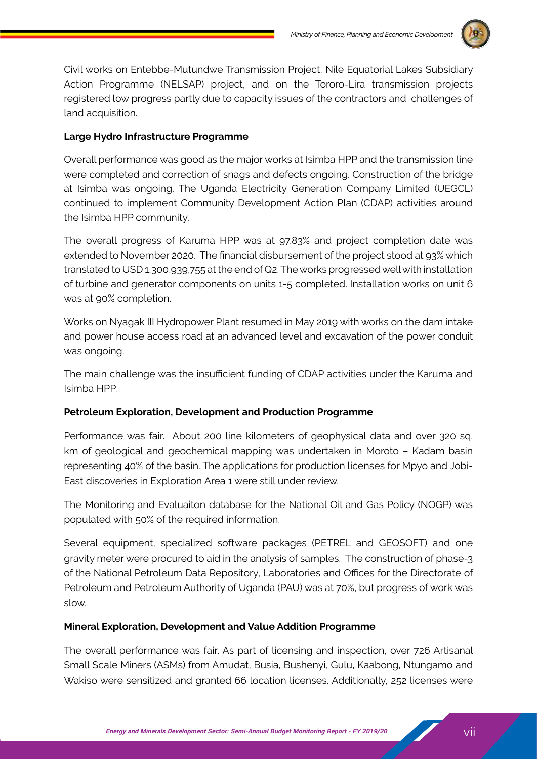Civil works on Entebbe-Mutundwe Transmission Project, Nile Equatorial Lakes Subsidiary Action Programme (NELSAP) project, and on the Tororo-Lira transmission projects registered low progress partly due to capacity issues of the contractors and challenges of land acquisition.

**Large Hydro Infrastructure Programme**

Overall performance was good as the major works at Isimba HPP and the transmission line were completed and correction of snags and defects ongoing. Construction of the bridge at Isimba was ongoing. The Uganda Electricity Generation Company Limited (UEGCL) continued to implement Community Development Action Plan (CDAP) activities around the Isimba HPP community.

The overall progress of Karuma HPP was at 97.83% and project completion date was extended to November 2020. The financial disbursement of the project stood at 93% which translated to USD 1,300,939,755 at the end of Q2. The works progressed well with installation of turbine and generator components on units 1-5 completed. Installation works on unit 6 was at 90% completion.

Works on Nyagak III Hydropower Plant resumed in May 2019 with works on the dam intake and power house access road at an advanced level and excavation of the power conduit was ongoing.

The main challenge was the insufficient funding of CDAP activities under the Karuma and Isimba HPP.

**Petroleum Exploration, Development and Production Programme**

Performance was fair. About 200 line kilometers of geophysical data and over 320 sq. km of geological and geochemical mapping was undertaken in Moroto – Kadam basin representing 40% of the basin. The applications for production licenses for Mpyo and Jobi-East discoveries in Exploration Area 1 were still under review.

The Monitoring and Evaluaiton database for the National Oil and Gas Policy (NOGP) was populated with 50% of the required information.

Several equipment, specialized software packages (PETREL and GEOSOFT) and one gravity meter were procured to aid in the analysis of samples. The construction of phase-3 of the National Petroleum Data Repository, Laboratories and Offices for the Directorate of Petroleum and Petroleum Authority of Uganda (PAU) was at 70%, but progress of work was slow.

**Mineral Exploration, Development and Value Addition Programme**

The overall performance was fair. As part of licensing and inspection, over 726 Artisanal Small Scale Miners (ASMs) from Amudat, Busia, Bushenyi, Gulu, Kaabong, Ntungamo and Wakiso were sensitized and granted 66 location licenses. Additionally, 252 licenses were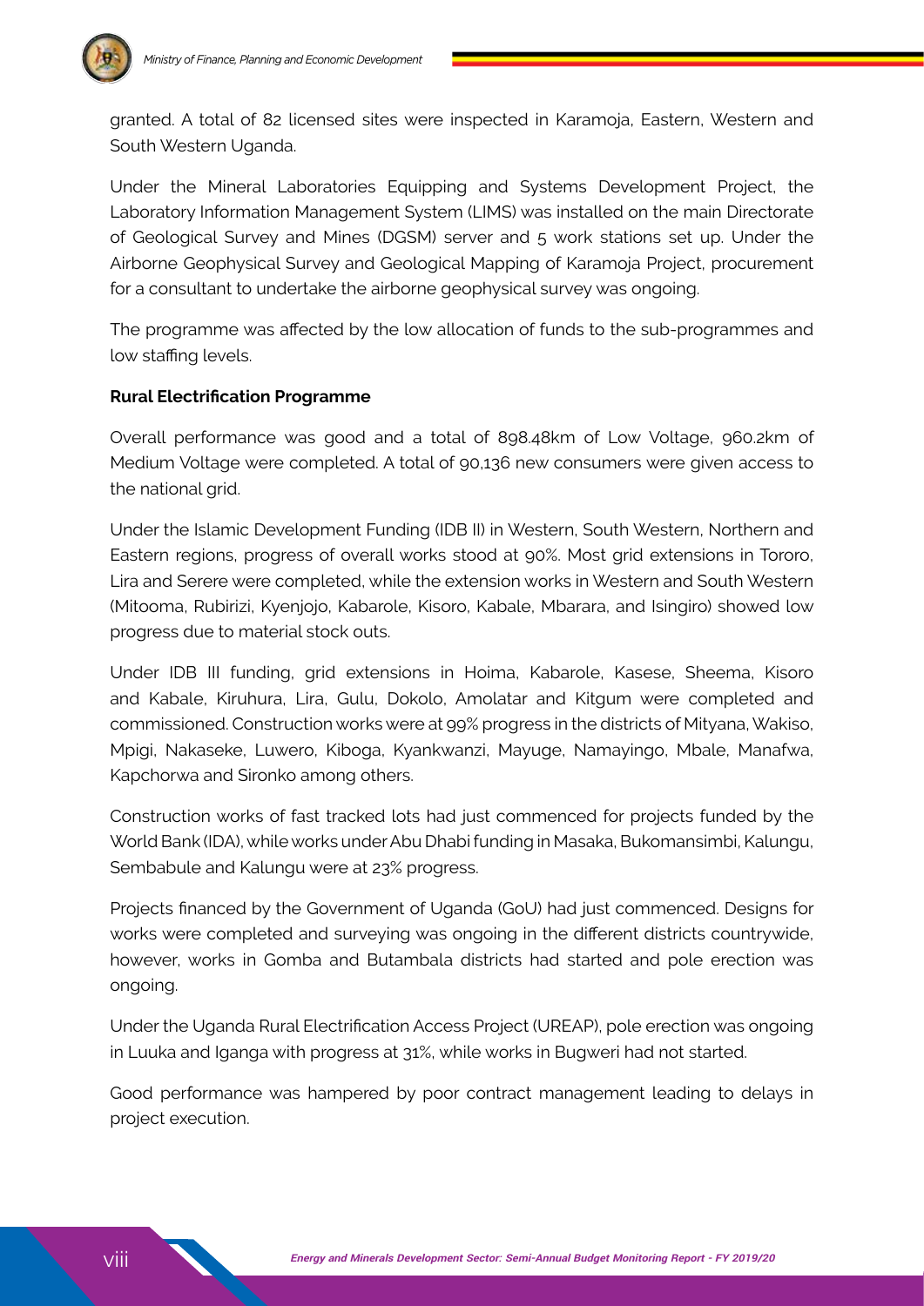granted. A total of 82 licensed sites were inspected in Karamoja, Eastern, Western and South Western Uganda.

Under the Mineral Laboratories Equipping and Systems Development Project, the Laboratory Information Management System (LIMS) was installed on the main Directorate of Geological Survey and Mines (DGSM) server and 5 work stations set up. Under the Airborne Geophysical Survey and Geological Mapping of Karamoja Project, procurement for a consultant to undertake the airborne geophysical survey was ongoing.

The programme was affected by the low allocation of funds to the sub-programmes and low staffing levels.

**Rural Electrification Programme**

Overall performance was good and a total of 898.48km of Low Voltage, 960.2km of Medium Voltage were completed. A total of 90,136 new consumers were given access to the national grid.

Under the Islamic Development Funding (IDB II) in Western, South Western, Northern and Eastern regions, progress of overall works stood at 90%. Most grid extensions in Tororo, Lira and Serere were completed, while the extension works in Western and South Western (Mitooma, Rubirizi, Kyenjojo, Kabarole, Kisoro, Kabale, Mbarara, and Isingiro) showed low progress due to material stock outs.

Under IDB III funding, grid extensions in Hoima, Kabarole, Kasese, Sheema, Kisoro and Kabale, Kiruhura, Lira, Gulu, Dokolo, Amolatar and Kitgum were completed and commissioned. Construction works were at 99% progress in the districts of Mityana, Wakiso, Mpigi, Nakaseke, Luwero, Kiboga, Kyankwanzi, Mayuge, Namayingo, Mbale, Manafwa, Kapchorwa and Sironko among others.

Construction works of fast tracked lots had just commenced for projects funded by the World Bank (IDA), while works under Abu Dhabi funding in Masaka, Bukomansimbi, Kalungu, Sembabule and Kalungu were at 23% progress.

Projects financed by the Government of Uganda (GoU) had just commenced. Designs for works were completed and surveying was ongoing in the different districts countrywide, however, works in Gomba and Butambala districts had started and pole erection was ongoing.

Under the Uganda Rural Electrification Access Project (UREAP), pole erection was ongoing in Luuka and Iganga with progress at 31%, while works in Bugweri had not started.

Good performance was hampered by poor contract management leading to delays in project execution.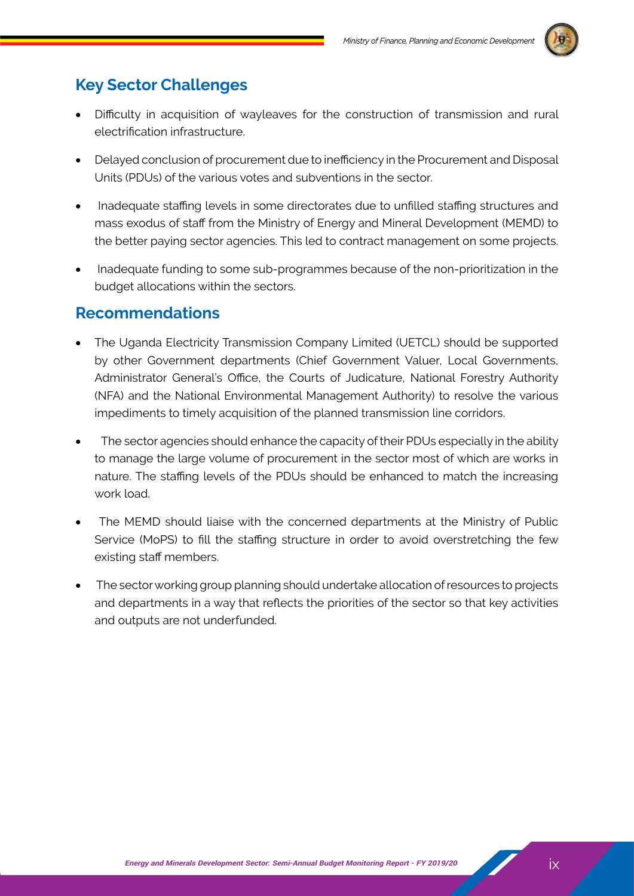## Key Sector Challenges

- Difficulty in acquisition of wayleaves for the construction of transmission and rural electrification infrastructure.
- Delayed conclusion of procurement due to inefficiency in the Procurement and Disposal Units (PDUs) of the various votes and subventions in the sector.
- Inadequate staffing levels in some directorates due to unfilled staffing structures and mass exodus of staff from the Ministry of Energy and Mineral Development (MEMD) to the better paying sector agencies. This led to contract management on some projects.
- Inadequate funding to some sub-programmes because of the non-prioritization in the budget allocations within the sectors.

## Recommendations

- The Uganda Electricity Transmission Company Limited (UETCL) should be supported by other Government departments (Chief Government Valuer, Local Governments, Administrator General's Office, the Courts of Judicature, National Forestry Authority (NFA) and the National Environmental Management Authority) to resolve the various impediments to timely acquisition of the planned transmission line corridors.
- The sector agencies should enhance the capacity of their PDUs especially in the ability to manage the large volume of procurement in the sector most of which are works in nature. The staffing levels of the PDUs should be enhanced to match the increasing work load.
- The MEMD should liaise with the concerned departments at the Ministry of Public Service (MoPS) to fill the staffing structure in order to avoid overstretching the few existing staff members.
- The sector working group planning should undertake allocation of resources to projects and departments in a way that reflects the priorities of the sector so that key activities and outputs are not underfunded.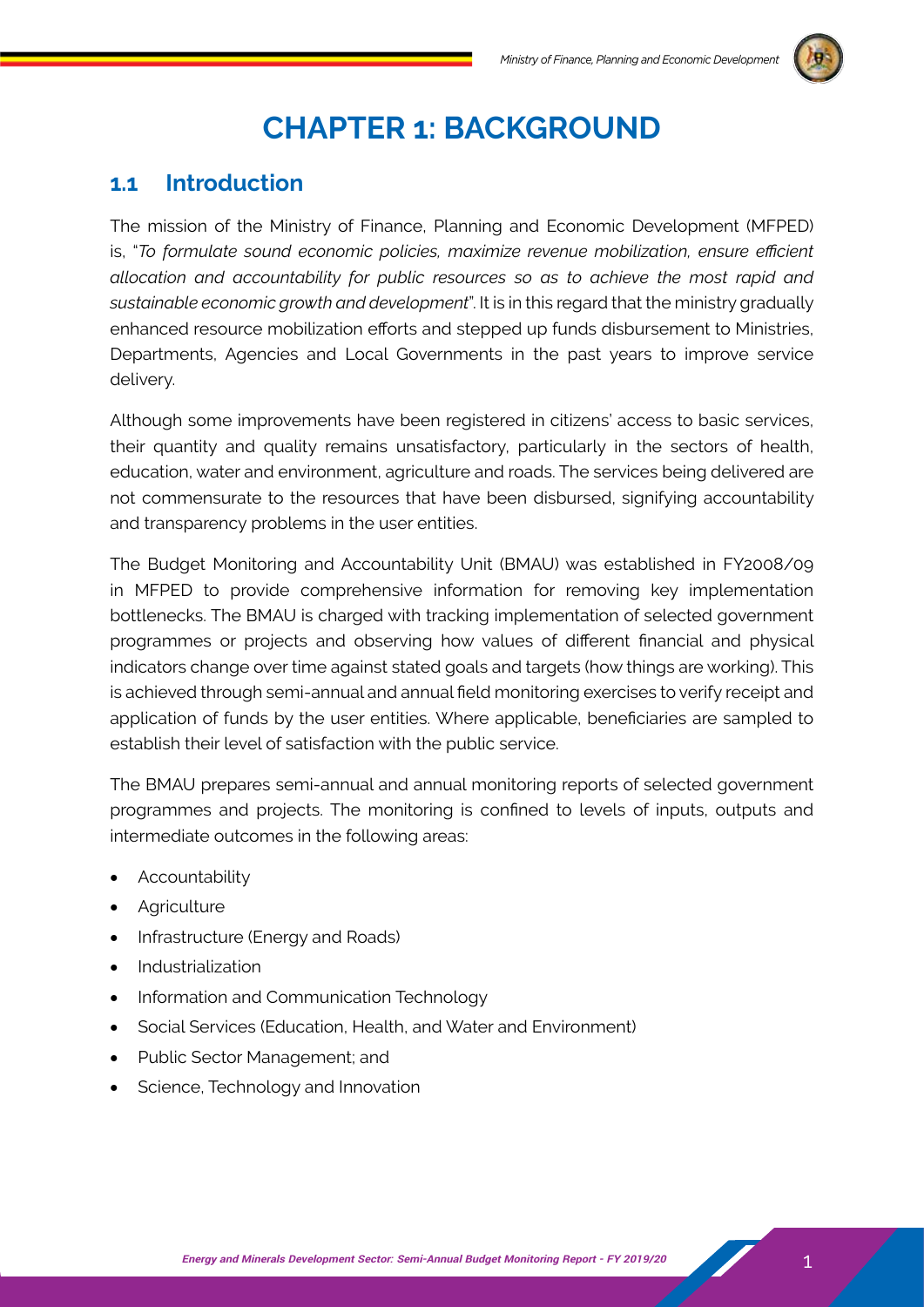# CHAPTER 1: BACKGROUND

## 1.1 Introduction

The mission of the Ministry of Finance, Planning and Economic Development (MFPED) is, "*To formulate sound economic policies, maximize revenue mobilization, ensure efficient allocation and accountability for public resources so as to achieve the most rapid and sustainable economic growth and development*". It is in this regard that the ministry gradually enhanced resource mobilization efforts and stepped up funds disbursement to Ministries, Departments, Agencies and Local Governments in the past years to improve service delivery.

Although some improvements have been registered in citizens' access to basic services, their quantity and quality remains unsatisfactory, particularly in the sectors of health, education, water and environment, agriculture and roads. The services being delivered are not commensurate to the resources that have been disbursed, signifying accountability and transparency problems in the user entities.

The Budget Monitoring and Accountability Unit (BMAU) was established in FY2008/09 in MFPED to provide comprehensive information for removing key implementation bottlenecks. The BMAU is charged with tracking implementation of selected government programmes or projects and observing how values of different financial and physical indicators change over time against stated goals and targets (how things are working). This is achieved through semi-annual and annual field monitoring exercises to verify receipt and application of funds by the user entities. Where applicable, beneficiaries are sampled to establish their level of satisfaction with the public service.

The BMAU prepares semi-annual and annual monitoring reports of selected government programmes and projects. The monitoring is confined to levels of inputs, outputs and intermediate outcomes in the following areas:

- Accountability
- Agriculture
- Infrastructure (Energy and Roads)
- Industrialization
- Information and Communication Technology
- Social Services (Education, Health, and Water and Environment)
- Public Sector Management; and
- Science, Technology and Innovation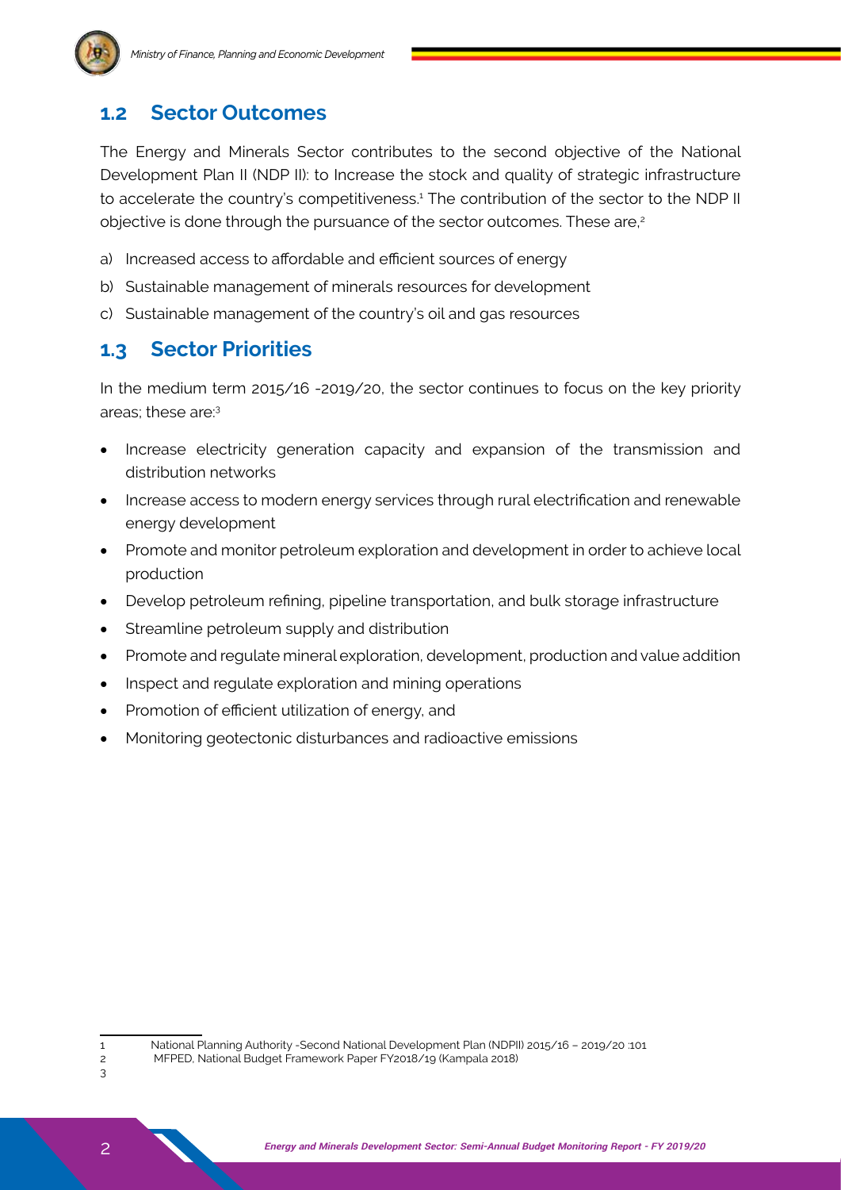## 1.2 Sector Outcomes

The Energy and Minerals Sector contributes to the second objective of the National Development Plan II (NDP II): to Increase the stock and quality of strategic infrastructure to accelerate the country's competitiveness.[1] The contribution of the sector to the NDP II objective is done through the pursuance of the sector outcomes. These are,[2]

a) Increased access to affordable and efficient sources of energy
b) Sustainable management of minerals resources for development
c) Sustainable management of the country's oil and gas resources

## 1.3 Sector Priorities

In the medium term 2015/16 -2019/20, the sector continues to focus on the key priority areas; these are:[3]

- Increase electricity generation capacity and expansion of the transmission and distribution networks
- Increase access to modern energy services through rural electrification and renewable energy development
- Promote and monitor petroleum exploration and development in order to achieve local production
- Develop petroleum refining, pipeline transportation, and bulk storage infrastructure
- Streamline petroleum supply and distribution
- Promote and regulate mineral exploration, development, production and value addition
- Inspect and regulate exploration and mining operations
- Promotion of efficient utilization of energy, and
- Monitoring geotectonic disturbances and radioactive emissions

---

1 National Planning Authority -Second National Development Plan (NDPII) 2015/16 – 2019/20 :101

2 MFPED, National Budget Framework Paper FY2018/19 (Kampala 2018)

3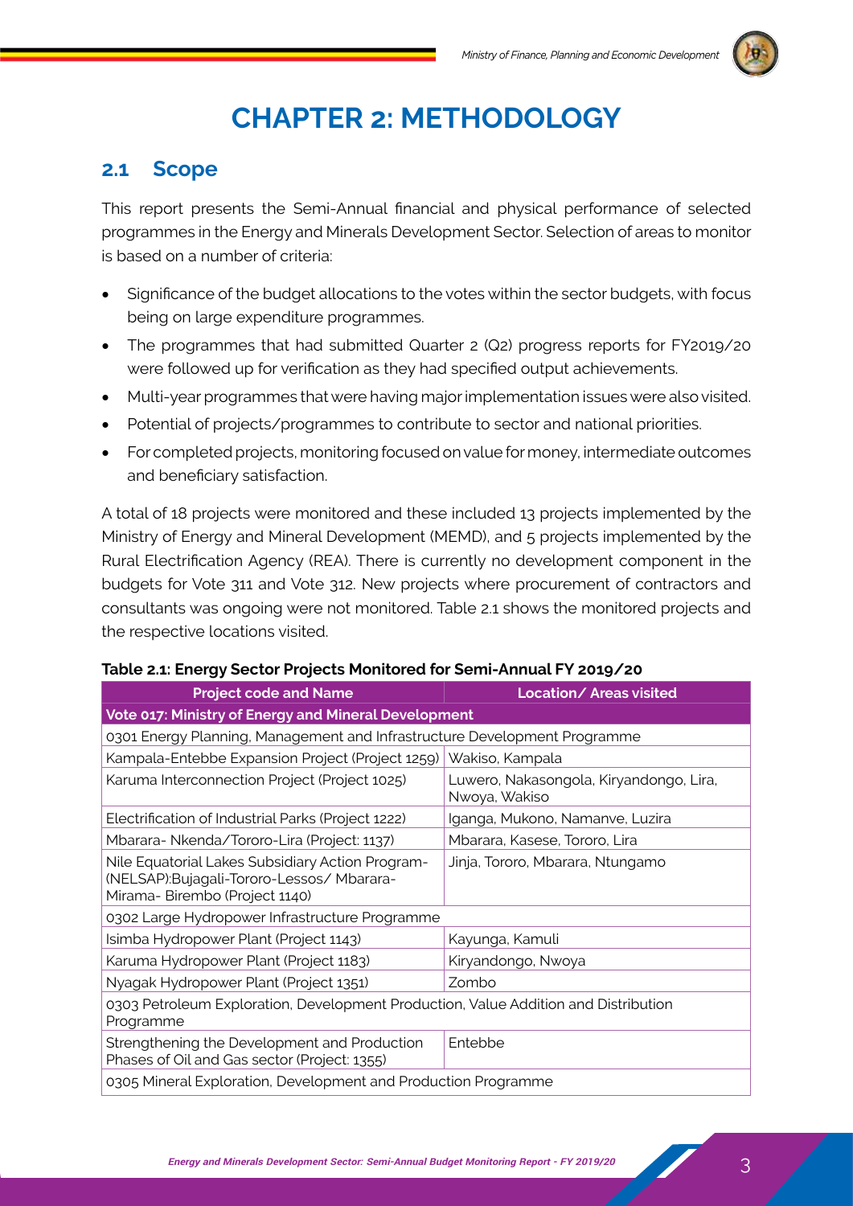# CHAPTER 2: METHODOLOGY

## 2.1 Scope

This report presents the Semi-Annual financial and physical performance of selected programmes in the Energy and Minerals Development Sector. Selection of areas to monitor is based on a number of criteria:

- Significance of the budget allocations to the votes within the sector budgets, with focus being on large expenditure programmes.
- The programmes that had submitted Quarter 2 (Q2) progress reports for FY2019/20 were followed up for verification as they had specified output achievements.
- Multi-year programmes that were having major implementation issues were also visited.
- Potential of projects/programmes to contribute to sector and national priorities.
- For completed projects, monitoring focused on value for money, intermediate outcomes and beneficiary satisfaction.

A total of 18 projects were monitored and these included 13 projects implemented by the Ministry of Energy and Mineral Development (MEMD), and 5 projects implemented by the Rural Electrification Agency (REA). There is currently no development component in the budgets for Vote 311 and Vote 312. New projects where procurement of contractors and consultants was ongoing were not monitored. Table 2.1 shows the monitored projects and the respective locations visited.

**Table 2.1: Energy Sector Projects Monitored for Semi-Annual FY 2019/20**

| Project code and Name | Location/ Areas visited |
|---|---|
| **Vote 017: Ministry of Energy and Mineral Development** | |
| 0301 Energy Planning, Management and Infrastructure Development Programme | |
| Kampala-Entebbe Expansion Project (Project 1259) | Wakiso, Kampala |
| Karuma Interconnection Project (Project 1025) | Luwero, Nakasongola, Kiryandongo, Lira, Nwoya, Wakiso |
| Electrification of Industrial Parks (Project 1222) | Iganga, Mukono, Namanve, Luzira |
| Mbarara- Nkenda/Tororo-Lira (Project: 1137) | Mbarara, Kasese, Tororo, Lira |
| Nile Equatorial Lakes Subsidiary Action Program-(NELSAP):Bujagali-Tororo-Lessos/ Mbarara-Mirama- Birembo (Project 1140) | Jinja, Tororo, Mbarara, Ntungamo |
| 0302 Large Hydropower Infrastructure Programme | |
| Isimba Hydropower Plant (Project 1143) | Kayunga, Kamuli |
| Karuma Hydropower Plant (Project 1183) | Kiryandongo, Nwoya |
| Nyagak Hydropower Plant (Project 1351) | Zombo |
| 0303 Petroleum Exploration, Development Production, Value Addition and Distribution Programme | |
| Strengthening the Development and Production Phases of Oil and Gas sector (Project: 1355) | Entebbe |
| 0305 Mineral Exploration, Development and Production Programme | |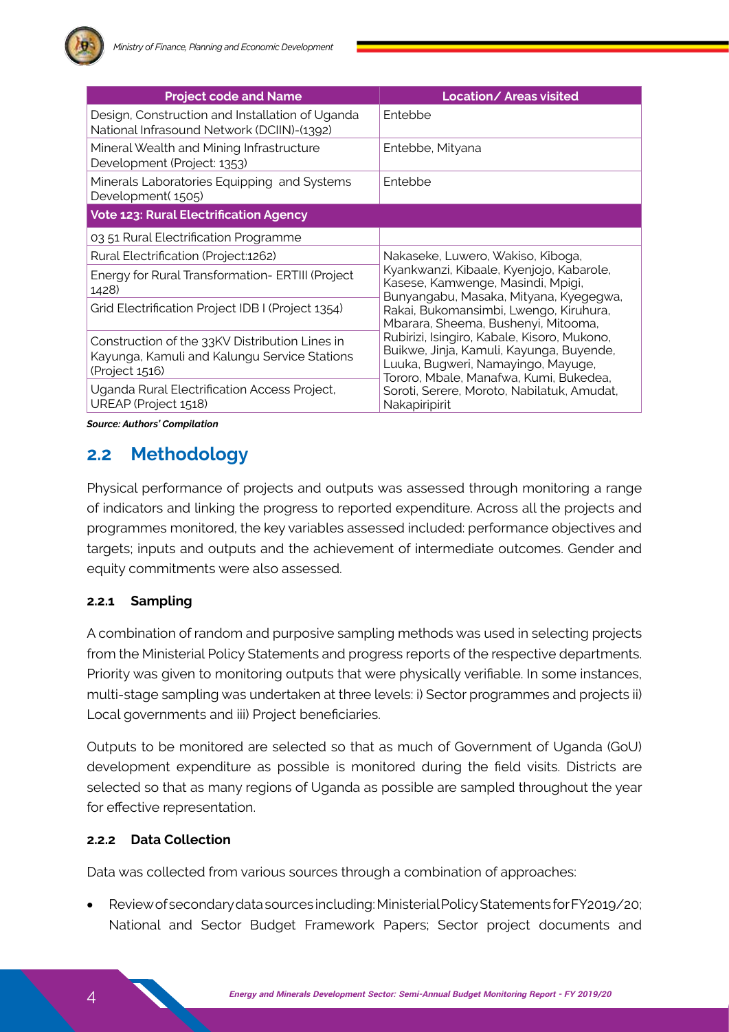| Project code and Name | Location/ Areas visited |
|---|---|
| Design, Construction and Installation of Uganda National Infrasound Network (DCIIN)-(1392) | Entebbe |
| Mineral Wealth and Mining Infrastructure Development (Project: 1353) | Entebbe, Mityana |
| Minerals Laboratories Equipping and Systems Development( 1505) | Entebbe |
| **Vote 123: Rural Electrification Agency** | |
| 03 51 Rural Electrification Programme | |
| Rural Electrification (Project:1262) | Nakaseke, Luwero, Wakiso, Kiboga, Kyankwanzi, Kibaale, Kyenjojo, Kabarole, Kasese, Kamwenge, Masindi, Mpigi, Bunyangabu, Masaka, Mityana, Kyegegwa, Rakai, Bukomansimbi, Lwengo, Kiruhura, Mbarara, Sheema, Bushenyi, Mitooma, Rubirizi, Isingiro, Kabale, Kisoro, Mukono, Buikwe, Jinja, Kamuli, Kayunga, Buyende, Luuka, Bugweri, Namayingo, Mayuge, Tororo, Mbale, Manafwa, Kumi, Bukedea, Soroti, Serere, Moroto, Nabilatuk, Amudat, Nakapiripirit |
| Energy for Rural Transformation- ERTIII (Project 1428) | |
| Grid Electrification Project IDB I (Project 1354) | |
| Construction of the 33KV Distribution Lines in Kayunga, Kamuli and Kalungu Service Stations (Project 1516) | |
| Uganda Rural Electrification Access Project, UREAP (Project 1518) | |

***Source: Authors' Compilation***

## 2.2 Methodology

Physical performance of projects and outputs was assessed through monitoring a range of indicators and linking the progress to reported expenditure. Across all the projects and programmes monitored, the key variables assessed included: performance objectives and targets; inputs and outputs and the achievement of intermediate outcomes. Gender and equity commitments were also assessed.

### 2.2.1 Sampling

A combination of random and purposive sampling methods was used in selecting projects from the Ministerial Policy Statements and progress reports of the respective departments. Priority was given to monitoring outputs that were physically verifiable. In some instances, multi-stage sampling was undertaken at three levels: i) Sector programmes and projects ii) Local governments and iii) Project beneficiaries.

Outputs to be monitored are selected so that as much of Government of Uganda (GoU) development expenditure as possible is monitored during the field visits. Districts are selected so that as many regions of Uganda as possible are sampled throughout the year for effective representation.

### 2.2.2 Data Collection

Data was collected from various sources through a combination of approaches:

- Review of secondary data sources including: Ministerial Policy Statements for FY2019/20; National and Sector Budget Framework Papers; Sector project documents and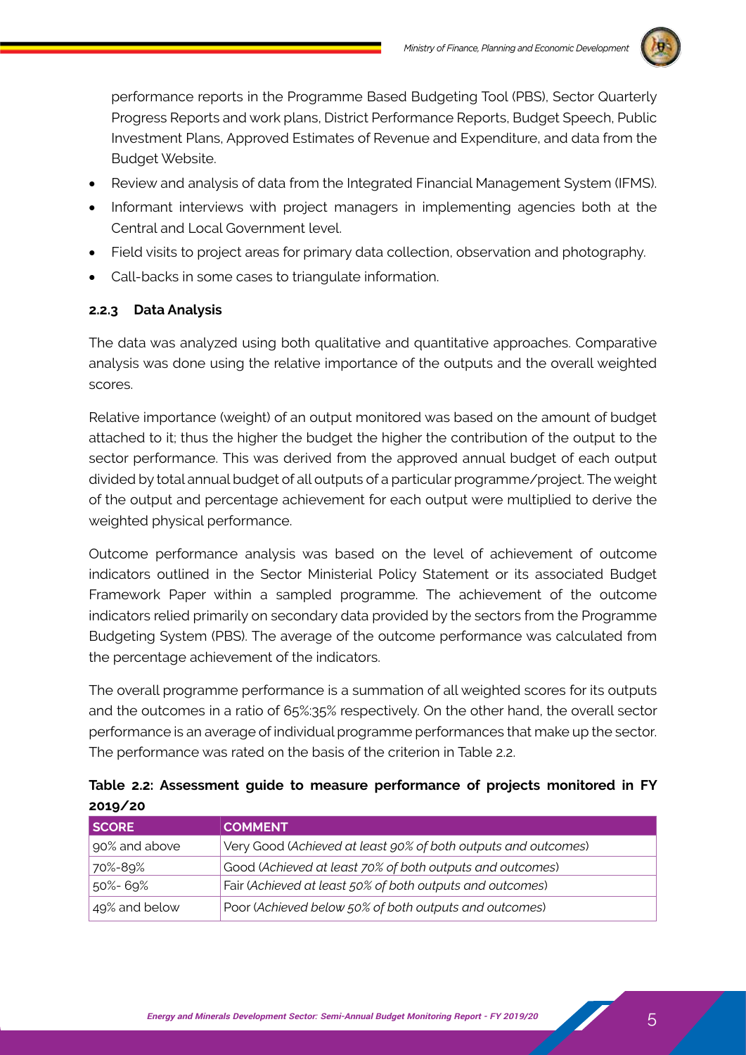performance reports in the Programme Based Budgeting Tool (PBS), Sector Quarterly Progress Reports and work plans, District Performance Reports, Budget Speech, Public Investment Plans, Approved Estimates of Revenue and Expenditure, and data from the Budget Website.

- Review and analysis of data from the Integrated Financial Management System (IFMS).
- Informant interviews with project managers in implementing agencies both at the Central and Local Government level.
- Field visits to project areas for primary data collection, observation and photography.
- Call-backs in some cases to triangulate information.

### 2.2.3 Data Analysis

The data was analyzed using both qualitative and quantitative approaches. Comparative analysis was done using the relative importance of the outputs and the overall weighted scores.

Relative importance (weight) of an output monitored was based on the amount of budget attached to it; thus the higher the budget the higher the contribution of the output to the sector performance. This was derived from the approved annual budget of each output divided by total annual budget of all outputs of a particular programme/project. The weight of the output and percentage achievement for each output were multiplied to derive the weighted physical performance.

Outcome performance analysis was based on the level of achievement of outcome indicators outlined in the Sector Ministerial Policy Statement or its associated Budget Framework Paper within a sampled programme. The achievement of the outcome indicators relied primarily on secondary data provided by the sectors from the Programme Budgeting System (PBS). The average of the outcome performance was calculated from the percentage achievement of the indicators.

The overall programme performance is a summation of all weighted scores for its outputs and the outcomes in a ratio of 65%:35% respectively. On the other hand, the overall sector performance is an average of individual programme performances that make up the sector. The performance was rated on the basis of the criterion in Table 2.2.

**Table 2.2: Assessment guide to measure performance of projects monitored in FY 2019/20**

| SCORE | COMMENT |
|---|---|
| 90% and above | Very Good (*Achieved at least 90% of both outputs and outcomes*) |
| 70%-89% | Good (*Achieved at least 70% of both outputs and outcomes*) |
| 50%- 69% | Fair (*Achieved at least 50% of both outputs and outcomes*) |
| 49% and below | Poor (*Achieved below 50% of both outputs and outcomes*) |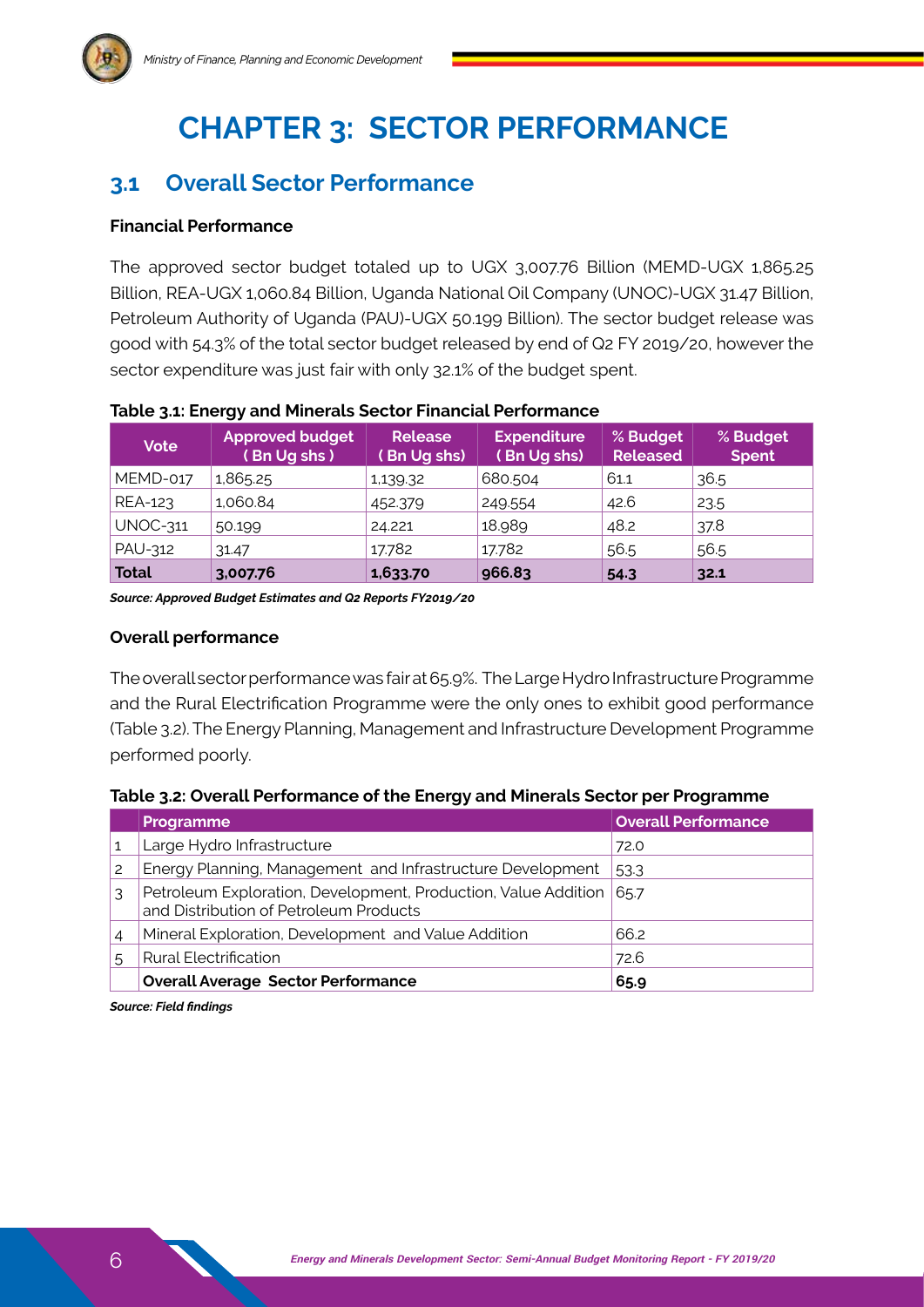# CHAPTER 3: SECTOR PERFORMANCE

## 3.1 Overall Sector Performance

### Financial Performance

The approved sector budget totaled up to UGX 3,007.76 Billion (MEMD-UGX 1,865.25 Billion, REA-UGX 1,060.84 Billion, Uganda National Oil Company (UNOC)-UGX 31.47 Billion, Petroleum Authority of Uganda (PAU)-UGX 50.199 Billion). The sector budget release was good with 54.3% of the total sector budget released by end of Q2 FY 2019/20, however the sector expenditure was just fair with only 32.1% of the budget spent.

**Table 3.1: Energy and Minerals Sector Financial Performance**

| Vote | Approved budget ( Bn Ug shs ) | Release ( Bn Ug shs) | Expenditure ( Bn Ug shs) | % Budget Released | % Budget Spent |
|---|---|---|---|---|---|
| MEMD-017 | 1,865.25 | 1,139.32 | 680.504 | 61.1 | 36.5 |
| REA-123 | 1,060.84 | 452.379 | 249.554 | 42.6 | 23.5 |
| UNOC-311 | 50.199 | 24.221 | 18.989 | 48.2 | 37.8 |
| PAU-312 | 31.47 | 17.782 | 17.782 | 56.5 | 56.5 |
| **Total** | **3,007.76** | **1,633.70** | **966.83** | **54.3** | **32.1** |

***Source: Approved Budget Estimates and Q2 Reports FY2019/20***

### Overall performance

The overall sector performance was fair at 65.9%. The Large Hydro Infrastructure Programme and the Rural Electrification Programme were the only ones to exhibit good performance (Table 3.2). The Energy Planning, Management and Infrastructure Development Programme performed poorly.

**Table 3.2: Overall Performance of the Energy and Minerals Sector per Programme**

| | Programme | Overall Performance |
|---|---|---|
| 1 | Large Hydro Infrastructure | 72.0 |
| 2 | Energy Planning, Management and Infrastructure Development | 53.3 |
| 3 | Petroleum Exploration, Development, Production, Value Addition and Distribution of Petroleum Products | 65.7 |
| 4 | Mineral Exploration, Development and Value Addition | 66.2 |
| 5 | Rural Electrification | 72.6 |
| | **Overall Average Sector Performance** | **65.9** |

***Source: Field findings***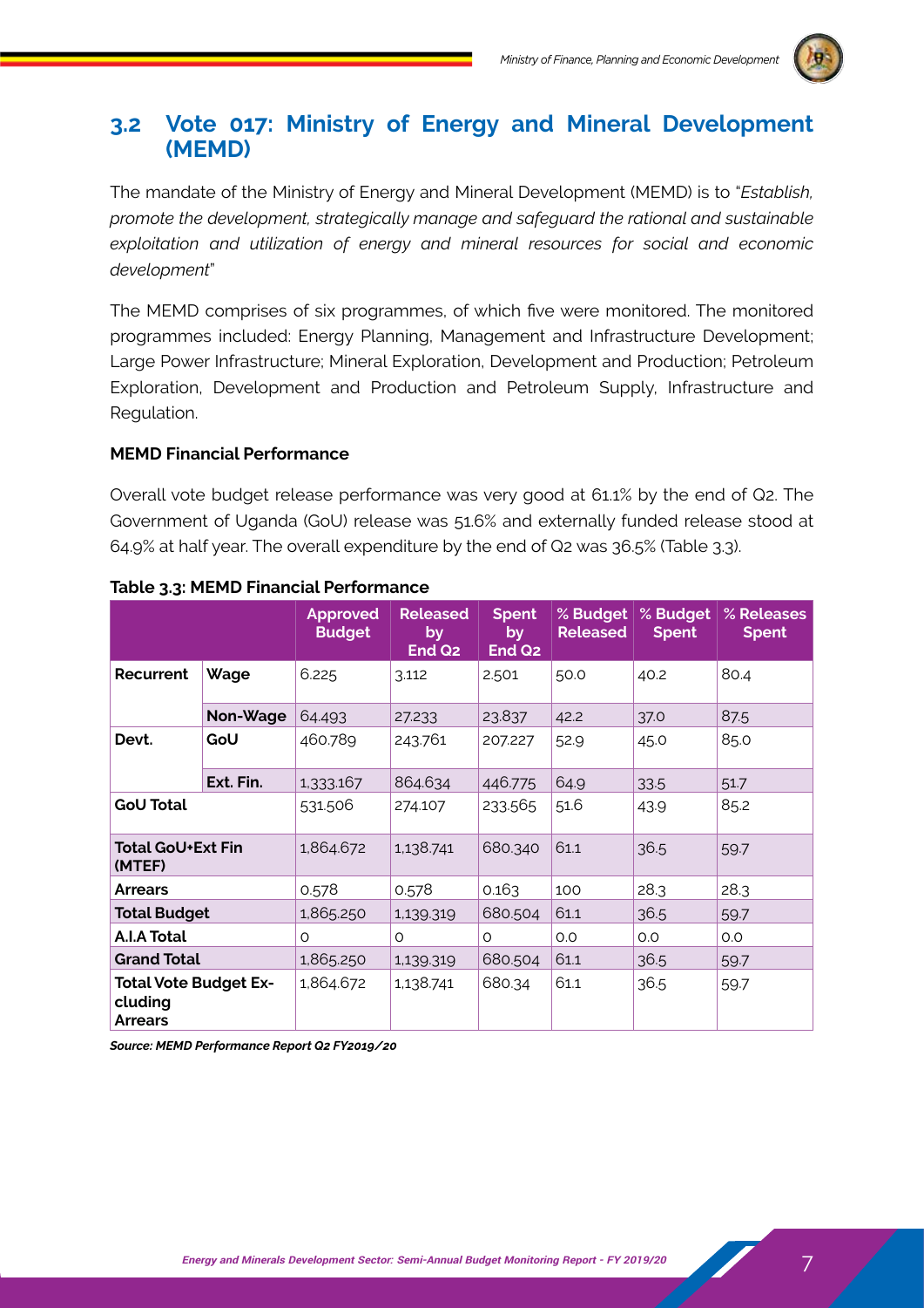## 3.2 Vote 017: Ministry of Energy and Mineral Development (MEMD)

The mandate of the Ministry of Energy and Mineral Development (MEMD) is to "*Establish, promote the development, strategically manage and safeguard the rational and sustainable exploitation and utilization of energy and mineral resources for social and economic development*"

The MEMD comprises of six programmes, of which five were monitored. The monitored programmes included: Energy Planning, Management and Infrastructure Development; Large Power Infrastructure; Mineral Exploration, Development and Production; Petroleum Exploration, Development and Production and Petroleum Supply, Infrastructure and Regulation.

**MEMD Financial Performance**

Overall vote budget release performance was very good at 61.1% by the end of Q2. The Government of Uganda (GoU) release was 51.6% and externally funded release stood at 64.9% at half year. The overall expenditure by the end of Q2 was 36.5% (Table 3.3).

**Table 3.3: MEMD Financial Performance**

| | | Approved Budget | Released by End Q2 | Spent by End Q2 | % Budget Released | % Budget Spent | % Releases Spent |
|---|---|---|---|---|---|---|---|
| **Recurrent** | **Wage** | 6.225 | 3.112 | 2.501 | 50.0 | 40.2 | 80.4 |
| | **Non-Wage** | 64.493 | 27.233 | 23.837 | 42.2 | 37.0 | 87.5 |
| **Devt.** | **GoU** | 460.789 | 243.761 | 207.227 | 52.9 | 45.0 | 85.0 |
| | **Ext. Fin.** | 1,333.167 | 864.634 | 446.775 | 64.9 | 33.5 | 51.7 |
| **GoU Total** | | 531.506 | 274.107 | 233.565 | 51.6 | 43.9 | 85.2 |
| **Total GoU+Ext Fin (MTEF)** | | 1,864.672 | 1,138.741 | 680.340 | 61.1 | 36.5 | 59.7 |
| **Arrears** | | 0.578 | 0.578 | 0.163 | 100 | 28.3 | 28.3 |
| **Total Budget** | | 1,865.250 | 1,139.319 | 680.504 | 61.1 | 36.5 | 59.7 |
| **A.I.A Total** | | 0 | 0 | 0 | 0.0 | 0.0 | 0.0 |
| **Grand Total** | | 1,865.250 | 1,139.319 | 680.504 | 61.1 | 36.5 | 59.7 |
| **Total Vote Budget Excluding Arrears** | | 1,864.672 | 1,138.741 | 680.34 | 61.1 | 36.5 | 59.7 |

***Source: MEMD Performance Report Q2 FY2019/20***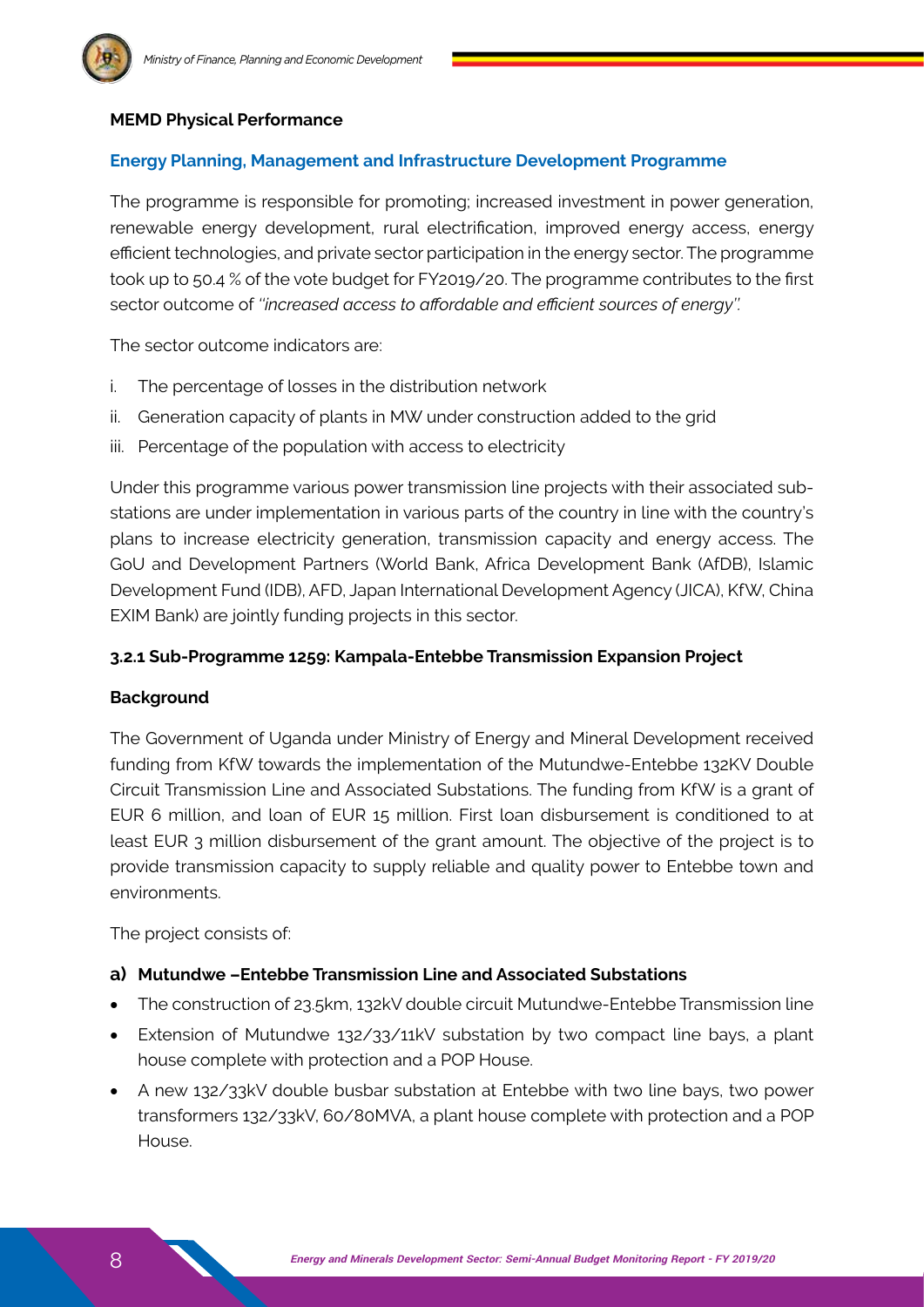**MEMD Physical Performance**

**Energy Planning, Management and Infrastructure Development Programme**

The programme is responsible for promoting; increased investment in power generation, renewable energy development, rural electrification, improved energy access, energy efficient technologies, and private sector participation in the energy sector. The programme took up to 50.4 % of the vote budget for FY2019/20. The programme contributes to the first sector outcome of *''increased access to affordable and efficient sources of energy''.*

The sector outcome indicators are:

i. The percentage of losses in the distribution network
ii. Generation capacity of plants in MW under construction added to the grid
iii. Percentage of the population with access to electricity

Under this programme various power transmission line projects with their associated sub-stations are under implementation in various parts of the country in line with the country's plans to increase electricity generation, transmission capacity and energy access. The GoU and Development Partners (World Bank, Africa Development Bank (AfDB), Islamic Development Fund (IDB), AFD, Japan International Development Agency (JICA), KfW, China EXIM Bank) are jointly funding projects in this sector.

### 3.2.1 Sub-Programme 1259: Kampala-Entebbe Transmission Expansion Project

**Background**

The Government of Uganda under Ministry of Energy and Mineral Development received funding from KfW towards the implementation of the Mutundwe-Entebbe 132KV Double Circuit Transmission Line and Associated Substations. The funding from KfW is a grant of EUR 6 million, and loan of EUR 15 million. First loan disbursement is conditioned to at least EUR 3 million disbursement of the grant amount. The objective of the project is to provide transmission capacity to supply reliable and quality power to Entebbe town and environments.

The project consists of:

**a) Mutundwe –Entebbe Transmission Line and Associated Substations**

- The construction of 23.5km, 132kV double circuit Mutundwe-Entebbe Transmission line
- Extension of Mutundwe 132/33/11kV substation by two compact line bays, a plant house complete with protection and a POP House.
- A new 132/33kV double busbar substation at Entebbe with two line bays, two power transformers 132/33kV, 60/80MVA, a plant house complete with protection and a POP House.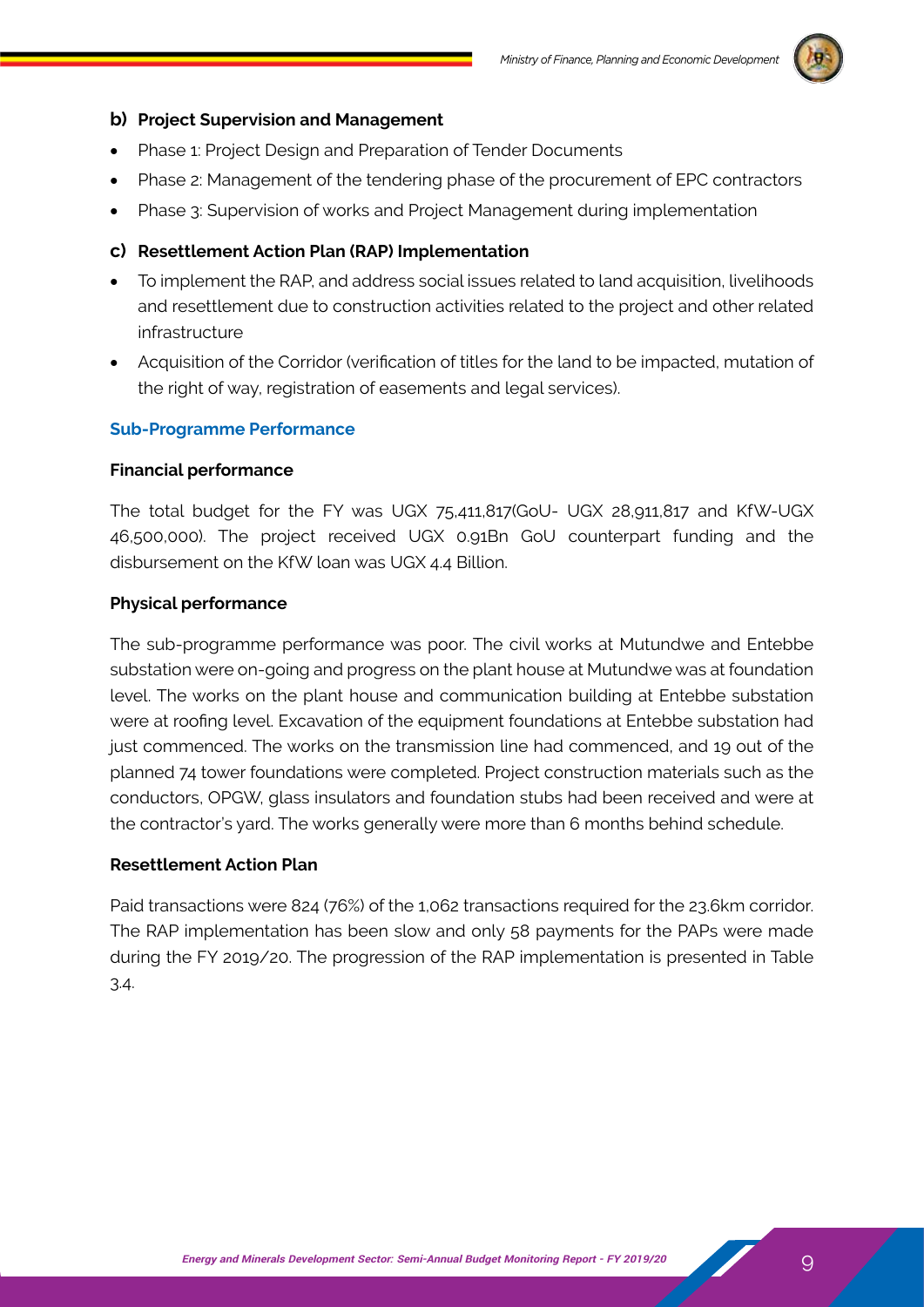**b) Project Supervision and Management**

- Phase 1: Project Design and Preparation of Tender Documents
- Phase 2: Management of the tendering phase of the procurement of EPC contractors
- Phase 3: Supervision of works and Project Management during implementation

**c) Resettlement Action Plan (RAP) Implementation**

- To implement the RAP, and address social issues related to land acquisition, livelihoods and resettlement due to construction activities related to the project and other related infrastructure
- Acquisition of the Corridor (verification of titles for the land to be impacted, mutation of the right of way, registration of easements and legal services).

### Sub-Programme Performance

**Financial performance**

The total budget for the FY was UGX 75,411,817(GoU- UGX 28,911,817 and KfW-UGX 46,500,000). The project received UGX 0.91Bn GoU counterpart funding and the disbursement on the KfW loan was UGX 4.4 Billion.

**Physical performance**

The sub-programme performance was poor. The civil works at Mutundwe and Entebbe substation were on-going and progress on the plant house at Mutundwe was at foundation level. The works on the plant house and communication building at Entebbe substation were at roofing level. Excavation of the equipment foundations at Entebbe substation had just commenced. The works on the transmission line had commenced, and 19 out of the planned 74 tower foundations were completed. Project construction materials such as the conductors, OPGW, glass insulators and foundation stubs had been received and were at the contractor's yard. The works generally were more than 6 months behind schedule.

**Resettlement Action Plan**

Paid transactions were 824 (76%) of the 1,062 transactions required for the 23.6km corridor. The RAP implementation has been slow and only 58 payments for the PAPs were made during the FY 2019/20. The progression of the RAP implementation is presented in Table 3.4.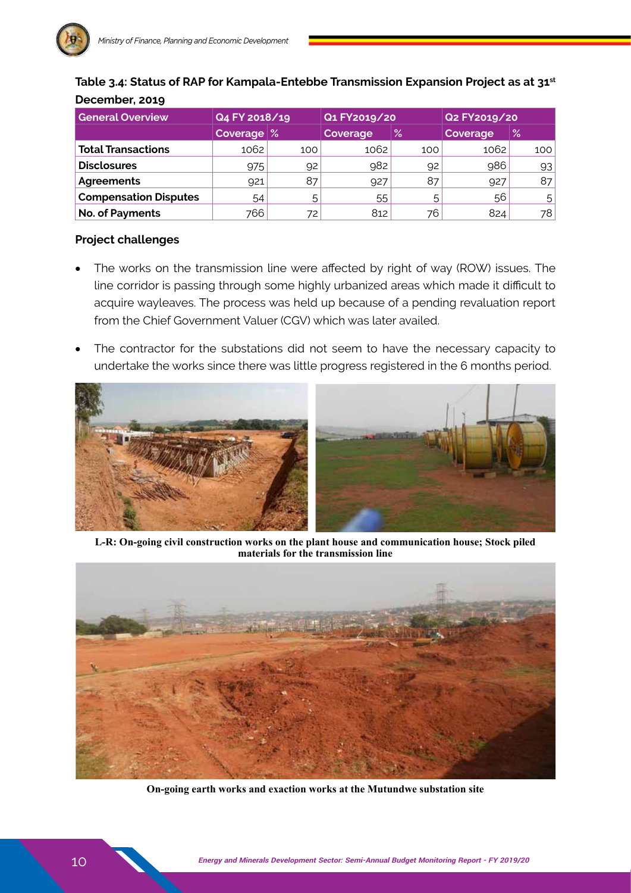**Table 3.4: Status of RAP for Kampala-Entebbe Transmission Expansion Project as at 31st December, 2019**

| General Overview | Q4 FY 2018/19 | | Q1 FY2019/20 | | Q2 FY2019/20 | |
|---|---|---|---|---|---|---|
| | Coverage | % | Coverage | % | Coverage | % |
| **Total Transactions** | 1062 | 100 | 1062 | 100 | 1062 | 100 |
| **Disclosures** | 975 | 92 | 982 | 92 | 986 | 93 |
| **Agreements** | 921 | 87 | 927 | 87 | 927 | 87 |
| **Compensation Disputes** | 54 | 5 | 55 | 5 | 56 | 5 |
| **No. of Payments** | 766 | 72 | 812 | 76 | 824 | 78 |

**Project challenges**

- The works on the transmission line were affected by right of way (ROW) issues. The line corridor is passing through some highly urbanized areas which made it difficult to acquire wayleaves. The process was held up because of a pending revaluation report from the Chief Government Valuer (CGV) which was later availed.
- The contractor for the substations did not seem to have the necessary capacity to undertake the works since there was little progress registered in the 6 months period.

**L-R: On-going civil construction works on the plant house and communication house; Stock piled materials for the transmission line**

**On-going earth works and exaction works at the Mutundwe substation site**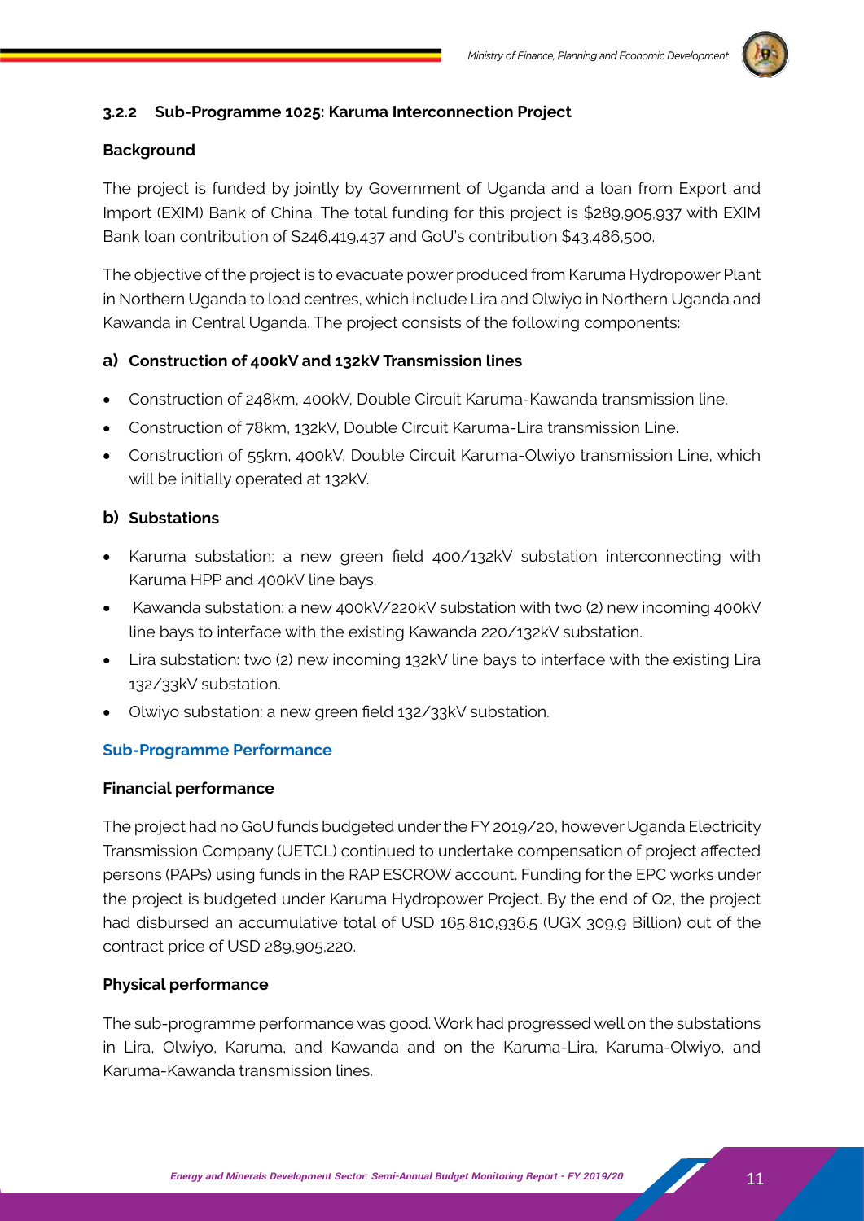### 3.2.2 Sub-Programme 1025: Karuma Interconnection Project

**Background**

The project is funded by jointly by Government of Uganda and a loan from Export and Import (EXIM) Bank of China. The total funding for this project is $289,905,937 with EXIM Bank loan contribution of $246,419,437 and GoU's contribution $43,486,500.

The objective of the project is to evacuate power produced from Karuma Hydropower Plant in Northern Uganda to load centres, which include Lira and Olwiyo in Northern Uganda and Kawanda in Central Uganda. The project consists of the following components:

**a) Construction of 400kV and 132kV Transmission lines**

- Construction of 248km, 400kV, Double Circuit Karuma-Kawanda transmission line.
- Construction of 78km, 132kV, Double Circuit Karuma-Lira transmission Line.
- Construction of 55km, 400kV, Double Circuit Karuma-Olwiyo transmission Line, which will be initially operated at 132kV.

**b) Substations**

- Karuma substation: a new green field 400/132kV substation interconnecting with Karuma HPP and 400kV line bays.
- Kawanda substation: a new 400kV/220kV substation with two (2) new incoming 400kV line bays to interface with the existing Kawanda 220/132kV substation.
- Lira substation: two (2) new incoming 132kV line bays to interface with the existing Lira 132/33kV substation.
- Olwiyo substation: a new green field 132/33kV substation.

**Sub-Programme Performance**

**Financial performance**

The project had no GoU funds budgeted under the FY 2019/20, however Uganda Electricity Transmission Company (UETCL) continued to undertake compensation of project affected persons (PAPs) using funds in the RAP ESCROW account. Funding for the EPC works under the project is budgeted under Karuma Hydropower Project. By the end of Q2, the project had disbursed an accumulative total of USD 165,810,936.5 (UGX 309.9 Billion) out of the contract price of USD 289,905,220.

**Physical performance**

The sub-programme performance was good. Work had progressed well on the substations in Lira, Olwiyo, Karuma, and Kawanda and on the Karuma-Lira, Karuma-Olwiyo, and Karuma-Kawanda transmission lines.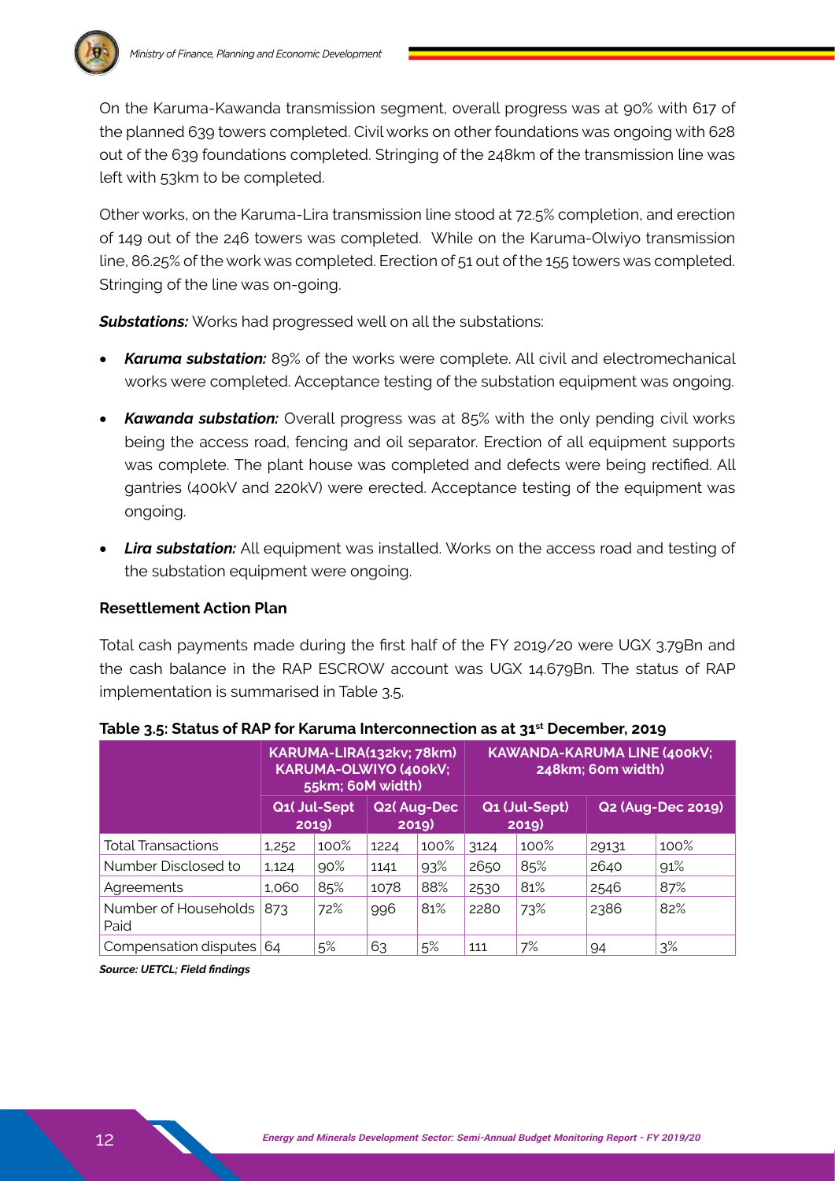On the Karuma-Kawanda transmission segment, overall progress was at 90% with 617 of the planned 639 towers completed. Civil works on other foundations was ongoing with 628 out of the 639 foundations completed. Stringing of the 248km of the transmission line was left with 53km to be completed.

Other works, on the Karuma-Lira transmission line stood at 72.5% completion, and erection of 149 out of the 246 towers was completed. While on the Karuma-Olwiyo transmission line, 86.25% of the work was completed. Erection of 51 out of the 155 towers was completed. Stringing of the line was on-going.

***Substations:*** Works had progressed well on all the substations:

- ***Karuma substation:*** 89% of the works were complete. All civil and electromechanical works were completed. Acceptance testing of the substation equipment was ongoing.
- ***Kawanda substation:*** Overall progress was at 85% with the only pending civil works being the access road, fencing and oil separator. Erection of all equipment supports was complete. The plant house was completed and defects were being rectified. All gantries (400kV and 220kV) were erected. Acceptance testing of the equipment was ongoing.
- ***Lira substation:*** All equipment was installed. Works on the access road and testing of the substation equipment were ongoing.

**Resettlement Action Plan**

Total cash payments made during the first half of the FY 2019/20 were UGX 3.79Bn and the cash balance in the RAP ESCROW account was UGX 14.679Bn. The status of RAP implementation is summarised in Table 3.5.

**Table 3.5: Status of RAP for Karuma Interconnection as at 31st December, 2019**

| | KARUMA-LIRA(132kv; 78km) KARUMA-OLWIYO (400kV; 55km; 60M width) | | | | KAWANDA-KARUMA LINE (400kV; 248km; 60m width) | | | |
|---|---|---|---|---|---|---|---|---|
| | Q1( Jul-Sept 2019) | | Q2( Aug-Dec 2019) | | Q1 (Jul-Sept) 2019) | | Q2 (Aug-Dec 2019) | |
| Total Transactions | 1,252 | 100% | 1224 | 100% | 3124 | 100% | 29131 | 100% |
| Number Disclosed to | 1,124 | 90% | 1141 | 93% | 2650 | 85% | 2640 | 91% |
| Agreements | 1,060 | 85% | 1078 | 88% | 2530 | 81% | 2546 | 87% |
| Number of Households Paid | 873 | 72% | 996 | 81% | 2280 | 73% | 2386 | 82% |
| Compensation disputes | 64 | 5% | 63 | 5% | 111 | 7% | 94 | 3% |

***Source: UETCL; Field findings***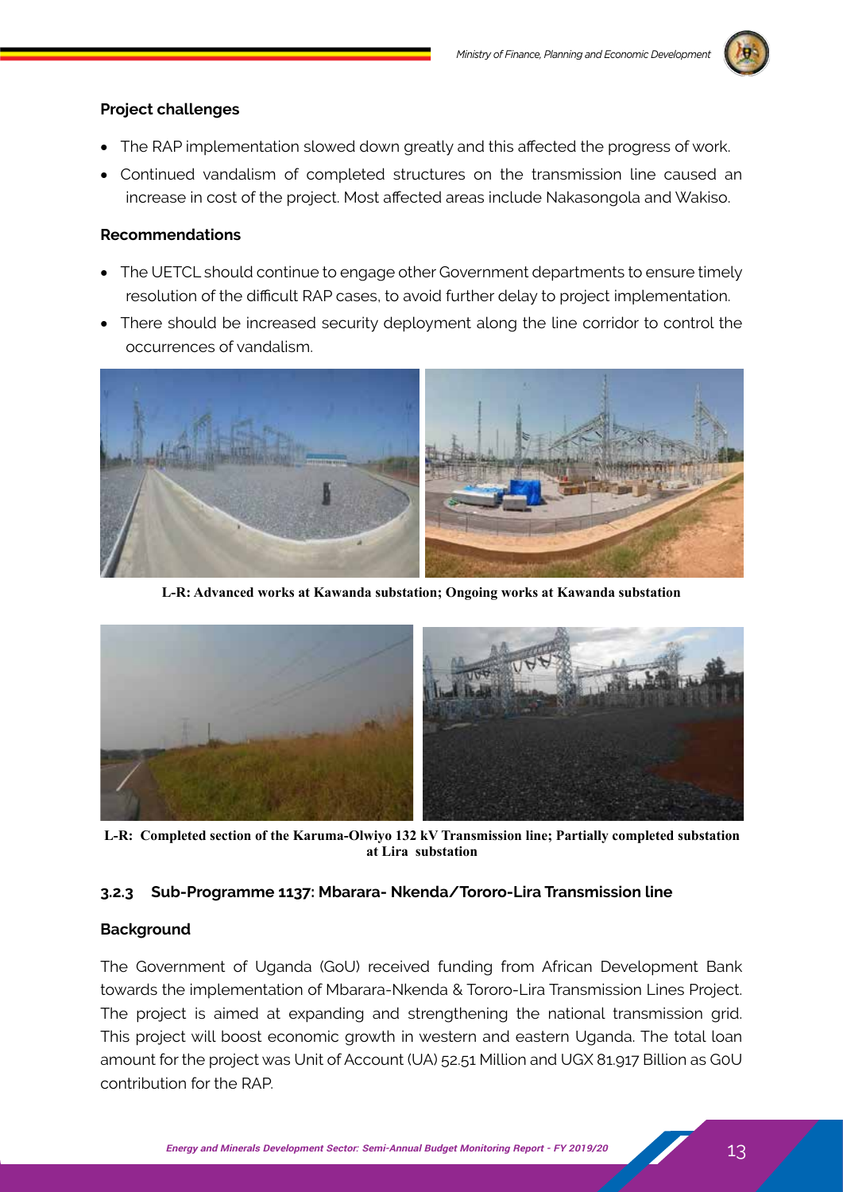**Project challenges**

- The RAP implementation slowed down greatly and this affected the progress of work.
- Continued vandalism of completed structures on the transmission line caused an increase in cost of the project. Most affected areas include Nakasongola and Wakiso.

**Recommendations**

- The UETCL should continue to engage other Government departments to ensure timely resolution of the difficult RAP cases, to avoid further delay to project implementation.
- There should be increased security deployment along the line corridor to control the occurrences of vandalism.

**L-R: Advanced works at Kawanda substation; Ongoing works at Kawanda substation**

**L-R: Completed section of the Karuma-Olwiyo 132 kV Transmission line; Partially completed substation at Lira substation**

### 3.2.3 Sub-Programme 1137: Mbarara- Nkenda/Tororo-Lira Transmission line

**Background**

The Government of Uganda (GoU) received funding from African Development Bank towards the implementation of Mbarara-Nkenda & Tororo-Lira Transmission Lines Project. The project is aimed at expanding and strengthening the national transmission grid. This project will boost economic growth in western and eastern Uganda. The total loan amount for the project was Unit of Account (UA) 52.51 Million and UGX 81.917 Billion as GoU contribution for the RAP.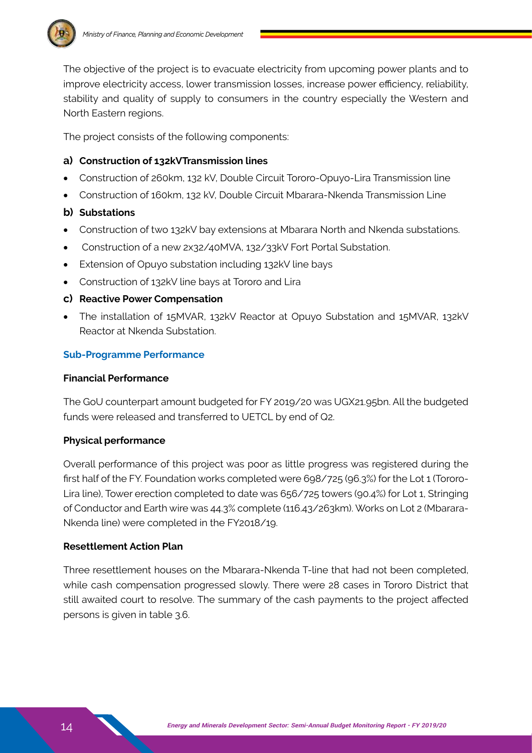The objective of the project is to evacuate electricity from upcoming power plants and to improve electricity access, lower transmission losses, increase power efficiency, reliability, stability and quality of supply to consumers in the country especially the Western and North Eastern regions.

The project consists of the following components:

**a) Construction of 132kVTransmission lines**

- Construction of 260km, 132 kV, Double Circuit Tororo-Opuyo-Lira Transmission line
- Construction of 160km, 132 kV, Double Circuit Mbarara-Nkenda Transmission Line

**b) Substations**

- Construction of two 132kV bay extensions at Mbarara North and Nkenda substations.
- Construction of a new 2x32/40MVA, 132/33kV Fort Portal Substation.
- Extension of Opuyo substation including 132kV line bays
- Construction of 132kV line bays at Tororo and Lira

**c) Reactive Power Compensation**

- The installation of 15MVAR, 132kV Reactor at Opuyo Substation and 15MVAR, 132kV Reactor at Nkenda Substation.

### Sub-Programme Performance

**Financial Performance**

The GoU counterpart amount budgeted for FY 2019/20 was UGX21.95bn. All the budgeted funds were released and transferred to UETCL by end of Q2.

**Physical performance**

Overall performance of this project was poor as little progress was registered during the first half of the FY. Foundation works completed were 698/725 (96.3%) for the Lot 1 (Tororo-Lira line), Tower erection completed to date was 656/725 towers (90.4%) for Lot 1, Stringing of Conductor and Earth wire was 44.3% complete (116.43/263km). Works on Lot 2 (Mbarara-Nkenda line) were completed in the FY2018/19.

**Resettlement Action Plan**

Three resettlement houses on the Mbarara-Nkenda T-line that had not been completed, while cash compensation progressed slowly. There were 28 cases in Tororo District that still awaited court to resolve. The summary of the cash payments to the project affected persons is given in table 3.6.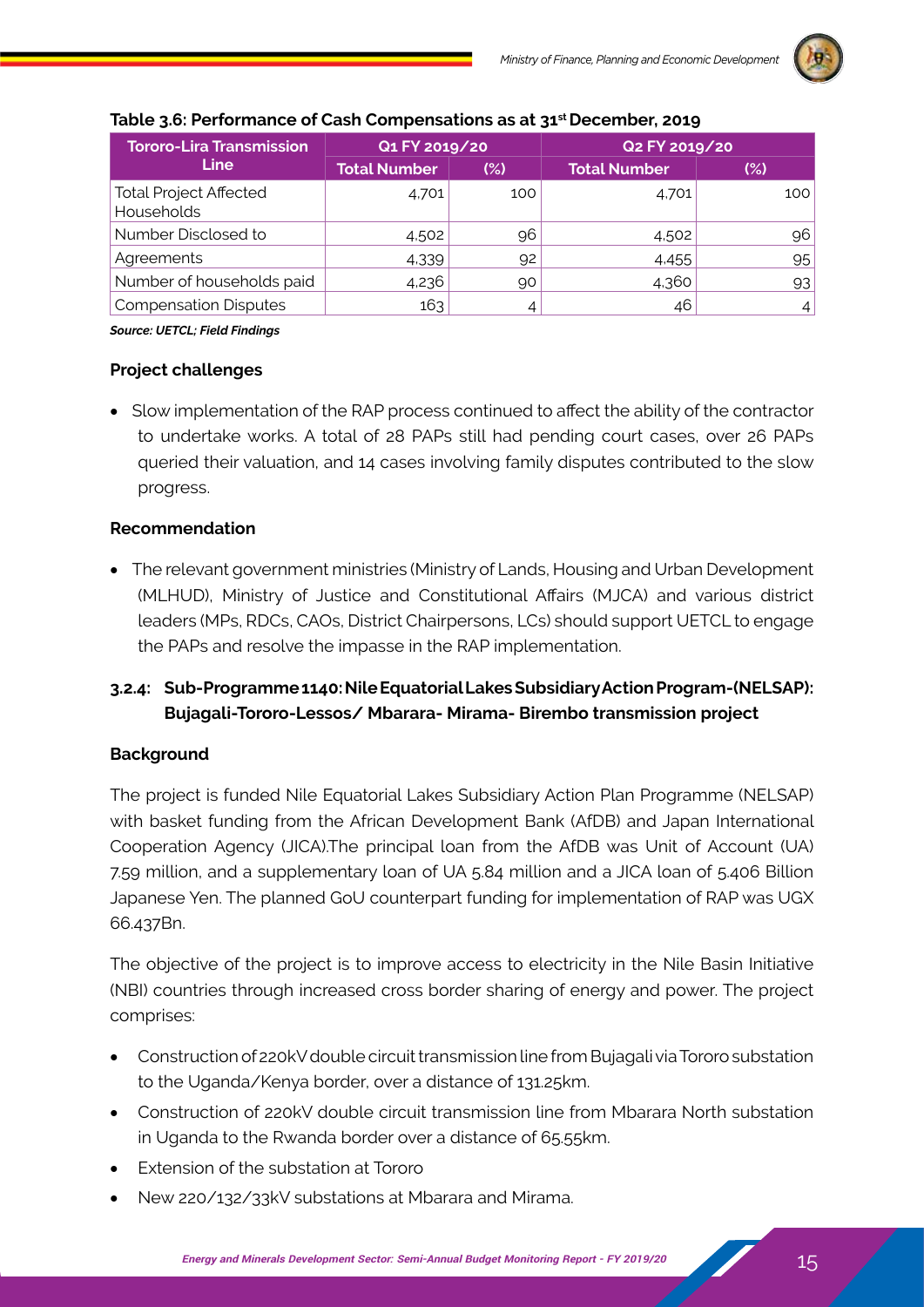**Table 3.6: Performance of Cash Compensations as at 31st December, 2019**

| Tororo-Lira Transmission Line | Q1 FY 2019/20 | | Q2 FY 2019/20 | |
|---|---|---|---|---|
| | Total Number | (%) | Total Number | (%) |
| Total Project Affected Households | 4,701 | 100 | 4,701 | 100 |
| Number Disclosed to | 4,502 | 96 | 4,502 | 96 |
| Agreements | 4,339 | 92 | 4,455 | 95 |
| Number of households paid | 4,236 | 90 | 4,360 | 93 |
| Compensation Disputes | 163 | 4 | 46 | 4 |

*Source: UETCL; Field Findings*

**Project challenges**

- Slow implementation of the RAP process continued to affect the ability of the contractor to undertake works. A total of 28 PAPs still had pending court cases, over 26 PAPs queried their valuation, and 14 cases involving family disputes contributed to the slow progress.

**Recommendation**

- The relevant government ministries (Ministry of Lands, Housing and Urban Development (MLHUD), Ministry of Justice and Constitutional Affairs (MJCA) and various district leaders (MPs, RDCs, CAOs, District Chairpersons, LCs) should support UETCL to engage the PAPs and resolve the impasse in the RAP implementation.

### 3.2.4: Sub-Programme 1140: Nile Equatorial Lakes Subsidiary Action Program-(NELSAP): Bujagali-Tororo-Lessos/ Mbarara- Mirama- Birembo transmission project

**Background**

The project is funded Nile Equatorial Lakes Subsidiary Action Plan Programme (NELSAP) with basket funding from the African Development Bank (AfDB) and Japan International Cooperation Agency (JICA).The principal loan from the AfDB was Unit of Account (UA) 7.59 million, and a supplementary loan of UA 5.84 million and a JICA loan of 5.406 Billion Japanese Yen. The planned GoU counterpart funding for implementation of RAP was UGX 66.437Bn.

The objective of the project is to improve access to electricity in the Nile Basin Initiative (NBI) countries through increased cross border sharing of energy and power. The project comprises:

- Construction of 220kV double circuit transmission line from Bujagali via Tororo substation to the Uganda/Kenya border, over a distance of 131.25km.
- Construction of 220kV double circuit transmission line from Mbarara North substation in Uganda to the Rwanda border over a distance of 65.55km.
- Extension of the substation at Tororo
- New 220/132/33kV substations at Mbarara and Mirama.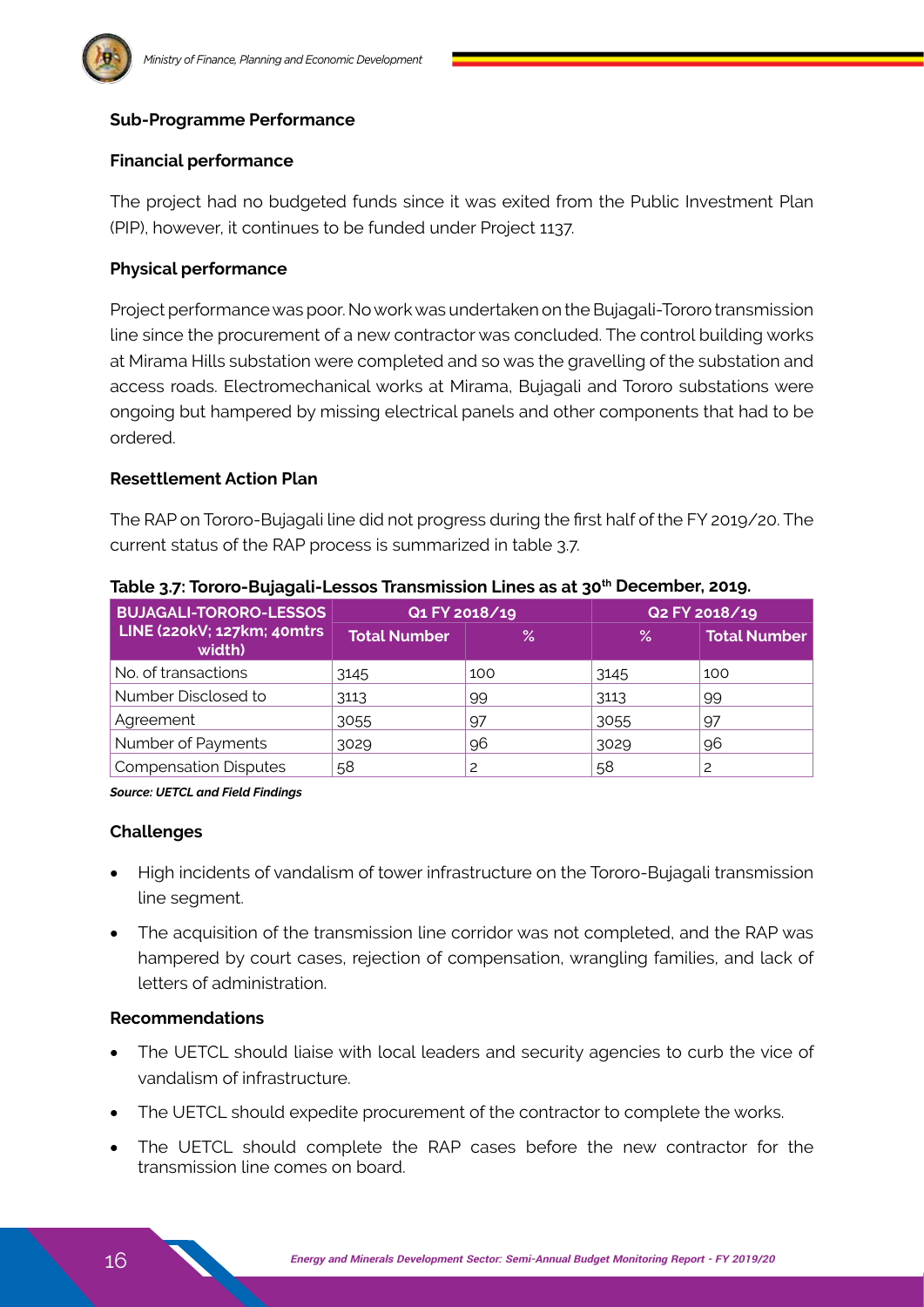## Sub-Programme Performance

### Financial performance

The project had no budgeted funds since it was exited from the Public Investment Plan (PIP), however, it continues to be funded under Project 1137.

### Physical performance

Project performance was poor. No work was undertaken on the Bujagali-Tororo transmission line since the procurement of a new contractor was concluded. The control building works at Mirama Hills substation were completed and so was the gravelling of the substation and access roads. Electromechanical works at Mirama, Bujagali and Tororo substations were ongoing but hampered by missing electrical panels and other components that had to be ordered.

### Resettlement Action Plan

The RAP on Tororo-Bujagali line did not progress during the first half of the FY 2019/20. The current status of the RAP process is summarized in table 3.7.

**Table 3.7: Tororo-Bujagali-Lessos Transmission Lines as at 30th December, 2019.**

| BUJAGALI-TORORO-LESSOS LINE (220kV; 127km; 40mtrs width) | Q1 FY 2018/19 | | Q2 FY 2018/19 | |
|---|---|---|---|---|
| | Total Number | % | % | Total Number |
| No. of transactions | 3145 | 100 | 3145 | 100 |
| Number Disclosed to | 3113 | 99 | 3113 | 99 |
| Agreement | 3055 | 97 | 3055 | 97 |
| Number of Payments | 3029 | 96 | 3029 | 96 |
| Compensation Disputes | 58 | 2 | 58 | 2 |

*Source: UETCL and Field Findings*

### Challenges

- High incidents of vandalism of tower infrastructure on the Tororo-Bujagali transmission line segment.
- The acquisition of the transmission line corridor was not completed, and the RAP was hampered by court cases, rejection of compensation, wrangling families, and lack of letters of administration.

### Recommendations

- The UETCL should liaise with local leaders and security agencies to curb the vice of vandalism of infrastructure.
- The UETCL should expedite procurement of the contractor to complete the works.
- The UETCL should complete the RAP cases before the new contractor for the transmission line comes on board.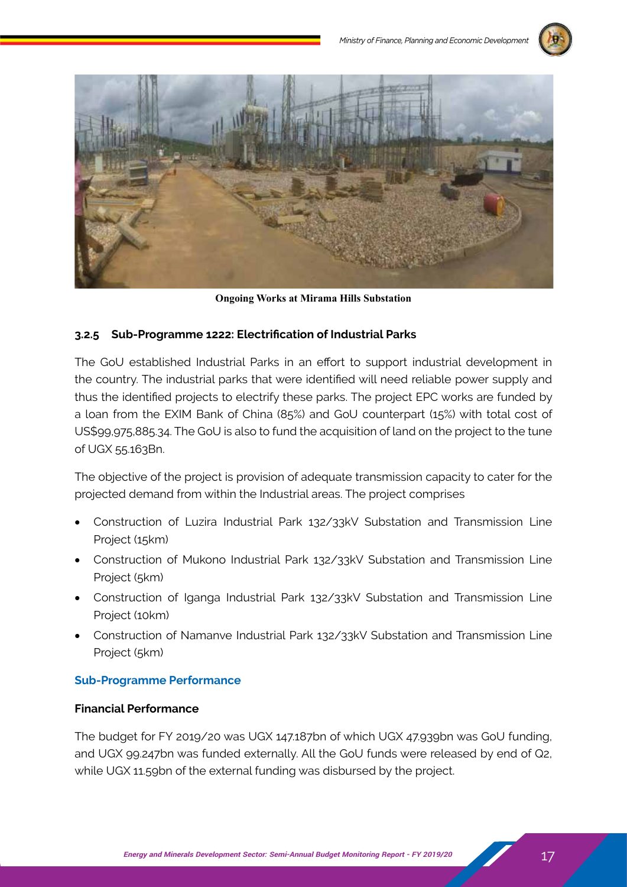Ongoing Works at Mirama Hills Substation

### 3.2.5 Sub-Programme 1222: Electrification of Industrial Parks

The GoU established Industrial Parks in an effort to support industrial development in the country. The industrial parks that were identified will need reliable power supply and thus the identified projects to electrify these parks. The project EPC works are funded by a loan from the EXIM Bank of China (85%) and GoU counterpart (15%) with total cost of US$99,975,885.34. The GoU is also to fund the acquisition of land on the project to the tune of UGX 55.163Bn.

The objective of the project is provision of adequate transmission capacity to cater for the projected demand from within the Industrial areas. The project comprises

- Construction of Luzira Industrial Park 132/33kV Substation and Transmission Line Project (15km)
- Construction of Mukono Industrial Park 132/33kV Substation and Transmission Line Project (5km)
- Construction of Iganga Industrial Park 132/33kV Substation and Transmission Line Project (10km)
- Construction of Namanve Industrial Park 132/33kV Substation and Transmission Line Project (5km)

#### Sub-Programme Performance

#### Financial Performance

The budget for FY 2019/20 was UGX 147.187bn of which UGX 47.939bn was GoU funding, and UGX 99.247bn was funded externally. All the GoU funds were released by end of Q2, while UGX 11.59bn of the external funding was disbursed by the project.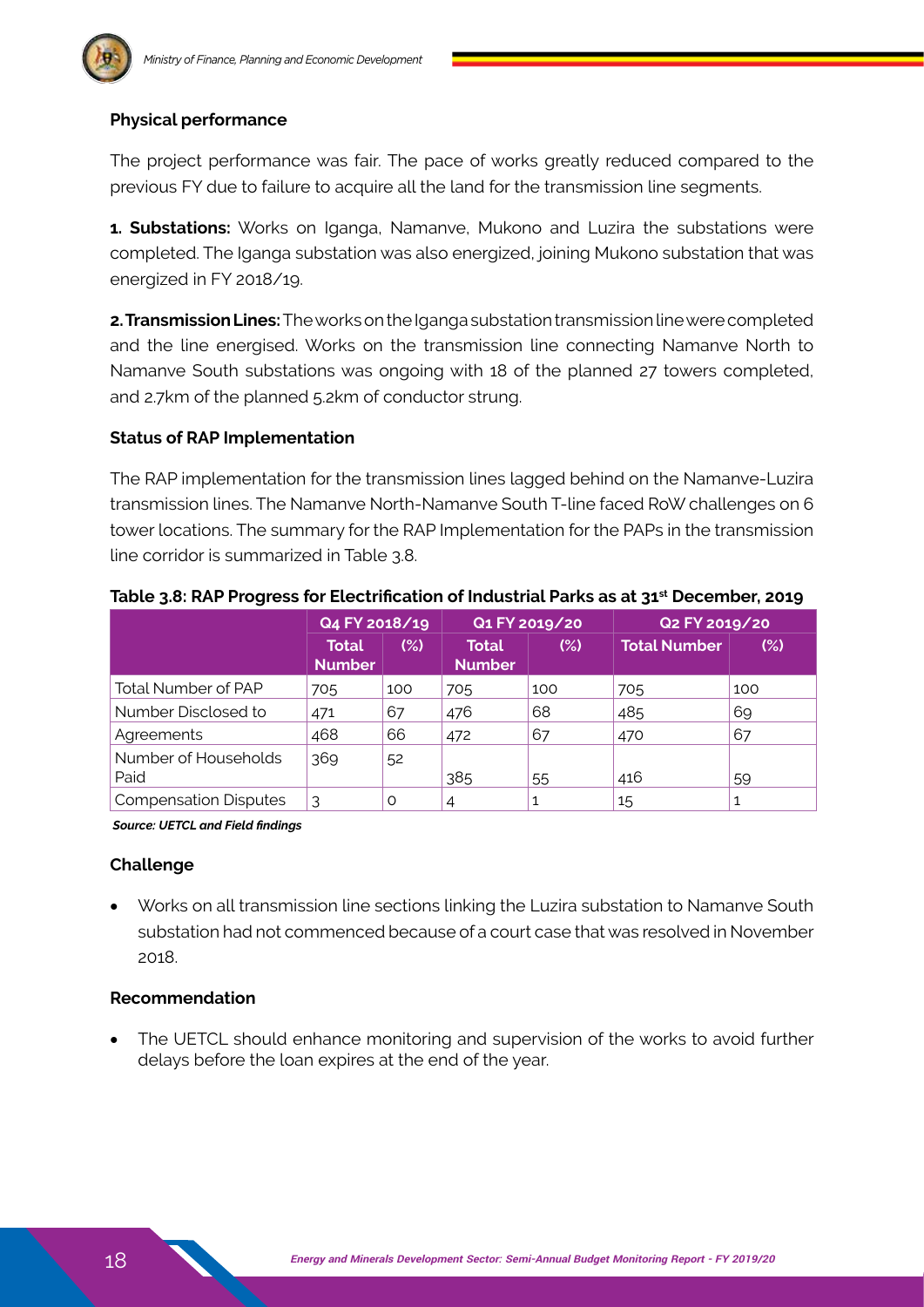**Physical performance**

The project performance was fair. The pace of works greatly reduced compared to the previous FY due to failure to acquire all the land for the transmission line segments.

**1. Substations:** Works on Iganga, Namanve, Mukono and Luzira the substations were completed. The Iganga substation was also energized, joining Mukono substation that was energized in FY 2018/19.

**2. Transmission Lines:** The works on the Iganga substation transmission line were completed and the line energised. Works on the transmission line connecting Namanve North to Namanve South substations was ongoing with 18 of the planned 27 towers completed, and 2.7km of the planned 5.2km of conductor strung.

**Status of RAP Implementation**

The RAP implementation for the transmission lines lagged behind on the Namanve-Luzira transmission lines. The Namanve North-Namanve South T-line faced RoW challenges on 6 tower locations. The summary for the RAP Implementation for the PAPs in the transmission line corridor is summarized in Table 3.8.

**Table 3.8: RAP Progress for Electrification of Industrial Parks as at 31st December, 2019**

| | Q4 FY 2018/19 | | Q1 FY 2019/20 | | Q2 FY 2019/20 | |
|---|---|---|---|---|---|---|
| | Total Number | (%) | Total Number | (%) | Total Number | (%) |
| Total Number of PAP | 705 | 100 | 705 | 100 | 705 | 100 |
| Number Disclosed to | 471 | 67 | 476 | 68 | 485 | 69 |
| Agreements | 468 | 66 | 472 | 67 | 470 | 67 |
| Number of Households Paid | 369 | 52 | 385 | 55 | 416 | 59 |
| Compensation Disputes | 3 | 0 | 4 | 1 | 15 | 1 |

*Source: UETCL and Field findings*

**Challenge**

- Works on all transmission line sections linking the Luzira substation to Namanve South substation had not commenced because of a court case that was resolved in November 2018.

**Recommendation**

- The UETCL should enhance monitoring and supervision of the works to avoid further delays before the loan expires at the end of the year.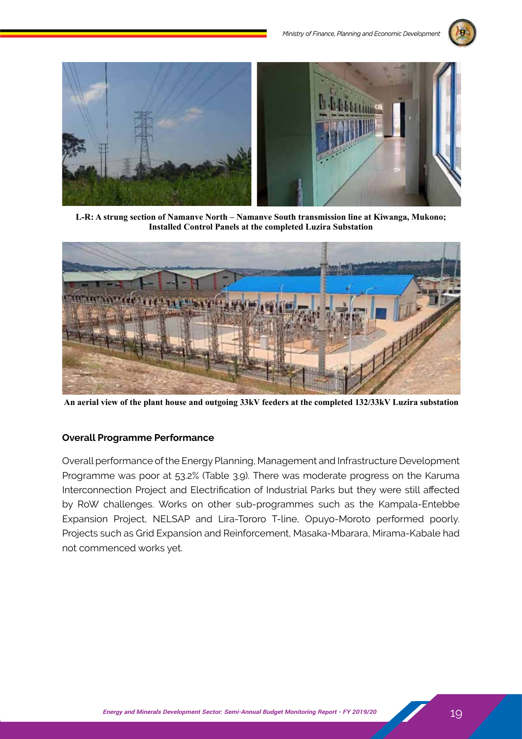L-R: A strung section of Namanve North – Namanve South transmission line at Kiwanga, Mukono; Installed Control Panels at the completed Luzira Substation

An aerial view of the plant house and outgoing 33kV feeders at the completed 132/33kV Luzira substation

**Overall Programme Performance**

Overall performance of the Energy Planning, Management and Infrastructure Development Programme was poor at 53.2% (Table 3.9). There was moderate progress on the Karuma Interconnection Project and Electrification of Industrial Parks but they were still affected by RoW challenges. Works on other sub-programmes such as the Kampala-Entebbe Expansion Project, NELSAP and Lira-Tororo T-line, Opuyo-Moroto performed poorly. Projects such as Grid Expansion and Reinforcement, Masaka-Mbarara, Mirama-Kabale had not commenced works yet.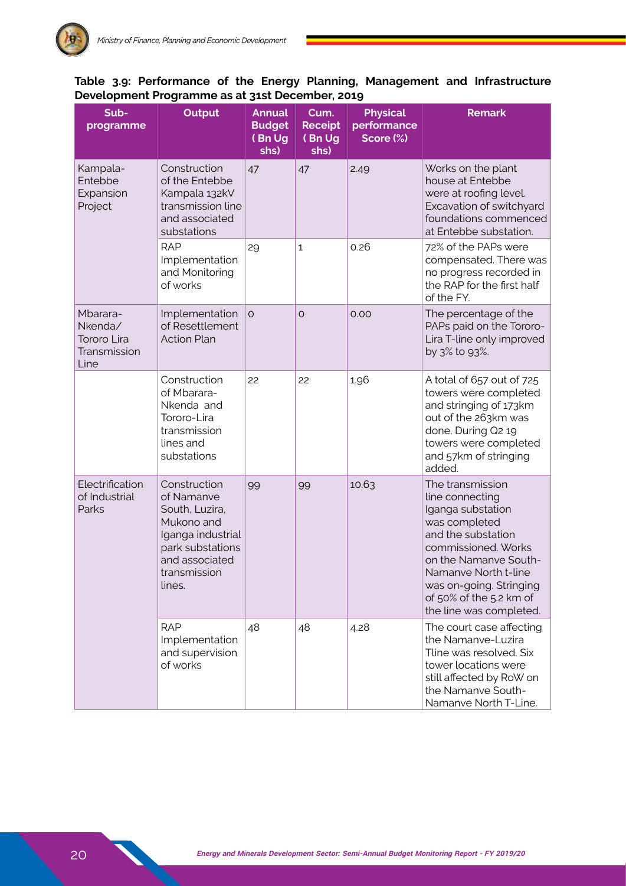**Table 3.9: Performance of the Energy Planning, Management and Infrastructure Development Programme as at 31st December, 2019**

| Sub-programme | Output | Annual Budget (Bn Ug shs) | Cum. Receipt (Bn Ug shs) | Physical performance Score (%) | Remark |
|---|---|---|---|---|---|
| Kampala-Entebbe Expansion Project | Construction of the Entebbe Kampala 132kV transmission line and associated substations | 47 | 47 | 2.49 | Works on the plant house at Entebbe were at roofing level. Excavation of switchyard foundations commenced at Entebbe substation. |
| | RAP Implementation and Monitoring of works | 29 | 1 | 0.26 | 72% of the PAPs were compensated. There was no progress recorded in the RAP for the first half of the FY. |
| Mbarara-Nkenda/ Tororo Lira Transmission Line | Implementation of Resettlement Action Plan | 0 | 0 | 0.00 | The percentage of the PAPs paid on the Tororo-Lira T-line only improved by 3% to 93%. |
| | Construction of Mbarara-Nkenda and Tororo-Lira transmission lines and substations | 22 | 22 | 1.96 | A total of 657 out of 725 towers were completed and stringing of 173km out of the 263km was done. During Q2 19 towers were completed and 57km of stringing added. |
| Electrification of Industrial Parks | Construction of Namanve South, Luzira, Mukono and Iganga industrial park substations and associated transmission lines. | 99 | 99 | 10.63 | The transmission line connecting Iganga substation was completed and the substation commissioned. Works on the Namanve South-Namanve North t-line was on-going. Stringing of 50% of the 5.2 km of the line was completed. |
| | RAP Implementation and supervision of works | 48 | 48 | 4.28 | The court case affecting the Namanve-Luzira Tline was resolved. Six tower locations were still affected by RoW on the Namanve South-Namanve North T-Line. |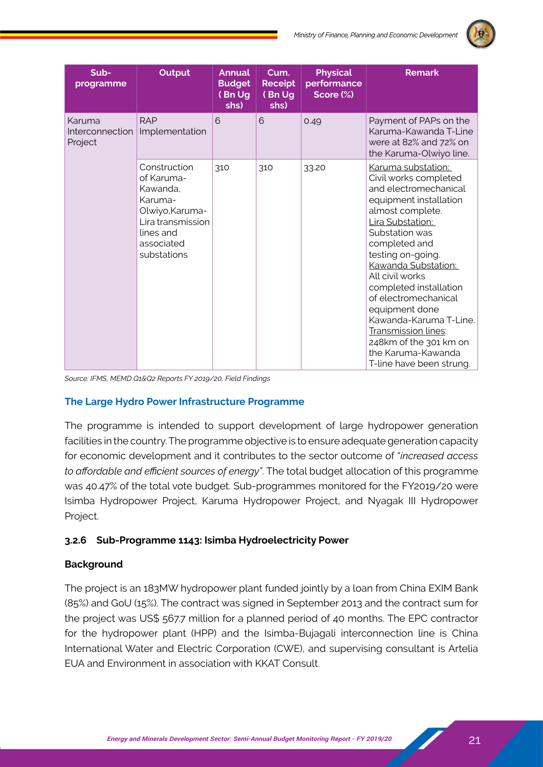| Sub-programme | Output | Annual Budget ( Bn Ug shs) | Cum. Receipt ( Bn Ug shs) | Physical performance Score (%) | Remark |
|---|---|---|---|---|---|
| Karuma Interconnection Project | RAP Implementation | 6 | 6 | 0.49 | Payment of PAPs on the Karuma-Kawanda T-Line were at 82% and 72% on the Karuma-Olwiyo line. |
| | Construction of Karuma-Kawanda, Karuma-Olwiyo,Karuma-Lira transmission lines and associated substations | 310 | 310 | 33.20 | Karuma substation: Civil works completed and electromechanical equipment installation almost complete. Lira Substation: Substation was completed and testing on-going. Kawanda Substation: All civil works completed installation of electromechanical equipment done Kawanda-Karuma T-Line. Transmission lines: 248km of the 301 km on the Karuma-Kawanda T-line have been strung. |

*Source: IFMS, MEMD Q1&Q2 Reports FY 2019/20, Field Findings*

### The Large Hydro Power Infrastructure Programme

The programme is intended to support development of large hydropower generation facilities in the country. The programme objective is to ensure adequate generation capacity for economic development and it contributes to the sector outcome of "*increased access to affordable and efficient sources of energy"*. The total budget allocation of this programme was 40.47% of the total vote budget. Sub-programmes monitored for the FY2019/20 were Isimba Hydropower Project, Karuma Hydropower Project, and Nyagak III Hydropower Project.

#### 3.2.6 Sub-Programme 1143: Isimba Hydroelectricity Power

**Background**

The project is an 183MW hydropower plant funded jointly by a loan from China EXIM Bank (85%) and GoU (15%). The contract was signed in September 2013 and the contract sum for the project was US$ 567.7 million for a planned period of 40 months. The EPC contractor for the hydropower plant (HPP) and the Isimba-Bujagali interconnection line is China International Water and Electric Corporation (CWE), and supervising consultant is Artelia EUA and Environment in association with KKAT Consult.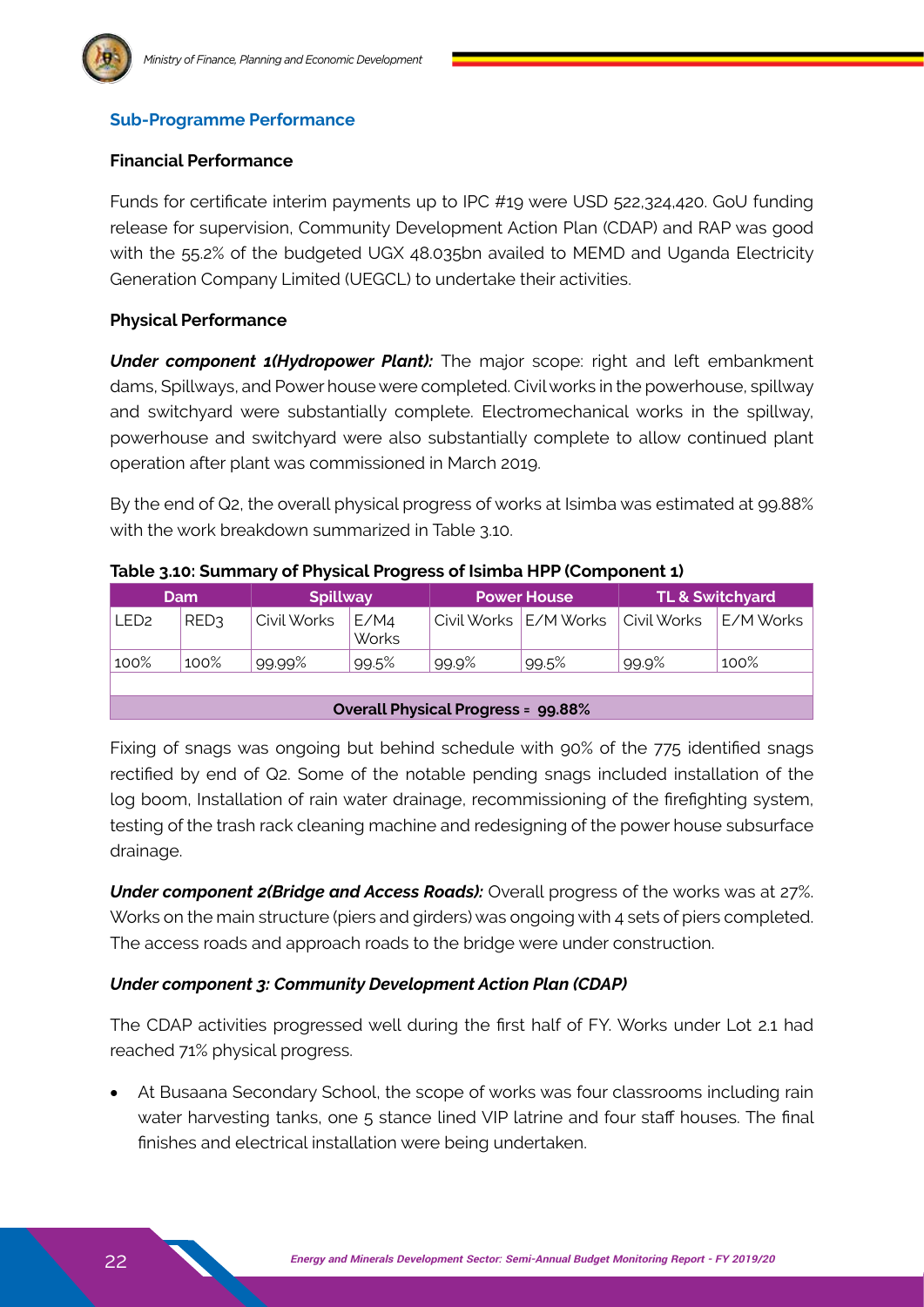### Sub-Programme Performance

#### Financial Performance

Funds for certificate interim payments up to IPC #19 were USD 522,324,420. GoU funding release for supervision, Community Development Action Plan (CDAP) and RAP was good with the 55.2% of the budgeted UGX 48.035bn availed to MEMD and Uganda Electricity Generation Company Limited (UEGCL) to undertake their activities.

#### Physical Performance

***Under component 1(Hydropower Plant):*** The major scope: right and left embankment dams, Spillways, and Power house were completed. Civil works in the powerhouse, spillway and switchyard were substantially complete. Electromechanical works in the spillway, powerhouse and switchyard were also substantially complete to allow continued plant operation after plant was commissioned in March 2019.

By the end of Q2, the overall physical progress of works at Isimba was estimated at 99.88% with the work breakdown summarized in Table 3.10.

**Table 3.10: Summary of Physical Progress of Isimba HPP (Component 1)**

| Dam | | Spillway | | Power House | | TL & Switchyard | |
|---|---|---|---|---|---|---|---|
| LED2 | RED3 | Civil Works | E/M4 Works | Civil Works | E/M Works | Civil Works | E/M Works |
| 100% | 100% | 99.99% | 99.5% | 99.9% | 99.5% | 99.9% | 100% |
| **Overall Physical Progress = 99.88%** | | | | | | | |

Fixing of snags was ongoing but behind schedule with 90% of the 775 identified snags rectified by end of Q2. Some of the notable pending snags included installation of the log boom, Installation of rain water drainage, recommissioning of the firefighting system, testing of the trash rack cleaning machine and redesigning of the power house subsurface drainage.

***Under component 2(Bridge and Access Roads):*** Overall progress of the works was at 27%. Works on the main structure (piers and girders) was ongoing with 4 sets of piers completed. The access roads and approach roads to the bridge were under construction.

***Under component 3: Community Development Action Plan (CDAP)***

The CDAP activities progressed well during the first half of FY. Works under Lot 2.1 had reached 71% physical progress.

- At Busaana Secondary School, the scope of works was four classrooms including rain water harvesting tanks, one 5 stance lined VIP latrine and four staff houses. The final finishes and electrical installation were being undertaken.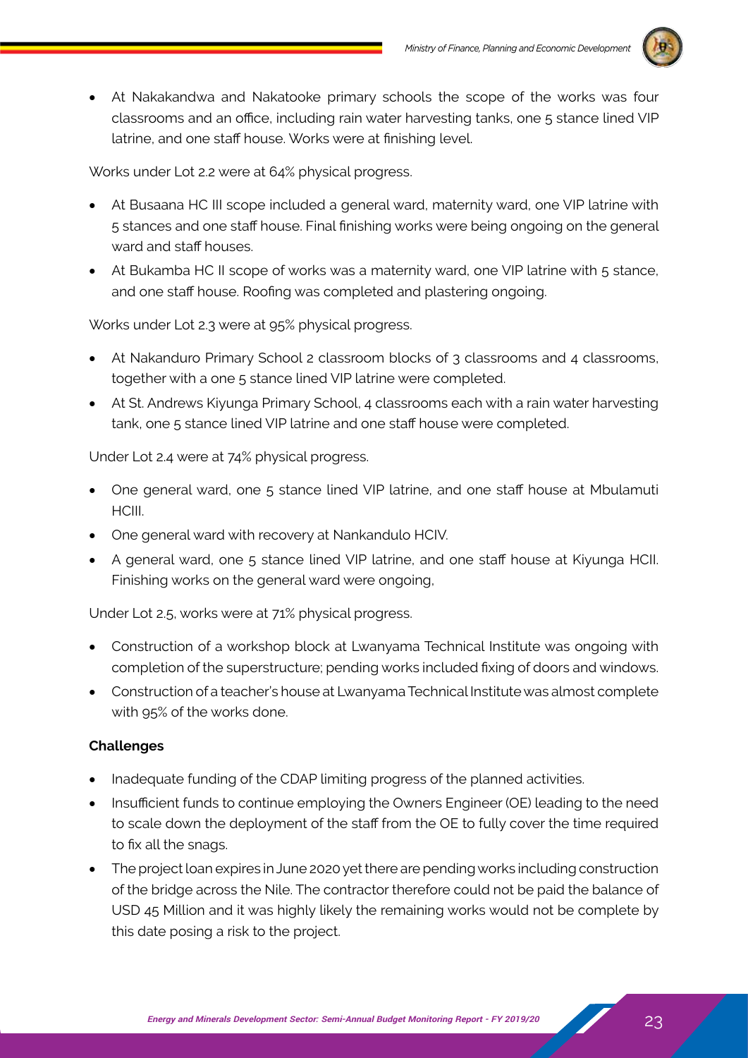- At Nakakandwa and Nakatooke primary schools the scope of the works was four classrooms and an office, including rain water harvesting tanks, one 5 stance lined VIP latrine, and one staff house. Works were at finishing level.

Works under Lot 2.2 were at 64% physical progress.

- At Busaana HC III scope included a general ward, maternity ward, one VIP latrine with 5 stances and one staff house. Final finishing works were being ongoing on the general ward and staff houses.
- At Bukamba HC II scope of works was a maternity ward, one VIP latrine with 5 stance, and one staff house. Roofing was completed and plastering ongoing.

Works under Lot 2.3 were at 95% physical progress.

- At Nakanduro Primary School 2 classroom blocks of 3 classrooms and 4 classrooms, together with a one 5 stance lined VIP latrine were completed.
- At St. Andrews Kiyunga Primary School, 4 classrooms each with a rain water harvesting tank, one 5 stance lined VIP latrine and one staff house were completed.

Under Lot 2.4 were at 74% physical progress.

- One general ward, one 5 stance lined VIP latrine, and one staff house at Mbulamuti HCIII.
- One general ward with recovery at Nankandulo HCIV.
- A general ward, one 5 stance lined VIP latrine, and one staff house at Kiyunga HCII. Finishing works on the general ward were ongoing,

Under Lot 2.5, works were at 71% physical progress.

- Construction of a workshop block at Lwanyama Technical Institute was ongoing with completion of the superstructure; pending works included fixing of doors and windows.
- Construction of a teacher's house at Lwanyama Technical Institute was almost complete with 95% of the works done.

**Challenges**

- Inadequate funding of the CDAP limiting progress of the planned activities.
- Insufficient funds to continue employing the Owners Engineer (OE) leading to the need to scale down the deployment of the staff from the OE to fully cover the time required to fix all the snags.
- The project loan expires in June 2020 yet there are pending works including construction of the bridge across the Nile. The contractor therefore could not be paid the balance of USD 45 Million and it was highly likely the remaining works would not be complete by this date posing a risk to the project.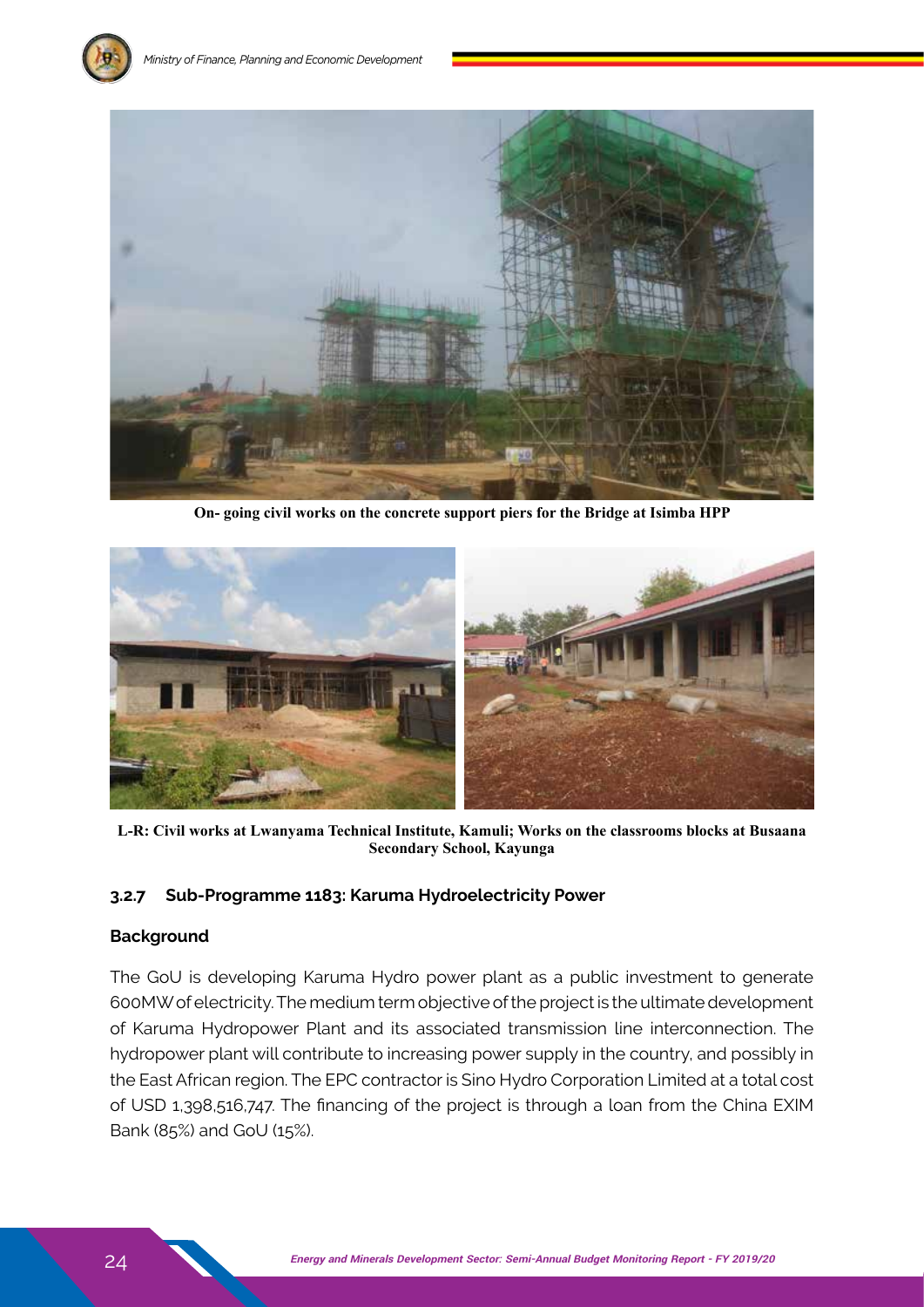On- going civil works on the concrete support piers for the Bridge at Isimba HPP

L-R: Civil works at Lwanyama Technical Institute, Kamuli; Works on the classrooms blocks at Busaana Secondary School, Kayunga

### 3.2.7 Sub-Programme 1183: Karuma Hydroelectricity Power

**Background**

The GoU is developing Karuma Hydro power plant as a public investment to generate 600MW of electricity. The medium term objective of the project is the ultimate development of Karuma Hydropower Plant and its associated transmission line interconnection. The hydropower plant will contribute to increasing power supply in the country, and possibly in the East African region. The EPC contractor is Sino Hydro Corporation Limited at a total cost of USD 1,398,516,747. The financing of the project is through a loan from the China EXIM Bank (85%) and GoU (15%).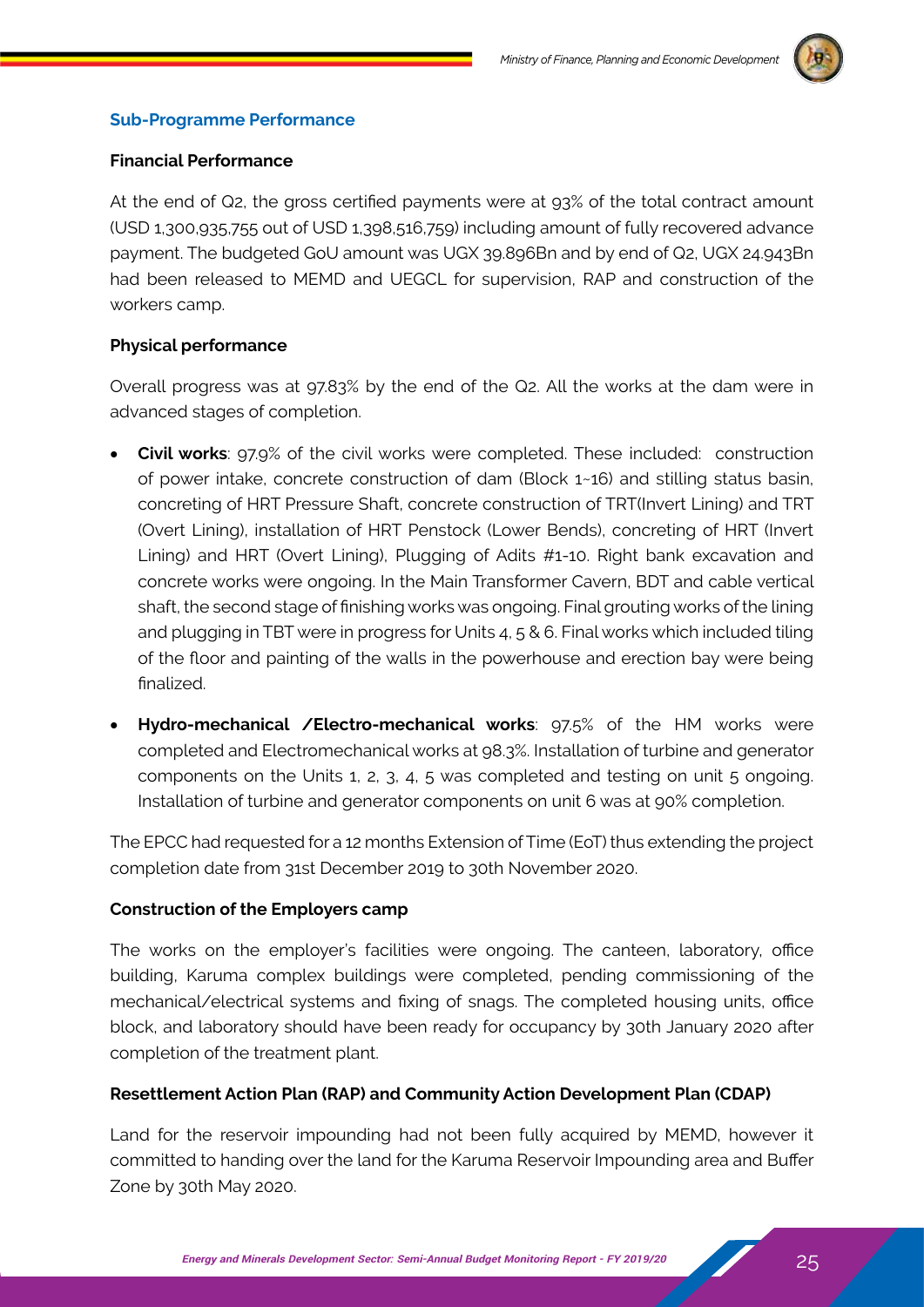### Sub-Programme Performance

**Financial Performance**

At the end of Q2, the gross certified payments were at 93% of the total contract amount (USD 1,300,935,755 out of USD 1,398,516,759) including amount of fully recovered advance payment. The budgeted GoU amount was UGX 39.896Bn and by end of Q2, UGX 24.943Bn had been released to MEMD and UEGCL for supervision, RAP and construction of the workers camp.

**Physical performance**

Overall progress was at 97.83% by the end of the Q2. All the works at the dam were in advanced stages of completion.

- **Civil works**: 97.9% of the civil works were completed. These included: construction of power intake, concrete construction of dam (Block 1~16) and stilling status basin, concreting of HRT Pressure Shaft, concrete construction of TRT(Invert Lining) and TRT (Overt Lining), installation of HRT Penstock (Lower Bends), concreting of HRT (Invert Lining) and HRT (Overt Lining), Plugging of Adits #1-10. Right bank excavation and concrete works were ongoing. In the Main Transformer Cavern, BDT and cable vertical shaft, the second stage of finishing works was ongoing. Final grouting works of the lining and plugging in TBT were in progress for Units 4, 5 & 6. Final works which included tiling of the floor and painting of the walls in the powerhouse and erection bay were being finalized.
- **Hydro-mechanical /Electro-mechanical works**: 97.5% of the HM works were completed and Electromechanical works at 98.3%. Installation of turbine and generator components on the Units 1, 2, 3, 4, 5 was completed and testing on unit 5 ongoing. Installation of turbine and generator components on unit 6 was at 90% completion.

The EPCC had requested for a 12 months Extension of Time (EoT) thus extending the project completion date from 31st December 2019 to 30th November 2020.

**Construction of the Employers camp**

The works on the employer's facilities were ongoing. The canteen, laboratory, office building, Karuma complex buildings were completed, pending commissioning of the mechanical/electrical systems and fixing of snags. The completed housing units, office block, and laboratory should have been ready for occupancy by 30th January 2020 after completion of the treatment plant.

**Resettlement Action Plan (RAP) and Community Action Development Plan (CDAP)**

Land for the reservoir impounding had not been fully acquired by MEMD, however it committed to handing over the land for the Karuma Reservoir Impounding area and Buffer Zone by 30th May 2020.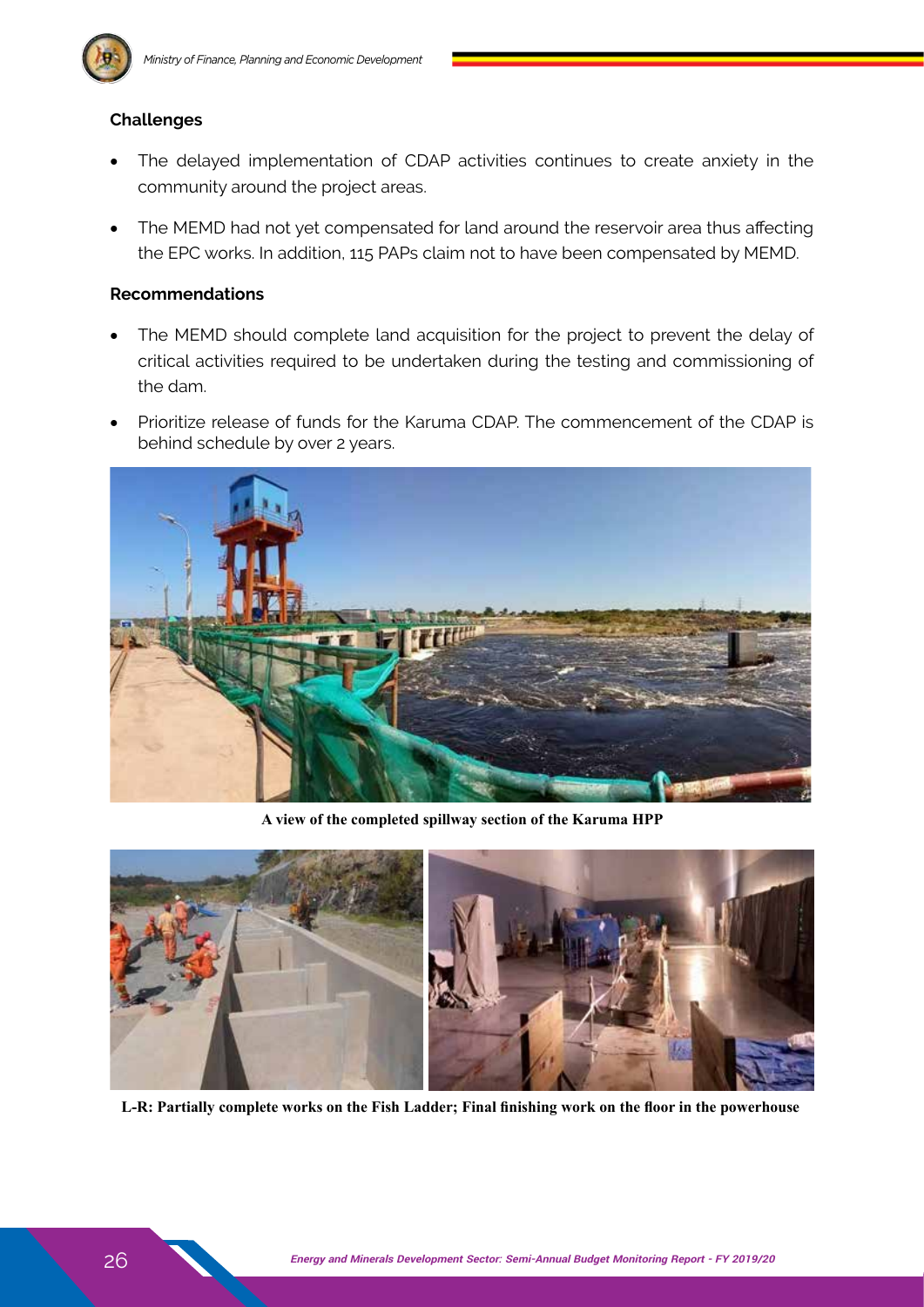**Challenges**

- The delayed implementation of CDAP activities continues to create anxiety in the community around the project areas.
- The MEMD had not yet compensated for land around the reservoir area thus affecting the EPC works. In addition, 115 PAPs claim not to have been compensated by MEMD.

**Recommendations**

- The MEMD should complete land acquisition for the project to prevent the delay of critical activities required to be undertaken during the testing and commissioning of the dam.
- Prioritize release of funds for the Karuma CDAP. The commencement of the CDAP is behind schedule by over 2 years.

A view of the completed spillway section of the Karuma HPP

L-R: Partially complete works on the Fish Ladder; Final finishing work on the floor in the powerhouse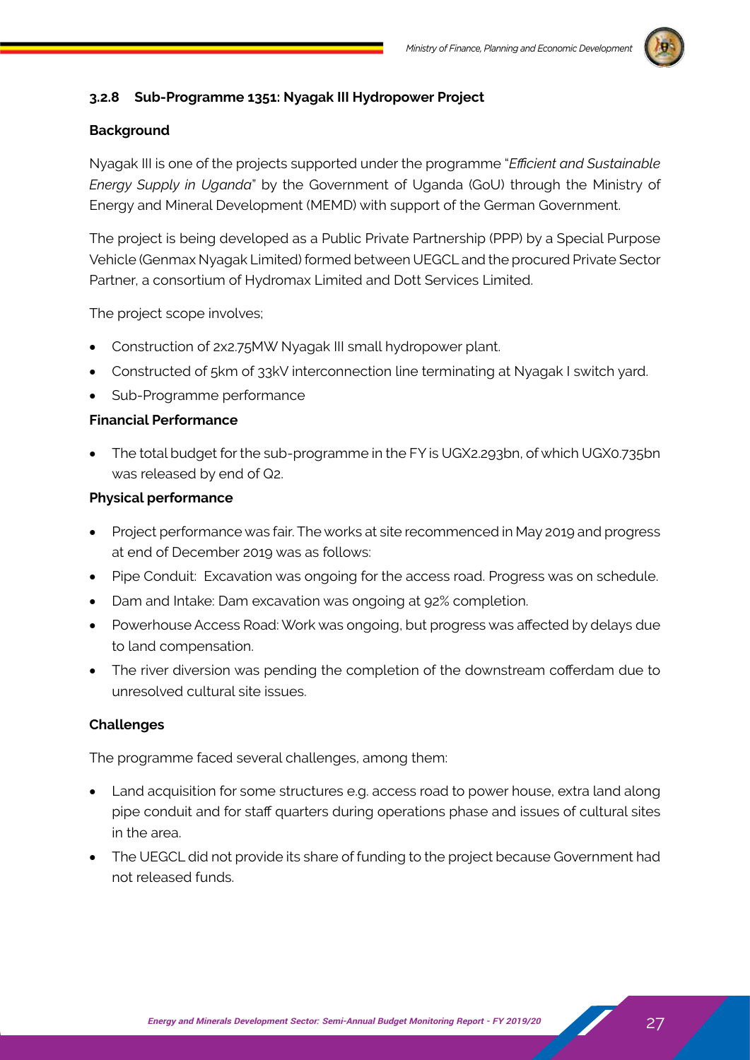### 3.2.8 Sub-Programme 1351: Nyagak III Hydropower Project

**Background**

Nyagak III is one of the projects supported under the programme "*Efficient and Sustainable Energy Supply in Uganda*" by the Government of Uganda (GoU) through the Ministry of Energy and Mineral Development (MEMD) with support of the German Government.

The project is being developed as a Public Private Partnership (PPP) by a Special Purpose Vehicle (Genmax Nyagak Limited) formed between UEGCL and the procured Private Sector Partner, a consortium of Hydromax Limited and Dott Services Limited.

The project scope involves;

- Construction of 2x2.75MW Nyagak III small hydropower plant.
- Constructed of 5km of 33kV interconnection line terminating at Nyagak I switch yard.
- Sub-Programme performance

**Financial Performance**

- The total budget for the sub-programme in the FY is UGX2.293bn, of which UGX0.735bn was released by end of Q2.

**Physical performance**

- Project performance was fair. The works at site recommenced in May 2019 and progress at end of December 2019 was as follows:
- Pipe Conduit: Excavation was ongoing for the access road. Progress was on schedule.
- Dam and Intake: Dam excavation was ongoing at 92% completion.
- Powerhouse Access Road: Work was ongoing, but progress was affected by delays due to land compensation.
- The river diversion was pending the completion of the downstream cofferdam due to unresolved cultural site issues.

**Challenges**

The programme faced several challenges, among them:

- Land acquisition for some structures e.g. access road to power house, extra land along pipe conduit and for staff quarters during operations phase and issues of cultural sites in the area.
- The UEGCL did not provide its share of funding to the project because Government had not released funds.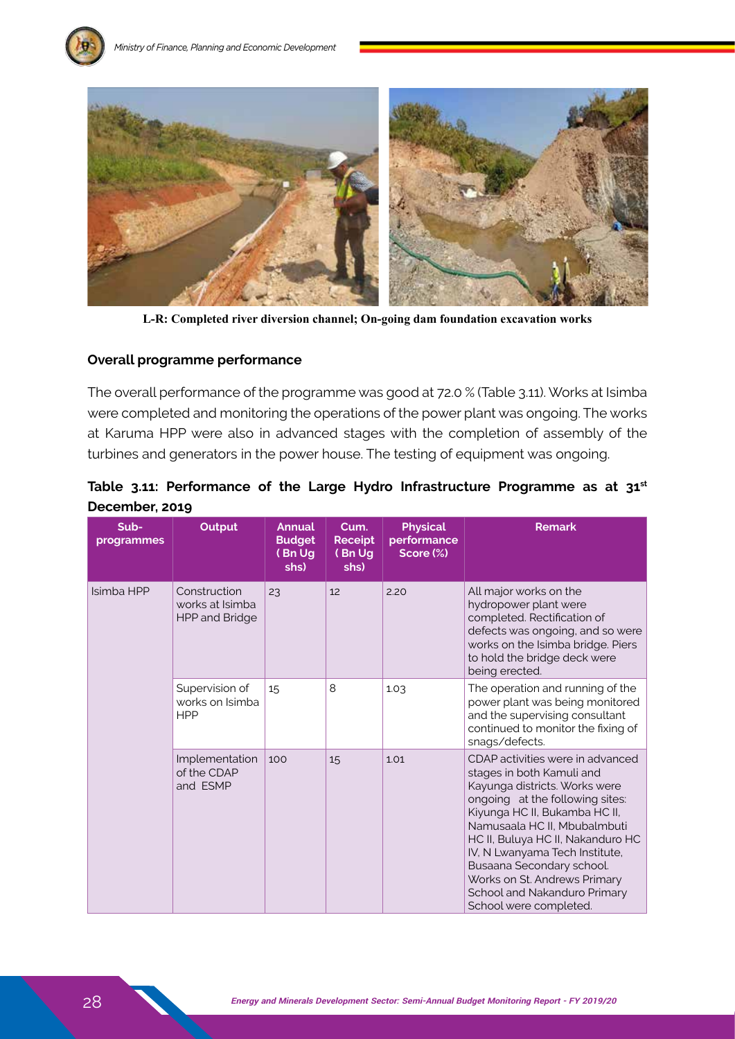L-R: Completed river diversion channel; On-going dam foundation excavation works

### Overall programme performance

The overall performance of the programme was good at 72.0 % (Table 3.11). Works at Isimba were completed and monitoring the operations of the power plant was ongoing. The works at Karuma HPP were also in advanced stages with the completion of assembly of the turbines and generators in the power house. The testing of equipment was ongoing.

**Table 3.11: Performance of the Large Hydro Infrastructure Programme as at 31st December, 2019**

| Sub-programmes | Output | Annual Budget ( Bn Ug shs) | Cum. Receipt ( Bn Ug shs) | Physical performance Score (%) | Remark |
|---|---|---|---|---|---|
| Isimba HPP | Construction works at Isimba HPP and Bridge | 23 | 12 | 2.20 | All major works on the hydropower plant were completed. Rectification of defects was ongoing, and so were works on the Isimba bridge. Piers to hold the bridge deck were being erected. |
| | Supervision of works on Isimba HPP | 15 | 8 | 1.03 | The operation and running of the power plant was being monitored and the supervising consultant continued to monitor the fixing of snags/defects. |
| | Implementation of the CDAP and ESMP | 100 | 15 | 1.01 | CDAP activities were in advanced stages in both Kamuli and Kayunga districts. Works were ongoing at the following sites: Kiyunga HC II, Bukamba HC II, Namusaala HC II, Mbubalmbuti HC II, Buluya HC II, Nakanduro HC IV, N Lwanyama Tech Institute, Busaana Secondary school. Works on St. Andrews Primary School and Nakanduro Primary School were completed. |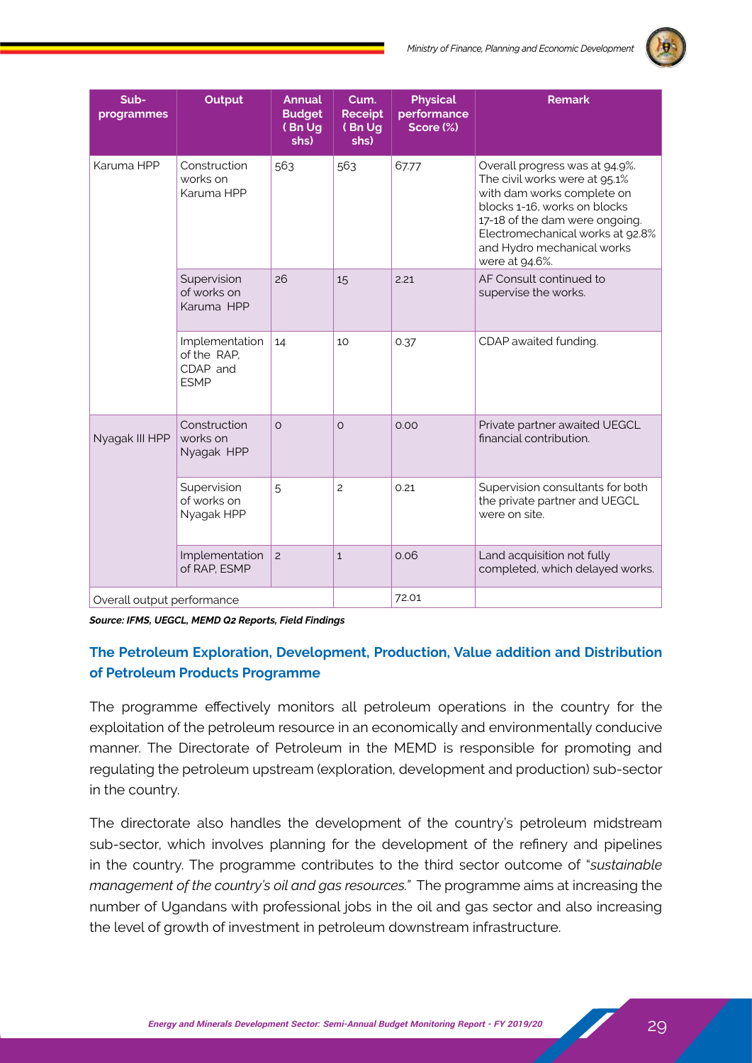| Sub-programmes | Output | Annual Budget ( Bn Ug shs) | Cum. Receipt ( Bn Ug shs) | Physical performance Score (%) | Remark |
|---|---|---|---|---|---|
| Karuma HPP | Construction works on Karuma HPP | 563 | 563 | 67.77 | Overall progress was at 94.9%. The civil works were at 95.1% with dam works complete on blocks 1-16, works on blocks 17-18 of the dam were ongoing. Electromechanical works at 92.8% and Hydro mechanical works were at 94.6%. |
| | Supervision of works on Karuma HPP | 26 | 15 | 2.21 | AF Consult continued to supervise the works. |
| | Implementation of the RAP, CDAP and ESMP | 14 | 10 | 0.37 | CDAP awaited funding. |
| Nyagak III HPP | Construction works on Nyagak HPP | 0 | 0 | 0.00 | Private partner awaited UEGCL financial contribution. |
| | Supervision of works on Nyagak HPP | 5 | 2 | 0.21 | Supervision consultants for both the private partner and UEGCL were on site. |
| | Implementation of RAP, ESMP | 2 | 1 | 0.06 | Land acquisition not fully completed, which delayed works. |
| Overall output performance | | | | 72.01 | |

***Source: IFMS, UEGCL, MEMD Q2 Reports, Field Findings***

## The Petroleum Exploration, Development, Production, Value addition and Distribution of Petroleum Products Programme

The programme effectively monitors all petroleum operations in the country for the exploitation of the petroleum resource in an economically and environmentally conducive manner. The Directorate of Petroleum in the MEMD is responsible for promoting and regulating the petroleum upstream (exploration, development and production) sub-sector in the country.

The directorate also handles the development of the country's petroleum midstream sub-sector, which involves planning for the development of the refinery and pipelines in the country. The programme contributes to the third sector outcome of "*sustainable management of the country's oil and gas resources.*" The programme aims at increasing the number of Ugandans with professional jobs in the oil and gas sector and also increasing the level of growth of investment in petroleum downstream infrastructure.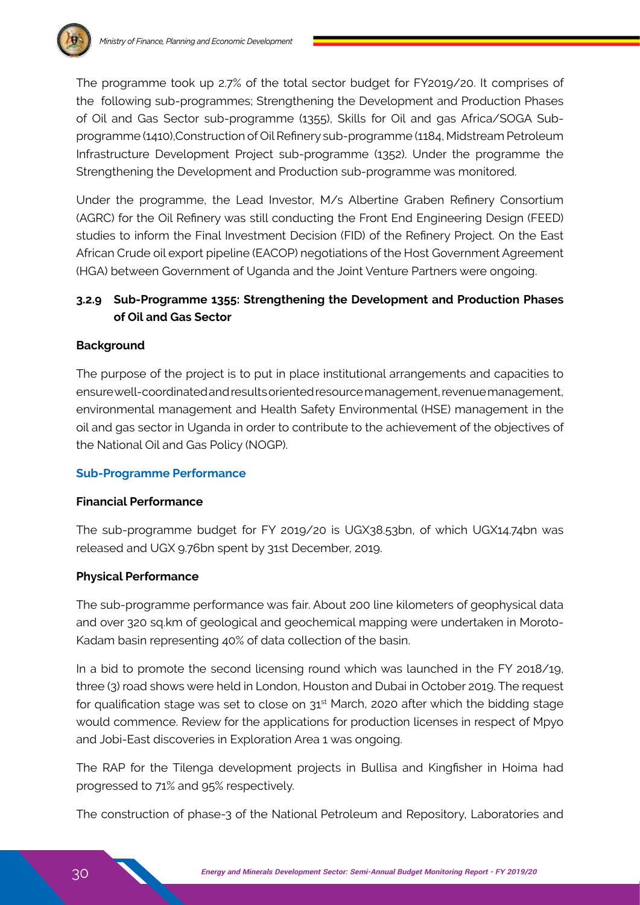The programme took up 2.7% of the total sector budget for FY2019/20. It comprises of the following sub-programmes; Strengthening the Development and Production Phases of Oil and Gas Sector sub-programme (1355), Skills for Oil and gas Africa/SOGA Sub-programme (1410),Construction of Oil Refinery sub-programme (1184, Midstream Petroleum Infrastructure Development Project sub-programme (1352). Under the programme the Strengthening the Development and Production sub-programme was monitored.

Under the programme, the Lead Investor, M/s Albertine Graben Refinery Consortium (AGRC) for the Oil Refinery was still conducting the Front End Engineering Design (FEED) studies to inform the Final Investment Decision (FID) of the Refinery Project. On the East African Crude oil export pipeline (EACOP) negotiations of the Host Government Agreement (HGA) between Government of Uganda and the Joint Venture Partners were ongoing.

### 3.2.9 Sub-Programme 1355: Strengthening the Development and Production Phases of Oil and Gas Sector

**Background**

The purpose of the project is to put in place institutional arrangements and capacities to ensure well-coordinated and results oriented resource management, revenue management, environmental management and Health Safety Environmental (HSE) management in the oil and gas sector in Uganda in order to contribute to the achievement of the objectives of the National Oil and Gas Policy (NOGP).

**Sub-Programme Performance**

**Financial Performance**

The sub-programme budget for FY 2019/20 is UGX38.53bn, of which UGX14.74bn was released and UGX 9.76bn spent by 31st December, 2019.

**Physical Performance**

The sub-programme performance was fair. About 200 line kilometers of geophysical data and over 320 sq.km of geological and geochemical mapping were undertaken in Moroto-Kadam basin representing 40% of data collection of the basin.

In a bid to promote the second licensing round which was launched in the FY 2018/19, three (3) road shows were held in London, Houston and Dubai in October 2019. The request for qualification stage was set to close on 31st March, 2020 after which the bidding stage would commence. Review for the applications for production licenses in respect of Mpyo and Jobi-East discoveries in Exploration Area 1 was ongoing.

The RAP for the Tilenga development projects in Bullisa and Kingfisher in Hoima had progressed to 71% and 95% respectively.

The construction of phase-3 of the National Petroleum and Repository, Laboratories and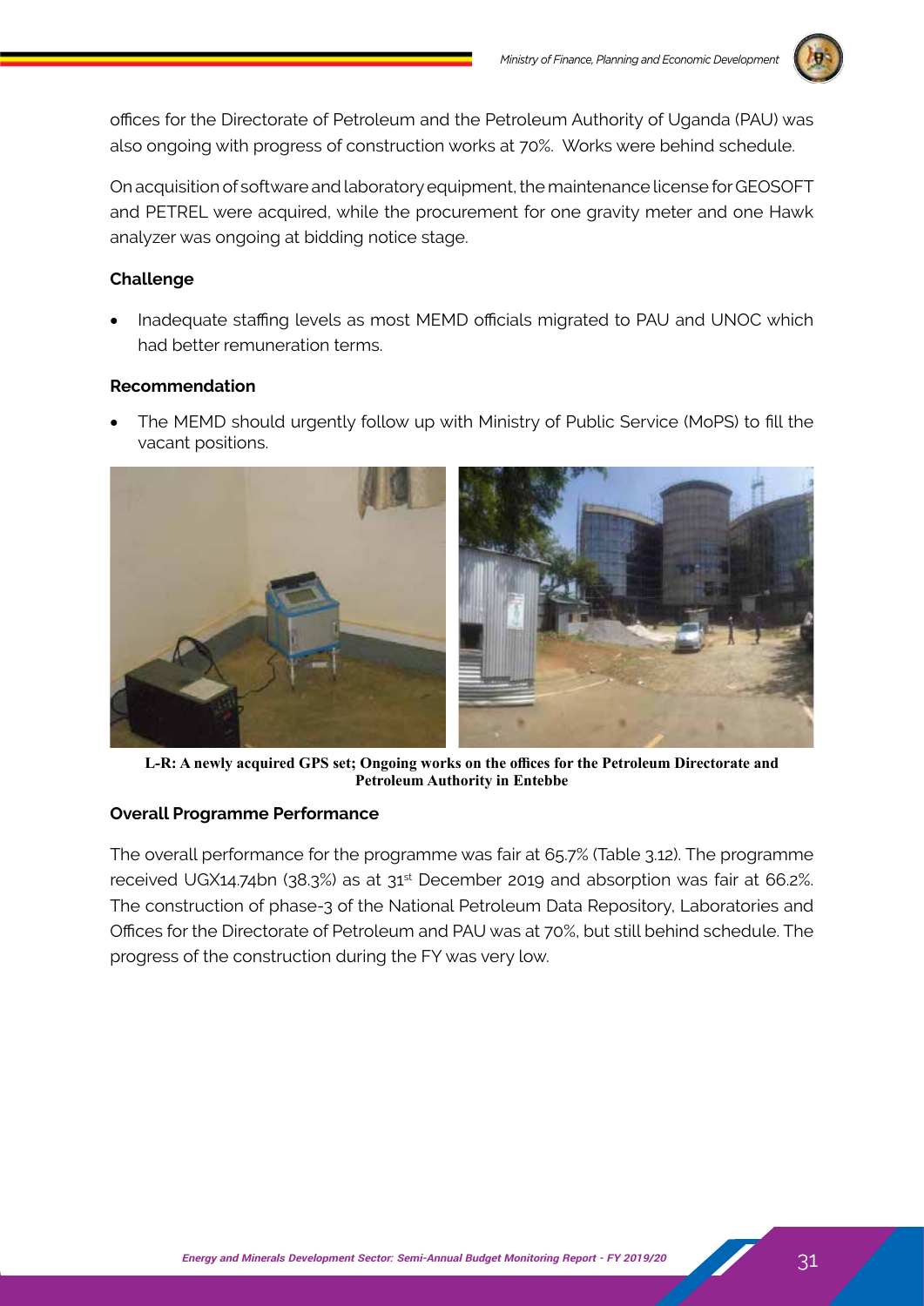offices for the Directorate of Petroleum and the Petroleum Authority of Uganda (PAU) was also ongoing with progress of construction works at 70%. Works were behind schedule.

On acquisition of software and laboratory equipment, the maintenance license for GEOSOFT and PETREL were acquired, while the procurement for one gravity meter and one Hawk analyzer was ongoing at bidding notice stage.

#### Challenge

- Inadequate staffing levels as most MEMD officials migrated to PAU and UNOC which had better remuneration terms.

#### Recommendation

- The MEMD should urgently follow up with Ministry of Public Service (MoPS) to fill the vacant positions.

**L-R: A newly acquired GPS set; Ongoing works on the offices for the Petroleum Directorate and Petroleum Authority in Entebbe**

#### Overall Programme Performance

The overall performance for the programme was fair at 65.7% (Table 3.12). The programme received UGX14.74bn (38.3%) as at 31st December 2019 and absorption was fair at 66.2%. The construction of phase-3 of the National Petroleum Data Repository, Laboratories and Offices for the Directorate of Petroleum and PAU was at 70%, but still behind schedule. The progress of the construction during the FY was very low.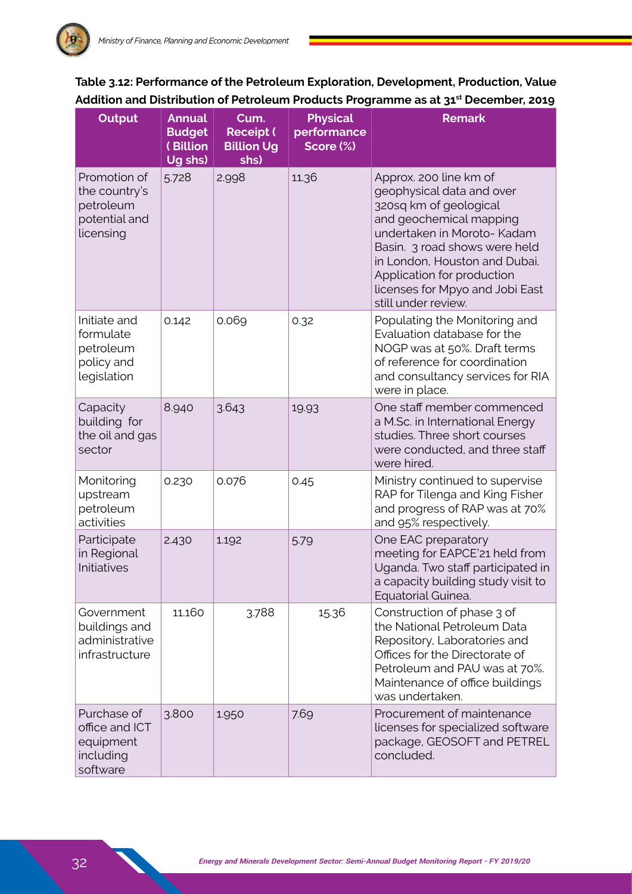**Table 3.12: Performance of the Petroleum Exploration, Development, Production, Value Addition and Distribution of Petroleum Products Programme as at 31st December, 2019**

| Output | Annual Budget ( Billion Ug shs) | Cum. Receipt ( Billion Ug shs) | Physical performance Score (%) | Remark |
|---|---|---|---|---|
| Promotion of the country's petroleum potential and licensing | 5.728 | 2.998 | 11.36 | Approx. 200 line km of geophysical data and over 320sq km of geological and geochemical mapping undertaken in Moroto- Kadam Basin. 3 road shows were held in London, Houston and Dubai. Application for production licenses for Mpyo and Jobi East still under review. |
| Initiate and formulate petroleum policy and legislation | 0.142 | 0.069 | 0.32 | Populating the Monitoring and Evaluation database for the NOGP was at 50%. Draft terms of reference for coordination and consultancy services for RIA were in place. |
| Capacity building for the oil and gas sector | 8.940 | 3.643 | 19.93 | One staff member commenced a M.Sc. in International Energy studies. Three short courses were conducted, and three staff were hired. |
| Monitoring upstream petroleum activities | 0.230 | 0.076 | 0.45 | Ministry continued to supervise RAP for Tilenga and King Fisher and progress of RAP was at 70% and 95% respectively. |
| Participate in Regional Initiatives | 2.430 | 1.192 | 5.79 | One EAC preparatory meeting for EAPCE'21 held from Uganda. Two staff participated in a capacity building study visit to Equatorial Guinea. |
| Government buildings and administrative infrastructure | 11.160 | 3.788 | 15.36 | Construction of phase 3 of the National Petroleum Data Repository, Laboratories and Offices for the Directorate of Petroleum and PAU was at 70%. Maintenance of office buildings was undertaken. |
| Purchase of office and ICT equipment including software | 3.800 | 1.950 | 7.69 | Procurement of maintenance licenses for specialized software package, GEOSOFT and PETREL concluded. |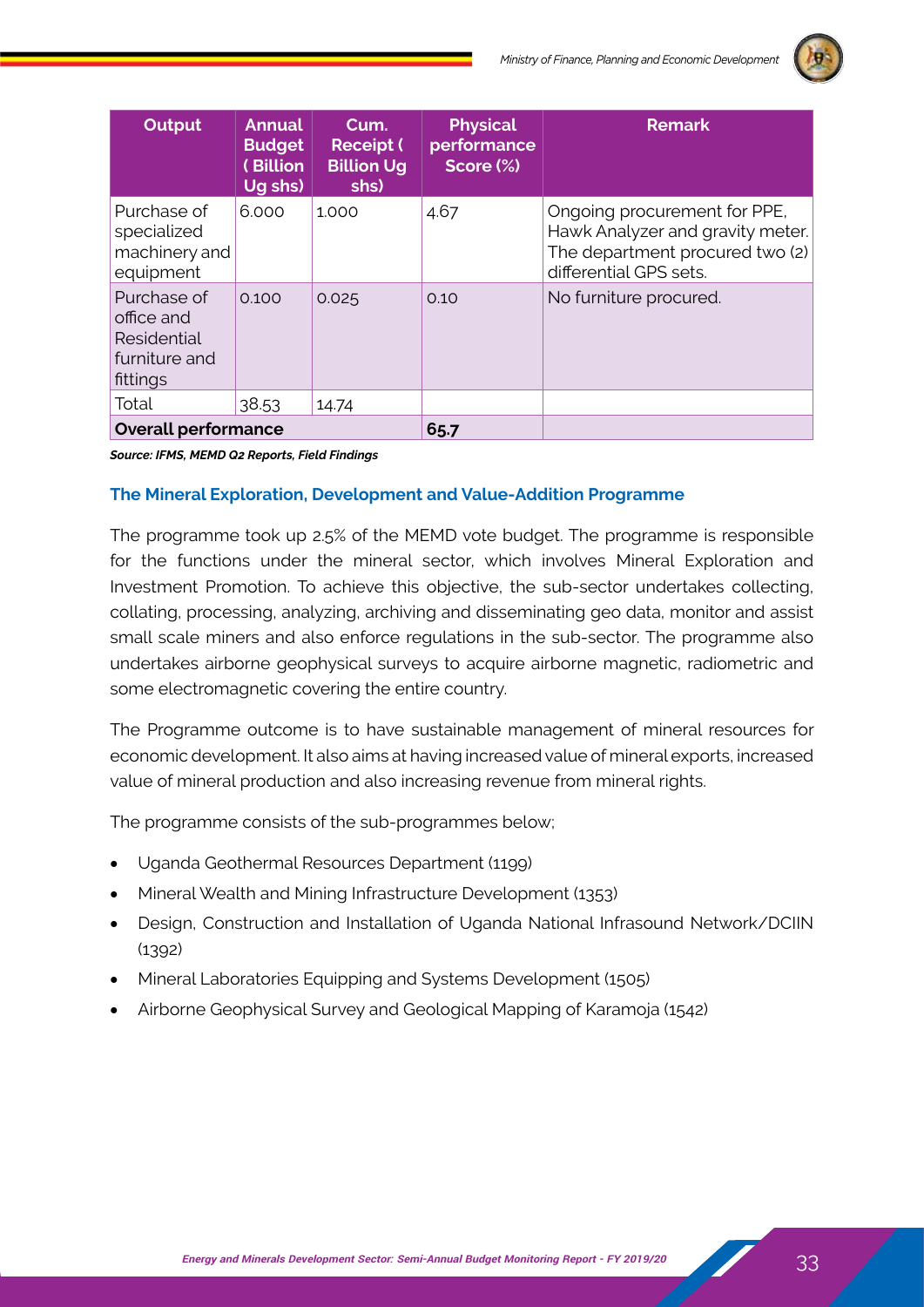| Output | Annual Budget ( Billion Ug shs) | Cum. Receipt ( Billion Ug shs) | Physical performance Score (%) | Remark |
|---|---|---|---|---|
| Purchase of specialized machinery and equipment | 6.000 | 1.000 | 4.67 | Ongoing procurement for PPE, Hawk Analyzer and gravity meter. The department procured two (2) differential GPS sets. |
| Purchase of office and Residential furniture and fittings | 0.100 | 0.025 | 0.10 | No furniture procured. |
| Total | 38.53 | 14.74 | | |
| **Overall performance** | | | **65.7** | |

***Source: IFMS, MEMD Q2 Reports, Field Findings***

### The Mineral Exploration, Development and Value-Addition Programme

The programme took up 2.5% of the MEMD vote budget. The programme is responsible for the functions under the mineral sector, which involves Mineral Exploration and Investment Promotion. To achieve this objective, the sub-sector undertakes collecting, collating, processing, analyzing, archiving and disseminating geo data, monitor and assist small scale miners and also enforce regulations in the sub-sector. The programme also undertakes airborne geophysical surveys to acquire airborne magnetic, radiometric and some electromagnetic covering the entire country.

The Programme outcome is to have sustainable management of mineral resources for economic development. It also aims at having increased value of mineral exports, increased value of mineral production and also increasing revenue from mineral rights.

The programme consists of the sub-programmes below;

- Uganda Geothermal Resources Department (1199)
- Mineral Wealth and Mining Infrastructure Development (1353)
- Design, Construction and Installation of Uganda National Infrasound Network/DCIIN (1392)
- Mineral Laboratories Equipping and Systems Development (1505)
- Airborne Geophysical Survey and Geological Mapping of Karamoja (1542)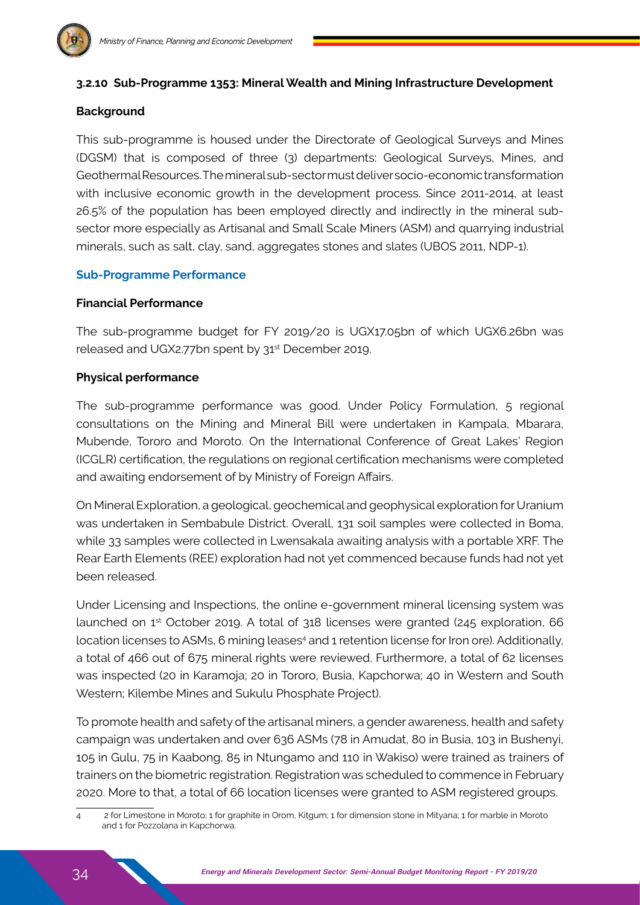### 3.2.10 Sub-Programme 1353: Mineral Wealth and Mining Infrastructure Development

**Background**

This sub-programme is housed under the Directorate of Geological Surveys and Mines (DGSM) that is composed of three (3) departments: Geological Surveys, Mines, and Geothermal Resources. The mineral sub-sector must deliver socio-economic transformation with inclusive economic growth in the development process. Since 2011-2014, at least 26.5% of the population has been employed directly and indirectly in the mineral sub-sector more especially as Artisanal and Small Scale Miners (ASM) and quarrying industrial minerals, such as salt, clay, sand, aggregates stones and slates (UBOS 2011, NDP-1).

**Sub-Programme Performance**

**Financial Performance**

The sub-programme budget for FY 2019/20 is UGX17.05bn of which UGX6.26bn was released and UGX2.77bn spent by 31st December 2019.

**Physical performance**

The sub-programme performance was good. Under Policy Formulation, 5 regional consultations on the Mining and Mineral Bill were undertaken in Kampala, Mbarara, Mubende, Tororo and Moroto. On the International Conference of Great Lakes' Region (ICGLR) certification, the regulations on regional certification mechanisms were completed and awaiting endorsement of by Ministry of Foreign Affairs.

On Mineral Exploration, a geological, geochemical and geophysical exploration for Uranium was undertaken in Sembabule District. Overall, 131 soil samples were collected in Boma, while 33 samples were collected in Lwensakala awaiting analysis with a portable XRF. The Rear Earth Elements (REE) exploration had not yet commenced because funds had not yet been released.

Under Licensing and Inspections, the online e-government mineral licensing system was launched on 1st October 2019. A total of 318 licenses were granted (245 exploration, 66 location licenses to ASMs, 6 mining leases[4] and 1 retention license for Iron ore). Additionally, a total of 466 out of 675 mineral rights were reviewed. Furthermore, a total of 62 licenses was inspected (20 in Karamoja; 20 in Tororo, Busia, Kapchorwa; 40 in Western and South Western; Kilembe Mines and Sukulu Phosphate Project).

To promote health and safety of the artisanal miners, a gender awareness, health and safety campaign was undertaken and over 636 ASMs (78 in Amudat, 80 in Busia, 103 in Bushenyi, 105 in Gulu, 75 in Kaabong, 85 in Ntungamo and 110 in Wakiso) were trained as trainers of trainers on the biometric registration. Registration was scheduled to commence in February 2020. More to that, a total of 66 location licenses were granted to ASM registered groups.

[4] 2 for Limestone in Moroto; 1 for graphite in Orom, Kitgum; 1 for dimension stone in Mityana; 1 for marble in Moroto and 1 for Pozzolana in Kapchorwa.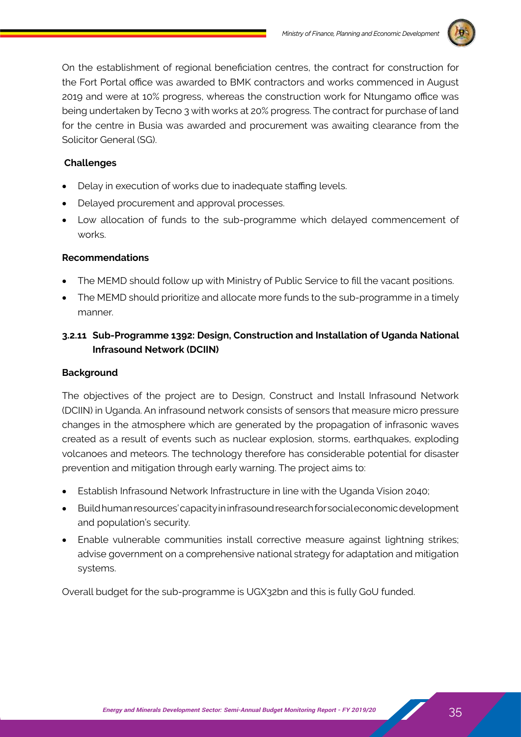On the establishment of regional beneficiation centres, the contract for construction for the Fort Portal office was awarded to BMK contractors and works commenced in August 2019 and were at 10% progress, whereas the construction work for Ntungamo office was being undertaken by Tecno 3 with works at 20% progress. The contract for purchase of land for the centre in Busia was awarded and procurement was awaiting clearance from the Solicitor General (SG).

**Challenges**

- Delay in execution of works due to inadequate staffing levels.
- Delayed procurement and approval processes.
- Low allocation of funds to the sub-programme which delayed commencement of works.

**Recommendations**

- The MEMD should follow up with Ministry of Public Service to fill the vacant positions.
- The MEMD should prioritize and allocate more funds to the sub-programme in a timely manner.

### 3.2.11 Sub-Programme 1392: Design, Construction and Installation of Uganda National Infrasound Network (DCIIN)

**Background**

The objectives of the project are to Design, Construct and Install Infrasound Network (DCIIN) in Uganda. An infrasound network consists of sensors that measure micro pressure changes in the atmosphere which are generated by the propagation of infrasonic waves created as a result of events such as nuclear explosion, storms, earthquakes, exploding volcanoes and meteors. The technology therefore has considerable potential for disaster prevention and mitigation through early warning. The project aims to:

- Establish Infrasound Network Infrastructure in line with the Uganda Vision 2040;
- Build human resources' capacity in infrasound research for social economic development and population's security.
- Enable vulnerable communities install corrective measure against lightning strikes; advise government on a comprehensive national strategy for adaptation and mitigation systems.

Overall budget for the sub-programme is UGX32bn and this is fully GoU funded.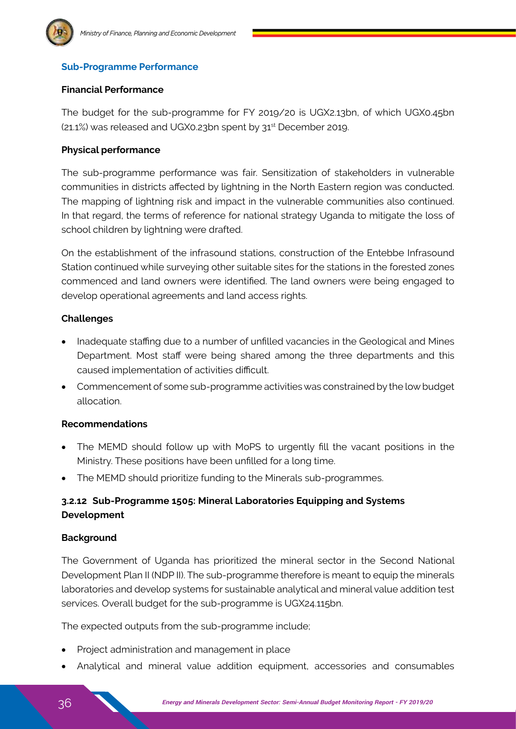### Sub-Programme Performance

**Financial Performance**

The budget for the sub-programme for FY 2019/20 is UGX2.13bn, of which UGX0.45bn (21.1%) was released and UGX0.23bn spent by 31st December 2019.

**Physical performance**

The sub-programme performance was fair. Sensitization of stakeholders in vulnerable communities in districts affected by lightning in the North Eastern region was conducted. The mapping of lightning risk and impact in the vulnerable communities also continued. In that regard, the terms of reference for national strategy Uganda to mitigate the loss of school children by lightning were drafted.

On the establishment of the infrasound stations, construction of the Entebbe Infrasound Station continued while surveying other suitable sites for the stations in the forested zones commenced and land owners were identified. The land owners were being engaged to develop operational agreements and land access rights.

**Challenges**

- Inadequate staffing due to a number of unfilled vacancies in the Geological and Mines Department. Most staff were being shared among the three departments and this caused implementation of activities difficult.
- Commencement of some sub-programme activities was constrained by the low budget allocation.

**Recommendations**

- The MEMD should follow up with MoPS to urgently fill the vacant positions in the Ministry. These positions have been unfilled for a long time.
- The MEMD should prioritize funding to the Minerals sub-programmes.

### 3.2.12 Sub-Programme 1505: Mineral Laboratories Equipping and Systems Development

**Background**

The Government of Uganda has prioritized the mineral sector in the Second National Development Plan II (NDP II). The sub-programme therefore is meant to equip the minerals laboratories and develop systems for sustainable analytical and mineral value addition test services. Overall budget for the sub-programme is UGX24.115bn.

The expected outputs from the sub-programme include;

- Project administration and management in place
- Analytical and mineral value addition equipment, accessories and consumables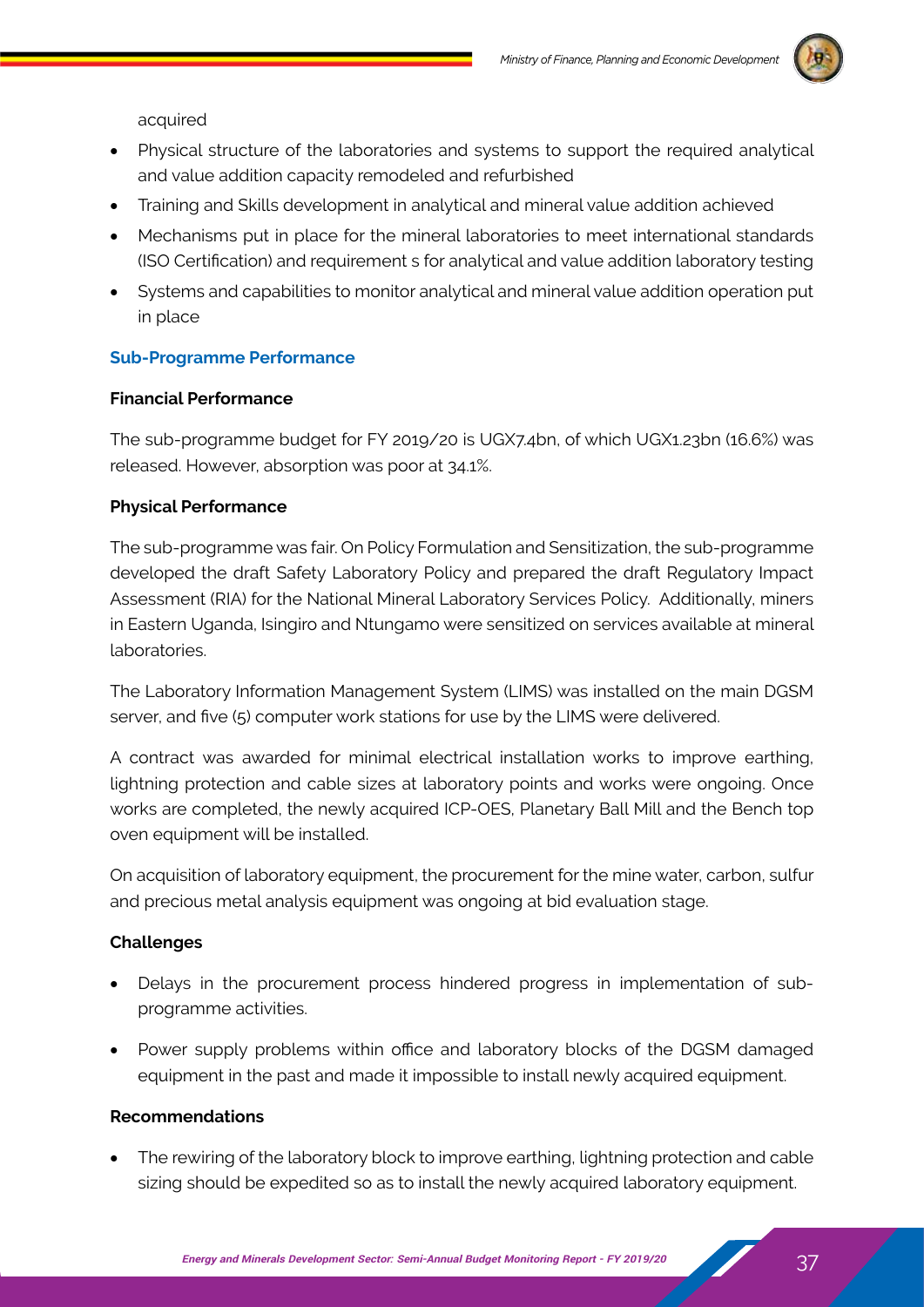acquired

- Physical structure of the laboratories and systems to support the required analytical and value addition capacity remodeled and refurbished
- Training and Skills development in analytical and mineral value addition achieved
- Mechanisms put in place for the mineral laboratories to meet international standards (ISO Certification) and requirement s for analytical and value addition laboratory testing
- Systems and capabilities to monitor analytical and mineral value addition operation put in place

### Sub-Programme Performance

**Financial Performance**

The sub-programme budget for FY 2019/20 is UGX7.4bn, of which UGX1.23bn (16.6%) was released. However, absorption was poor at 34.1%.

**Physical Performance**

The sub-programme was fair. On Policy Formulation and Sensitization, the sub-programme developed the draft Safety Laboratory Policy and prepared the draft Regulatory Impact Assessment (RIA) for the National Mineral Laboratory Services Policy. Additionally, miners in Eastern Uganda, Isingiro and Ntungamo were sensitized on services available at mineral laboratories.

The Laboratory Information Management System (LIMS) was installed on the main DGSM server, and five (5) computer work stations for use by the LIMS were delivered.

A contract was awarded for minimal electrical installation works to improve earthing, lightning protection and cable sizes at laboratory points and works were ongoing. Once works are completed, the newly acquired ICP-OES, Planetary Ball Mill and the Bench top oven equipment will be installed.

On acquisition of laboratory equipment, the procurement for the mine water, carbon, sulfur and precious metal analysis equipment was ongoing at bid evaluation stage.

**Challenges**

- Delays in the procurement process hindered progress in implementation of sub-programme activities.
- Power supply problems within office and laboratory blocks of the DGSM damaged equipment in the past and made it impossible to install newly acquired equipment.

**Recommendations**

- The rewiring of the laboratory block to improve earthing, lightning protection and cable sizing should be expedited so as to install the newly acquired laboratory equipment.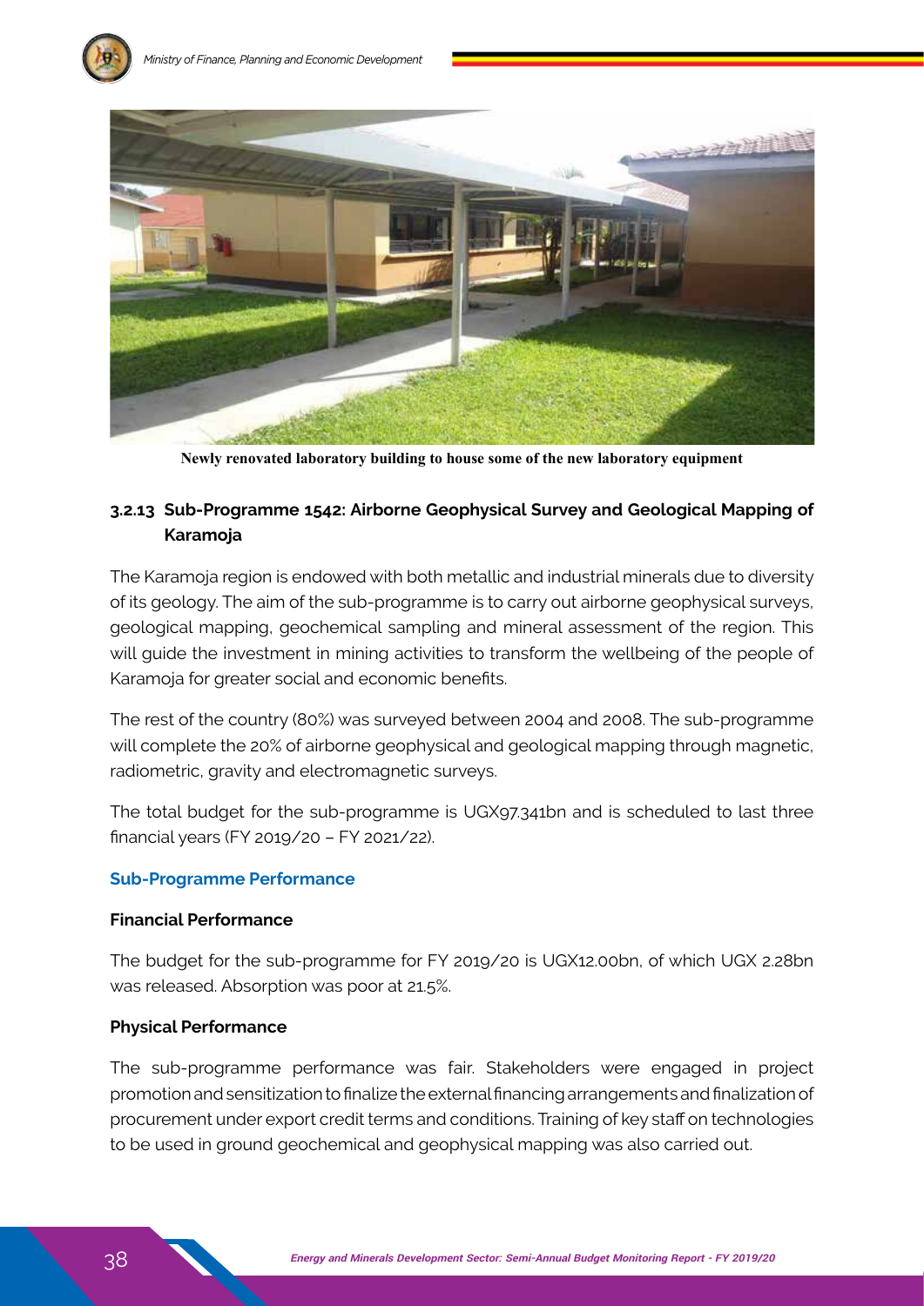Newly renovated laboratory building to house some of the new laboratory equipment

### 3.2.13 Sub-Programme 1542: Airborne Geophysical Survey and Geological Mapping of Karamoja

The Karamoja region is endowed with both metallic and industrial minerals due to diversity of its geology. The aim of the sub-programme is to carry out airborne geophysical surveys, geological mapping, geochemical sampling and mineral assessment of the region. This will guide the investment in mining activities to transform the wellbeing of the people of Karamoja for greater social and economic benefits.

The rest of the country (80%) was surveyed between 2004 and 2008. The sub-programme will complete the 20% of airborne geophysical and geological mapping through magnetic, radiometric, gravity and electromagnetic surveys.

The total budget for the sub-programme is UGX97.341bn and is scheduled to last three financial years (FY 2019/20 – FY 2021/22).

#### Sub-Programme Performance

**Financial Performance**

The budget for the sub-programme for FY 2019/20 is UGX12.00bn, of which UGX 2.28bn was released. Absorption was poor at 21.5%.

**Physical Performance**

The sub-programme performance was fair. Stakeholders were engaged in project promotion and sensitization to finalize the external financing arrangements and finalization of procurement under export credit terms and conditions. Training of key staff on technologies to be used in ground geochemical and geophysical mapping was also carried out.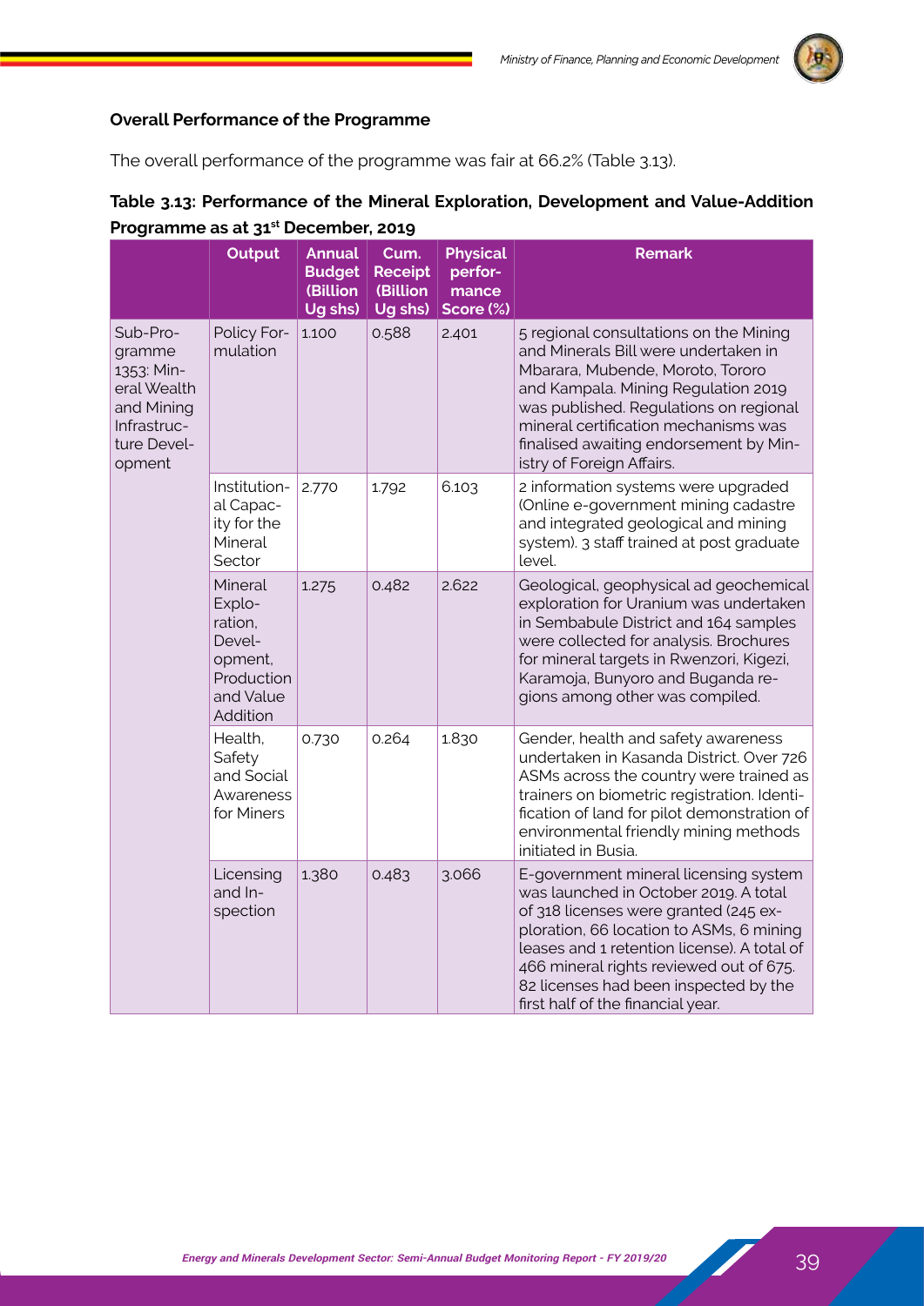**Overall Performance of the Programme**

The overall performance of the programme was fair at 66.2% (Table 3.13).

**Table 3.13: Performance of the Mineral Exploration, Development and Value-Addition Programme as at 31st December, 2019**

| | Output | Annual Budget (Billion Ug shs) | Cum. Receipt (Billion Ug shs) | Physical performance Score (%) | Remark |
|---|---|---|---|---|---|
| Sub-Programme 1353: Mineral Wealth and Mining Infrastructure Development | Policy Formulation | 1.100 | 0.588 | 2.401 | 5 regional consultations on the Mining and Minerals Bill were undertaken in Mbarara, Mubende, Moroto, Tororo and Kampala. Mining Regulation 2019 was published. Regulations on regional mineral certification mechanisms was finalised awaiting endorsement by Ministry of Foreign Affairs. |
| | Institutional Capacity for the Mineral Sector | 2.770 | 1.792 | 6.103 | 2 information systems were upgraded (Online e-government mining cadastre and integrated geological and mining system). 3 staff trained at post graduate level. |
| | Mineral Exploration, Development, Production and Value Addition | 1.275 | 0.482 | 2.622 | Geological, geophysical ad geochemical exploration for Uranium was undertaken in Sembabule District and 164 samples were collected for analysis. Brochures for mineral targets in Rwenzori, Kigezi, Karamoja, Bunyoro and Buganda regions among other was compiled. |
| | Health, Safety and Social Awareness for Miners | 0.730 | 0.264 | 1.830 | Gender, health and safety awareness undertaken in Kasanda District. Over 726 ASMs across the country were trained as trainers on biometric registration. Identification of land for pilot demonstration of environmental friendly mining methods initiated in Busia. |
| | Licensing and Inspection | 1.380 | 0.483 | 3.066 | E-government mineral licensing system was launched in October 2019. A total of 318 licenses were granted (245 exploration, 66 location to ASMs, 6 mining leases and 1 retention license). A total of 466 mineral rights reviewed out of 675. 82 licenses had been inspected by the first half of the financial year. |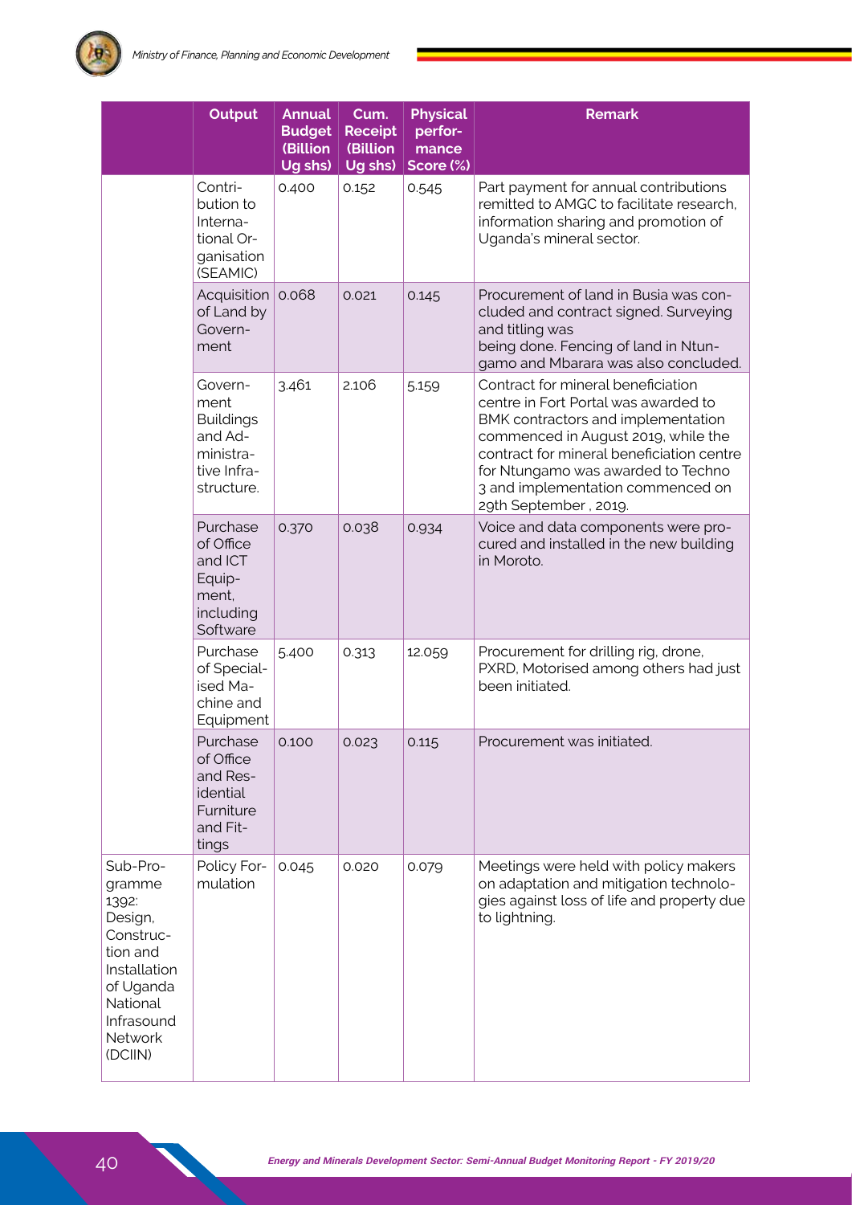| | Output | Annual Budget (Billion Ug shs) | Cum. Receipt (Billion Ug shs) | Physical performance Score (%) | Remark |
|---|---|---|---|---|---|
| | Contribution to International Organisation (SEAMIC) | 0.400 | 0.152 | 0.545 | Part payment for annual contributions remitted to AMGC to facilitate research, information sharing and promotion of Uganda's mineral sector. |
| | Acquisition of Land by Government | 0.068 | 0.021 | 0.145 | Procurement of land in Busia was concluded and contract signed. Surveying and titling was being done. Fencing of land in Ntungamo and Mbarara was also concluded. |
| | Government Buildings and Administrative Infrastructure. | 3.461 | 2.106 | 5.159 | Contract for mineral beneficiation centre in Fort Portal was awarded to BMK contractors and implementation commenced in August 2019, while the contract for mineral beneficiation centre for Ntungamo was awarded to Techno 3 and implementation commenced on 29th September , 2019. |
| | Purchase of Office and ICT Equipment, including Software | 0.370 | 0.038 | 0.934 | Voice and data components were procured and installed in the new building in Moroto. |
| | Purchase of Specialised Machine and Equipment | 5.400 | 0.313 | 12.059 | Procurement for drilling rig, drone, PXRD, Motorised among others had just been initiated. |
| | Purchase of Office and Residential Furniture and Fittings | 0.100 | 0.023 | 0.115 | Procurement was initiated. |
| Sub-Programme 1392: Design, Construction and Installation of Uganda National Infrasound Network (DCIIN) | Policy Formulation | 0.045 | 0.020 | 0.079 | Meetings were held with policy makers on adaptation and mitigation technologies against loss of life and property due to lightning. |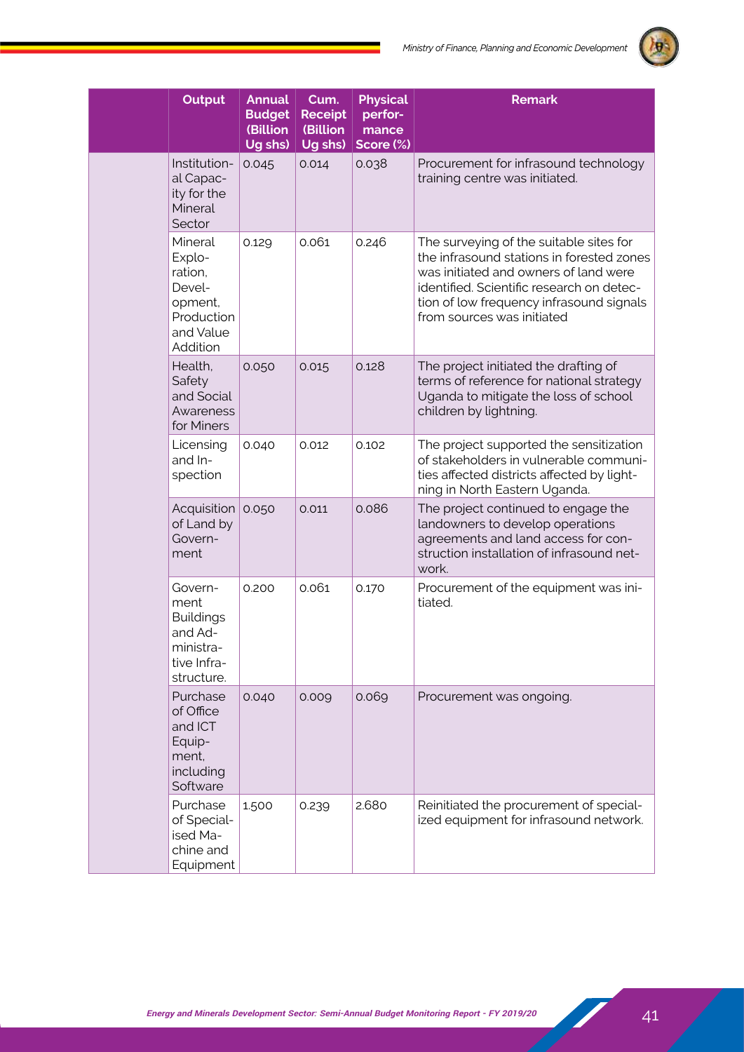| | Output | Annual Budget (Billion Ug shs) | Cum. Receipt (Billion Ug shs) | Physical performance Score (%) | Remark |
|---|---|---|---|---|---|
| | Institutional Capacity for the Mineral Sector | 0.045 | 0.014 | 0.038 | Procurement for infrasound technology training centre was initiated. |
| | Mineral Exploration, Development, Production and Value Addition | 0.129 | 0.061 | 0.246 | The surveying of the suitable sites for the infrasound stations in forested zones was initiated and owners of land were identified. Scientific research on detection of low frequency infrasound signals from sources was initiated |
| | Health, Safety and Social Awareness for Miners | 0.050 | 0.015 | 0.128 | The project initiated the drafting of terms of reference for national strategy Uganda to mitigate the loss of school children by lightning. |
| | Licensing and Inspection | 0.040 | 0.012 | 0.102 | The project supported the sensitization of stakeholders in vulnerable communities affected districts affected by lightning in North Eastern Uganda. |
| | Acquisition of Land by Government | 0.050 | 0.011 | 0.086 | The project continued to engage the landowners to develop operations agreements and land access for construction installation of infrasound network. |
| | Government Buildings and Administrative Infrastructure. | 0.200 | 0.061 | 0.170 | Procurement of the equipment was initiated. |
| | Purchase of Office and ICT Equipment, including Software | 0.040 | 0.009 | 0.069 | Procurement was ongoing. |
| | Purchase of Specialised Machine and Equipment | 1.500 | 0.239 | 2.680 | Reinitiated the procurement of specialized equipment for infrasound network. |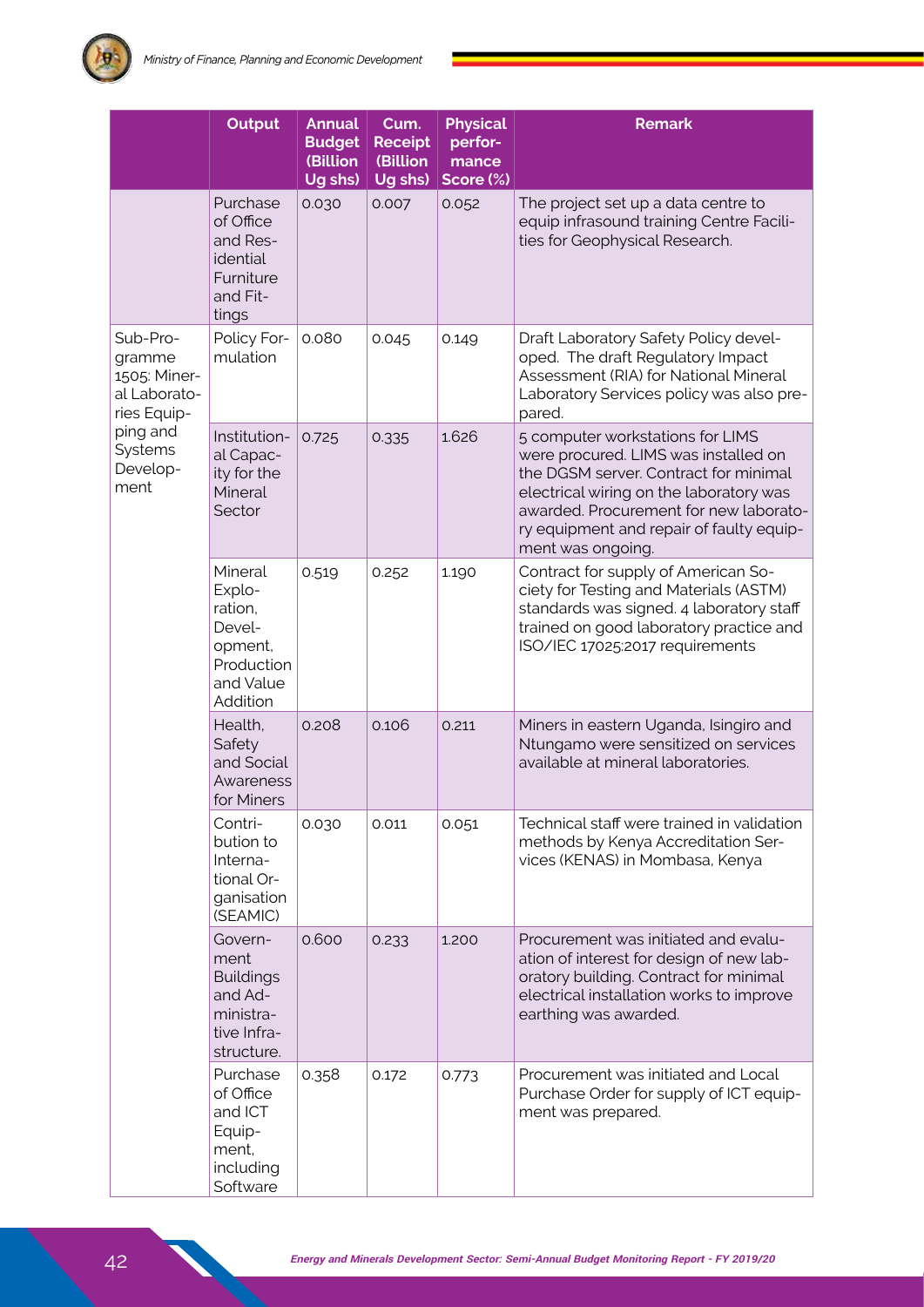| | Output | Annual Budget (Billion Ug shs) | Cum. Receipt (Billion Ug shs) | Physical performance Score (%) | Remark |
|---|---|---|---|---|---|
| | Purchase of Office and Residential Furniture and Fittings | 0.030 | 0.007 | 0.052 | The project set up a data centre to equip infrasound training Centre Facilities for Geophysical Research. |
| Sub-Programme 1505: Mineral Laboratories Equipping and Systems Development | Policy Formulation | 0.080 | 0.045 | 0.149 | Draft Laboratory Safety Policy developed. The draft Regulatory Impact Assessment (RIA) for National Mineral Laboratory Services policy was also prepared. |
| | Institutional Capacity for the Mineral Sector | 0.725 | 0.335 | 1.626 | 5 computer workstations for LIMS were procured. LIMS was installed on the DGSM server. Contract for minimal electrical wiring on the laboratory was awarded. Procurement for new laboratory equipment and repair of faulty equipment was ongoing. |
| | Mineral Exploration, Development, Production and Value Addition | 0.519 | 0.252 | 1.190 | Contract for supply of American Society for Testing and Materials (ASTM) standards was signed. 4 laboratory staff trained on good laboratory practice and ISO/IEC 17025:2017 requirements |
| | Health, Safety and Social Awareness for Miners | 0.208 | 0.106 | 0.211 | Miners in eastern Uganda, Isingiro and Ntungamo were sensitized on services available at mineral laboratories. |
| | Contribution to International Organisation (SEAMIC) | 0.030 | 0.011 | 0.051 | Technical staff were trained in validation methods by Kenya Accreditation Services (KENAS) in Mombasa, Kenya |
| | Government Buildings and Administrative Infrastructure. | 0.600 | 0.233 | 1.200 | Procurement was initiated and evaluation of interest for design of new laboratory building. Contract for minimal electrical installation works to improve earthing was awarded. |
| | Purchase of Office and ICT Equipment, including Software | 0.358 | 0.172 | 0.773 | Procurement was initiated and Local Purchase Order for supply of ICT equipment was prepared. |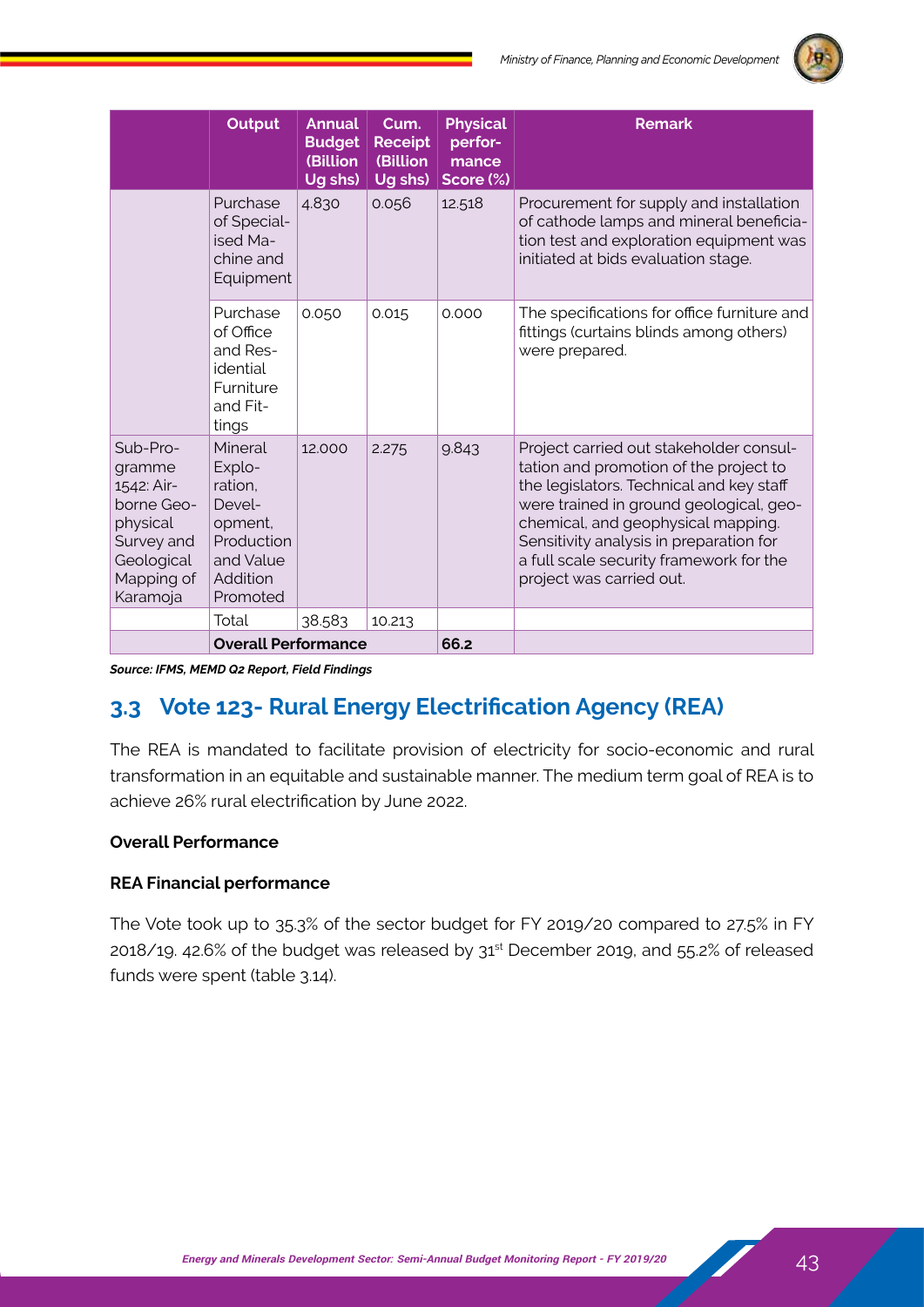| | Output | Annual Budget (Billion Ug shs) | Cum. Receipt (Billion Ug shs) | Physical performance Score (%) | Remark |
|---|---|---|---|---|---|
| | Purchase of Specialised Machine and Equipment | 4.830 | 0.056 | 12.518 | Procurement for supply and installation of cathode lamps and mineral beneficiation test and exploration equipment was initiated at bids evaluation stage. |
| | Purchase of Office and Residential Furniture and Fittings | 0.050 | 0.015 | 0.000 | The specifications for office furniture and fittings (curtains blinds among others) were prepared. |
| Sub-Programme 1542: Airborne Geophysical Survey and Geological Mapping of Karamoja | Mineral Exploration, Development, Production and Value Addition Promoted | 12.000 | 2.275 | 9.843 | Project carried out stakeholder consultation and promotion of the project to the legislators. Technical and key staff were trained in ground geological, geochemical, and geophysical mapping. Sensitivity analysis in preparation for a full scale security framework for the project was carried out. |
| | Total | 38.583 | 10.213 | | |
| | **Overall Performance** | | | **66.2** | |

***Source: IFMS, MEMD Q2 Report, Field Findings***

## 3.3 Vote 123- Rural Energy Electrification Agency (REA)

The REA is mandated to facilitate provision of electricity for socio-economic and rural transformation in an equitable and sustainable manner. The medium term goal of REA is to achieve 26% rural electrification by June 2022.

**Overall Performance**

**REA Financial performance**

The Vote took up to 35.3% of the sector budget for FY 2019/20 compared to 27.5% in FY 2018/19. 42.6% of the budget was released by 31st December 2019, and 55.2% of released funds were spent (table 3.14).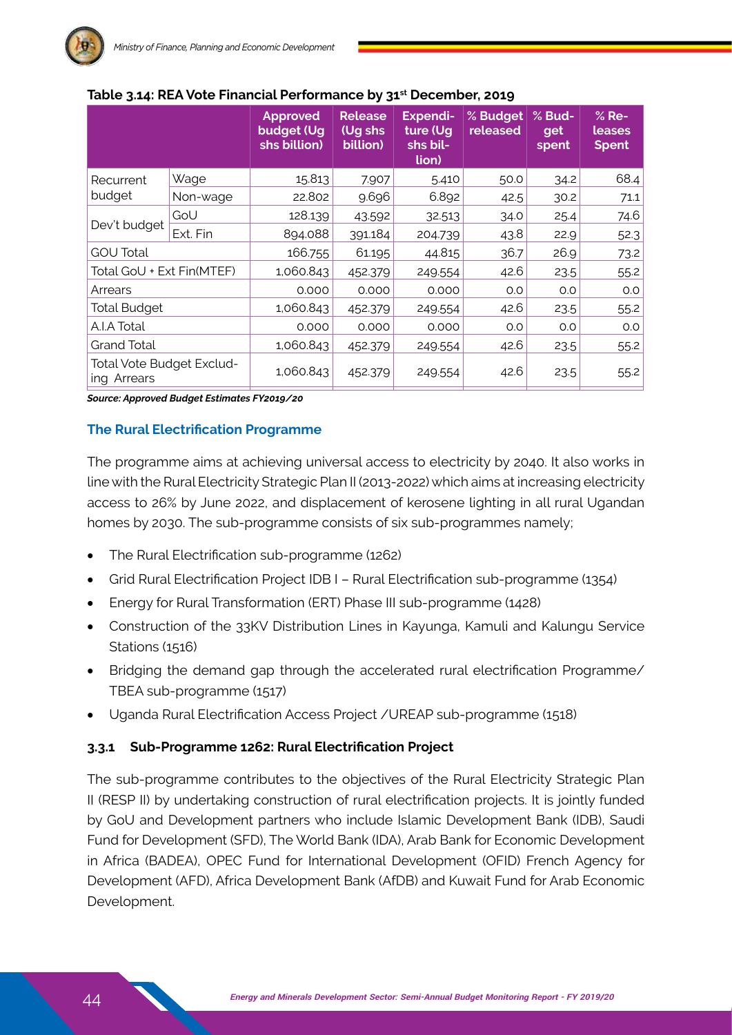**Table 3.14: REA Vote Financial Performance by 31st December, 2019**

| | | Approved budget (Ug shs billion) | Release (Ug shs billion) | Expenditure (Ug shs billion) | % Budget released | % Budget spent | % Releases Spent |
|---|---|---|---|---|---|---|---|
| Recurrent budget | Wage | 15.813 | 7.907 | 5.410 | 50.0 | 34.2 | 68.4 |
| | Non-wage | 22.802 | 9.696 | 6.892 | 42.5 | 30.2 | 71.1 |
| Dev't budget | GoU | 128.139 | 43.592 | 32.513 | 34.0 | 25.4 | 74.6 |
| | Ext. Fin | 894.088 | 391.184 | 204.739 | 43.8 | 22.9 | 52.3 |
| GOU Total | | 166.755 | 61.195 | 44.815 | 36.7 | 26.9 | 73.2 |
| Total GoU + Ext Fin(MTEF) | | 1,060.843 | 452.379 | 249.554 | 42.6 | 23.5 | 55.2 |
| Arrears | | 0.000 | 0.000 | 0.000 | 0.0 | 0.0 | 0.0 |
| Total Budget | | 1,060.843 | 452.379 | 249.554 | 42.6 | 23.5 | 55.2 |
| A.I.A Total | | 0.000 | 0.000 | 0.000 | 0.0 | 0.0 | 0.0 |
| Grand Total | | 1,060.843 | 452.379 | 249.554 | 42.6 | 23.5 | 55.2 |
| Total Vote Budget Excluding Arrears | | 1,060.843 | 452.379 | 249.554 | 42.6 | 23.5 | 55.2 |

*Source: Approved Budget Estimates FY2019/20*

### The Rural Electrification Programme

The programme aims at achieving universal access to electricity by 2040. It also works in line with the Rural Electricity Strategic Plan II (2013-2022) which aims at increasing electricity access to 26% by June 2022, and displacement of kerosene lighting in all rural Ugandan homes by 2030. The sub-programme consists of six sub-programmes namely;

- The Rural Electrification sub-programme (1262)
- Grid Rural Electrification Project IDB I – Rural Electrification sub-programme (1354)
- Energy for Rural Transformation (ERT) Phase III sub-programme (1428)
- Construction of the 33KV Distribution Lines in Kayunga, Kamuli and Kalungu Service Stations (1516)
- Bridging the demand gap through the accelerated rural electrification Programme/ TBEA sub-programme (1517)
- Uganda Rural Electrification Access Project /UREAP sub-programme (1518)

#### 3.3.1 Sub-Programme 1262: Rural Electrification Project

The sub-programme contributes to the objectives of the Rural Electricity Strategic Plan II (RESP II) by undertaking construction of rural electrification projects. It is jointly funded by GoU and Development partners who include Islamic Development Bank (IDB), Saudi Fund for Development (SFD), The World Bank (IDA), Arab Bank for Economic Development in Africa (BADEA), OPEC Fund for International Development (OFID) French Agency for Development (AFD), Africa Development Bank (AfDB) and Kuwait Fund for Arab Economic Development.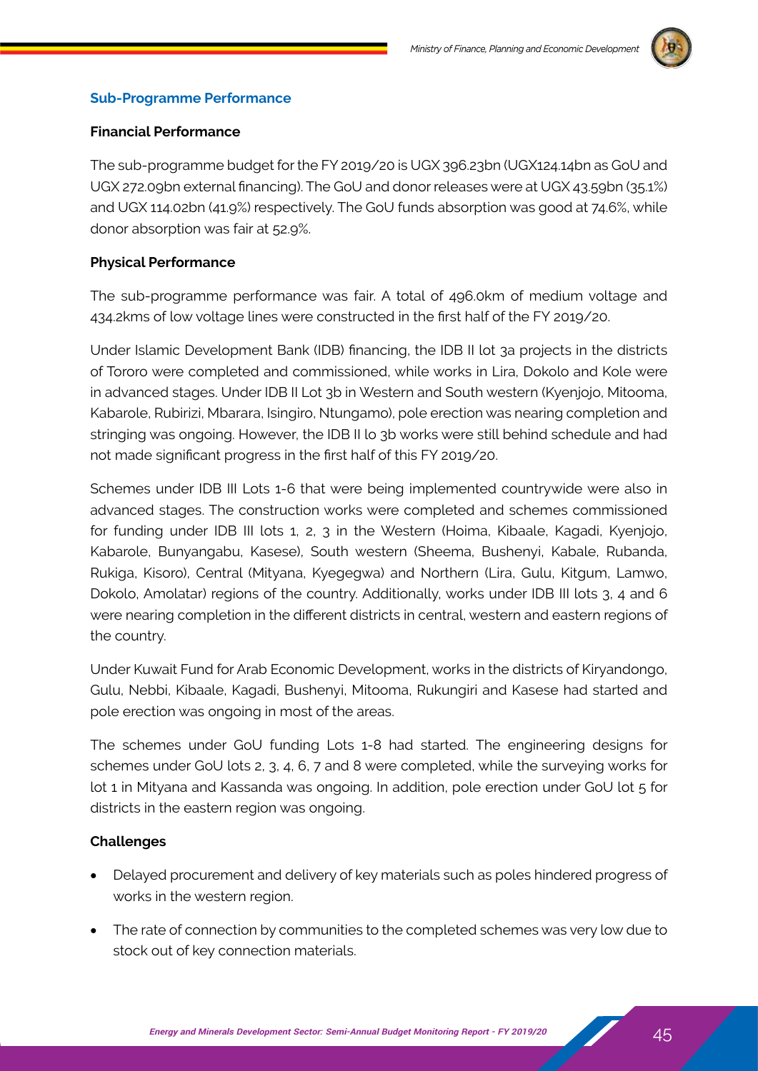### Sub-Programme Performance

#### Financial Performance

The sub-programme budget for the FY 2019/20 is UGX 396.23bn (UGX124.14bn as GoU and UGX 272.09bn external financing). The GoU and donor releases were at UGX 43.59bn (35.1%) and UGX 114.02bn (41.9%) respectively. The GoU funds absorption was good at 74.6%, while donor absorption was fair at 52.9%.

#### Physical Performance

The sub-programme performance was fair. A total of 496.0km of medium voltage and 434.2kms of low voltage lines were constructed in the first half of the FY 2019/20.

Under Islamic Development Bank (IDB) financing, the IDB II lot 3a projects in the districts of Tororo were completed and commissioned, while works in Lira, Dokolo and Kole were in advanced stages. Under IDB II Lot 3b in Western and South western (Kyenjojo, Mitooma, Kabarole, Rubirizi, Mbarara, Isingiro, Ntungamo), pole erection was nearing completion and stringing was ongoing. However, the IDB II lo 3b works were still behind schedule and had not made significant progress in the first half of this FY 2019/20.

Schemes under IDB III Lots 1-6 that were being implemented countrywide were also in advanced stages. The construction works were completed and schemes commissioned for funding under IDB III lots 1, 2, 3 in the Western (Hoima, Kibaale, Kagadi, Kyenjojo, Kabarole, Bunyangabu, Kasese), South western (Sheema, Bushenyi, Kabale, Rubanda, Rukiga, Kisoro), Central (Mityana, Kyegegwa) and Northern (Lira, Gulu, Kitgum, Lamwo, Dokolo, Amolatar) regions of the country. Additionally, works under IDB III lots 3, 4 and 6 were nearing completion in the different districts in central, western and eastern regions of the country.

Under Kuwait Fund for Arab Economic Development, works in the districts of Kiryandongo, Gulu, Nebbi, Kibaale, Kagadi, Bushenyi, Mitooma, Rukungiri and Kasese had started and pole erection was ongoing in most of the areas.

The schemes under GoU funding Lots 1-8 had started. The engineering designs for schemes under GoU lots 2, 3, 4, 6, 7 and 8 were completed, while the surveying works for lot 1 in Mityana and Kassanda was ongoing. In addition, pole erection under GoU lot 5 for districts in the eastern region was ongoing.

#### Challenges

- Delayed procurement and delivery of key materials such as poles hindered progress of works in the western region.
- The rate of connection by communities to the completed schemes was very low due to stock out of key connection materials.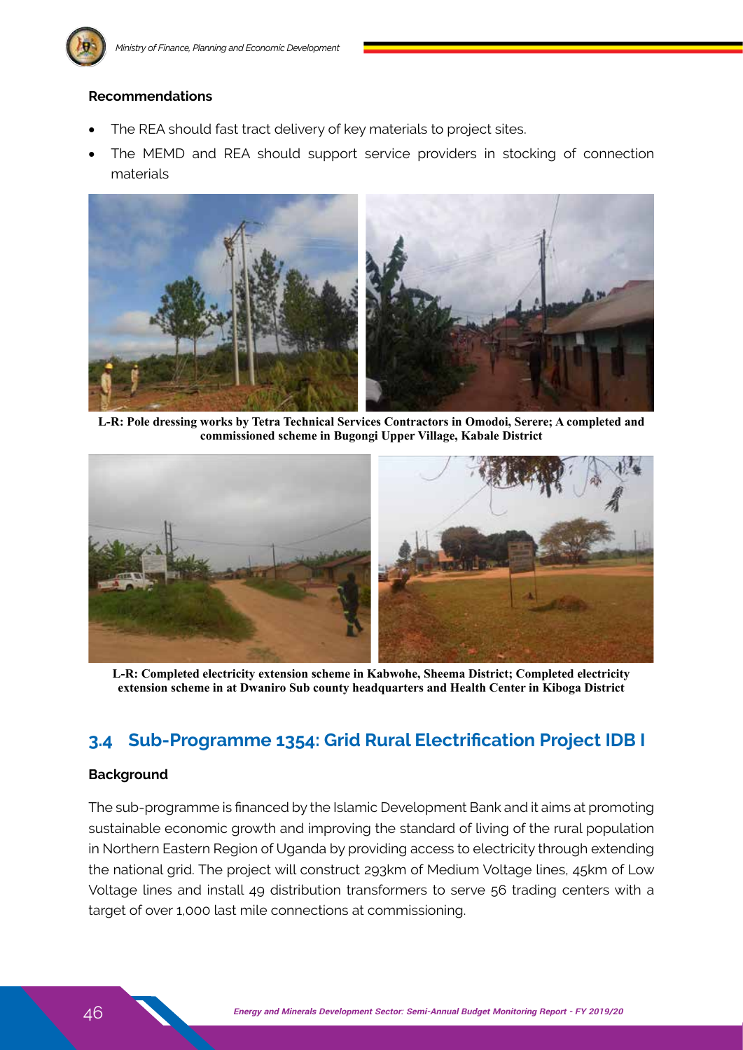### Recommendations

- The REA should fast tract delivery of key materials to project sites.
- The MEMD and REA should support service providers in stocking of connection materials

**L-R: Pole dressing works by Tetra Technical Services Contractors in Omodoi, Serere; A completed and commissioned scheme in Bugongi Upper Village, Kabale District**

**L-R: Completed electricity extension scheme in Kabwohe, Sheema District; Completed electricity extension scheme in at Dwaniro Sub county headquarters and Health Center in Kiboga District**

## 3.4 Sub-Programme 1354: Grid Rural Electrification Project IDB I

### Background

The sub-programme is financed by the Islamic Development Bank and it aims at promoting sustainable economic growth and improving the standard of living of the rural population in Northern Eastern Region of Uganda by providing access to electricity through extending the national grid. The project will construct 293km of Medium Voltage lines, 45km of Low Voltage lines and install 49 distribution transformers to serve 56 trading centers with a target of over 1,000 last mile connections at commissioning.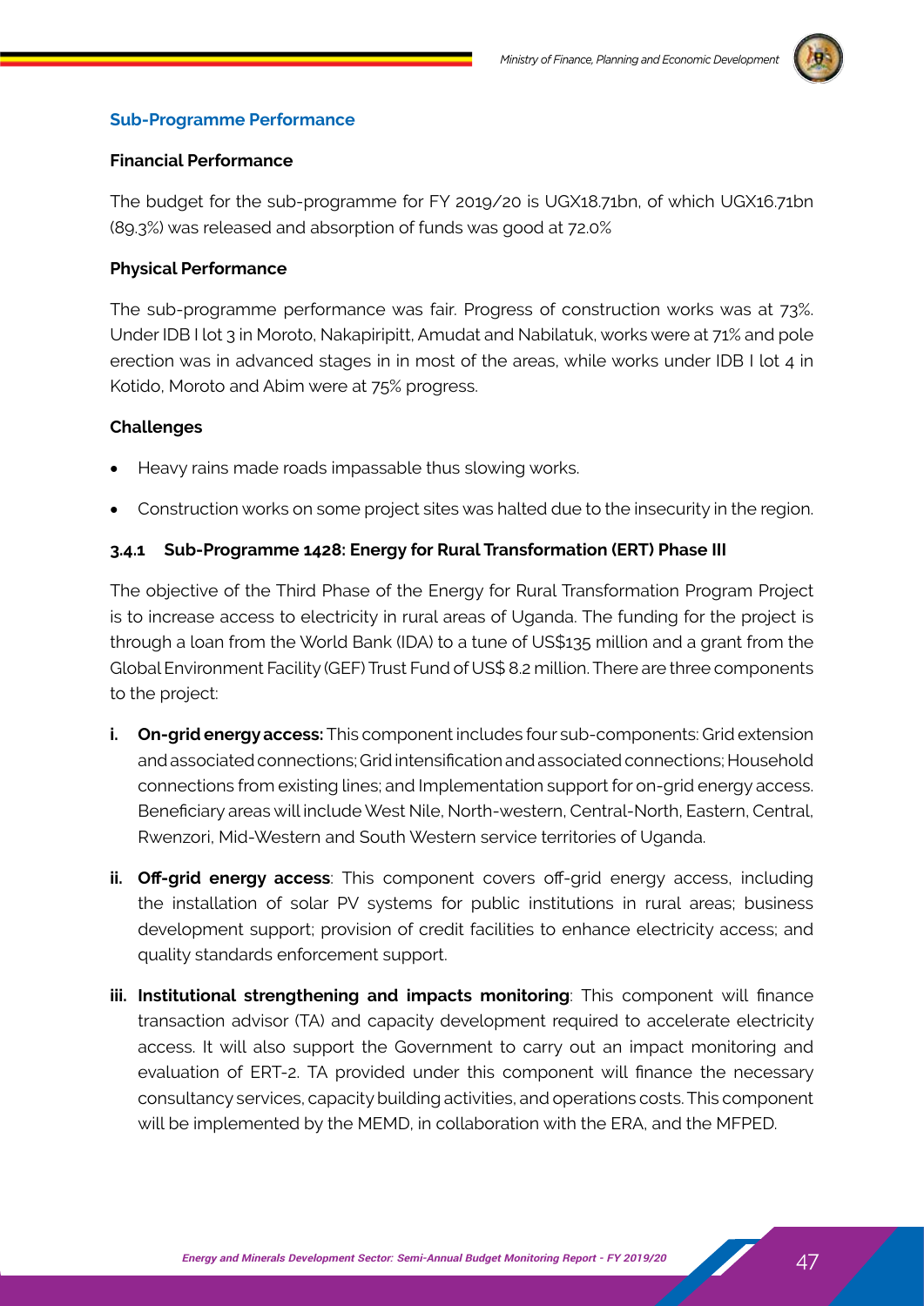### Sub-Programme Performance

**Financial Performance**

The budget for the sub-programme for FY 2019/20 is UGX18.71bn, of which UGX16.71bn (89.3%) was released and absorption of funds was good at 72.0%

**Physical Performance**

The sub-programme performance was fair. Progress of construction works was at 73%. Under IDB I lot 3 in Moroto, Nakapiripitt, Amudat and Nabilatuk, works were at 71% and pole erection was in advanced stages in in most of the areas, while works under IDB I lot 4 in Kotido, Moroto and Abim were at 75% progress.

**Challenges**

- Heavy rains made roads impassable thus slowing works.
- Construction works on some project sites was halted due to the insecurity in the region.

#### 3.4.1 Sub-Programme 1428: Energy for Rural Transformation (ERT) Phase III

The objective of the Third Phase of the Energy for Rural Transformation Program Project is to increase access to electricity in rural areas of Uganda. The funding for the project is through a loan from the World Bank (IDA) to a tune of US$135 million and a grant from the Global Environment Facility (GEF) Trust Fund of US$ 8.2 million. There are three components to the project:

i. **On-grid energy access:** This component includes four sub-components: Grid extension and associated connections; Grid intensification and associated connections; Household connections from existing lines; and Implementation support for on-grid energy access. Beneficiary areas will include West Nile, North-western, Central-North, Eastern, Central, Rwenzori, Mid-Western and South Western service territories of Uganda.

ii. **Off-grid energy access**: This component covers off-grid energy access, including the installation of solar PV systems for public institutions in rural areas; business development support; provision of credit facilities to enhance electricity access; and quality standards enforcement support.

iii. **Institutional strengthening and impacts monitoring**: This component will finance transaction advisor (TA) and capacity development required to accelerate electricity access. It will also support the Government to carry out an impact monitoring and evaluation of ERT-2. TA provided under this component will finance the necessary consultancy services, capacity building activities, and operations costs. This component will be implemented by the MEMD, in collaboration with the ERA, and the MFPED.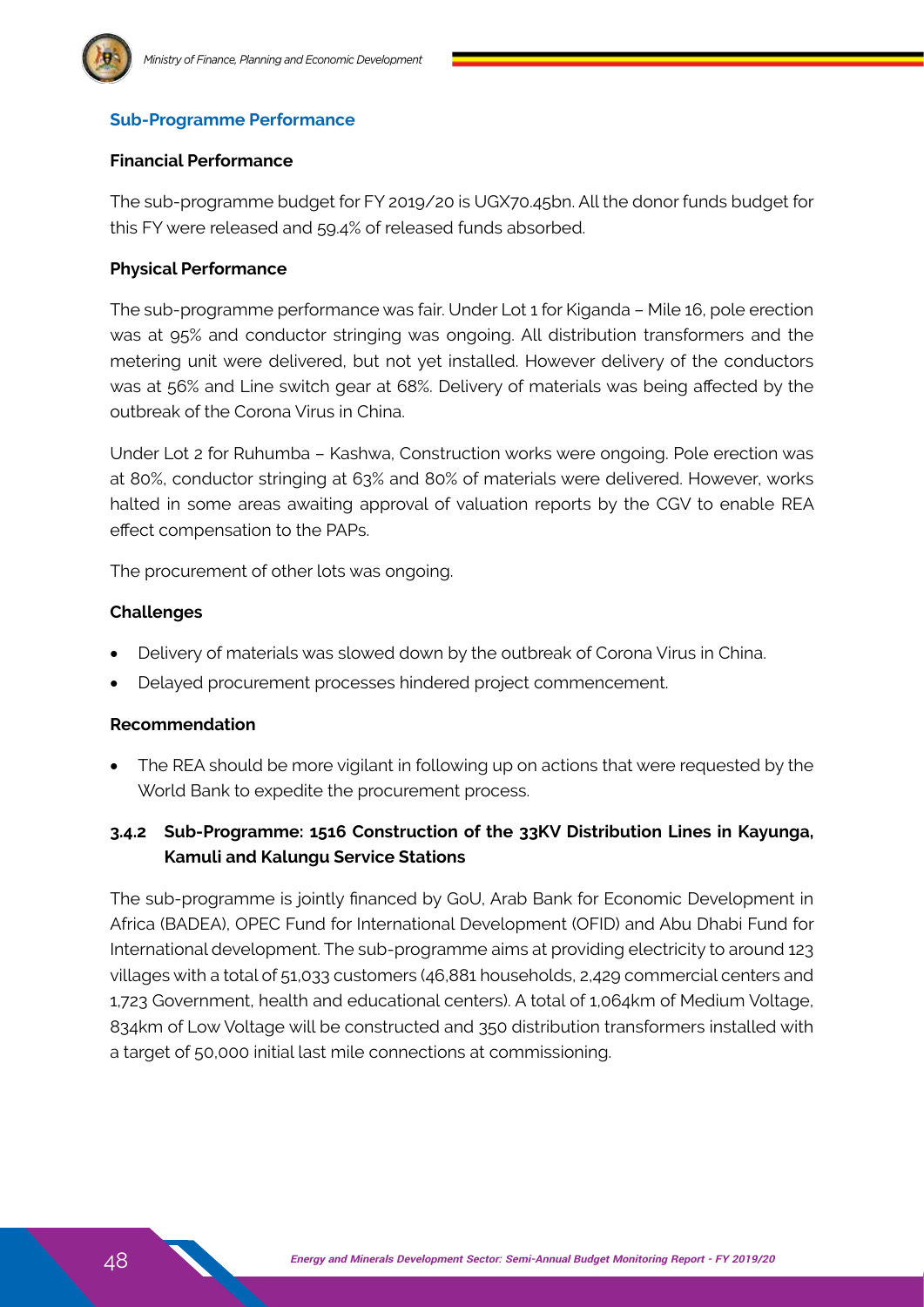### Sub-Programme Performance

**Financial Performance**

The sub-programme budget for FY 2019/20 is UGX70.45bn. All the donor funds budget for this FY were released and 59.4% of released funds absorbed.

**Physical Performance**

The sub-programme performance was fair. Under Lot 1 for Kiganda – Mile 16, pole erection was at 95% and conductor stringing was ongoing. All distribution transformers and the metering unit were delivered, but not yet installed. However delivery of the conductors was at 56% and Line switch gear at 68%. Delivery of materials was being affected by the outbreak of the Corona Virus in China.

Under Lot 2 for Ruhumba – Kashwa, Construction works were ongoing. Pole erection was at 80%, conductor stringing at 63% and 80% of materials were delivered. However, works halted in some areas awaiting approval of valuation reports by the CGV to enable REA effect compensation to the PAPs.

The procurement of other lots was ongoing.

**Challenges**

- Delivery of materials was slowed down by the outbreak of Corona Virus in China.
- Delayed procurement processes hindered project commencement.

**Recommendation**

- The REA should be more vigilant in following up on actions that were requested by the World Bank to expedite the procurement process.

### 3.4.2 Sub-Programme: 1516 Construction of the 33KV Distribution Lines in Kayunga, Kamuli and Kalungu Service Stations

The sub-programme is jointly financed by GoU, Arab Bank for Economic Development in Africa (BADEA), OPEC Fund for International Development (OFID) and Abu Dhabi Fund for International development. The sub-programme aims at providing electricity to around 123 villages with a total of 51,033 customers (46,881 households, 2,429 commercial centers and 1,723 Government, health and educational centers). A total of 1,064km of Medium Voltage, 834km of Low Voltage will be constructed and 350 distribution transformers installed with a target of 50,000 initial last mile connections at commissioning.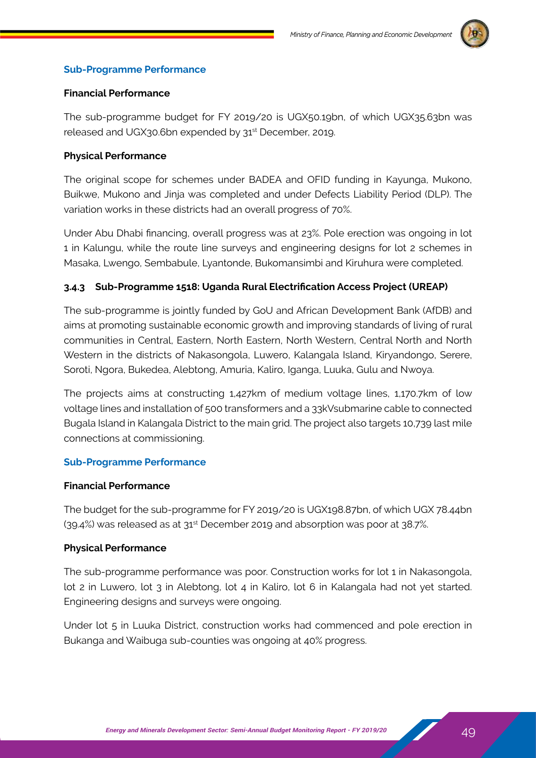#### Sub-Programme Performance

**Financial Performance**

The sub-programme budget for FY 2019/20 is UGX50.19bn, of which UGX35.63bn was released and UGX30.6bn expended by 31[st] December, 2019.

**Physical Performance**

The original scope for schemes under BADEA and OFID funding in Kayunga, Mukono, Buikwe, Mukono and Jinja was completed and under Defects Liability Period (DLP). The variation works in these districts had an overall progress of 70%.

Under Abu Dhabi financing, overall progress was at 23%. Pole erection was ongoing in lot 1 in Kalungu, while the route line surveys and engineering designs for lot 2 schemes in Masaka, Lwengo, Sembabule, Lyantonde, Bukomansimbi and Kiruhura were completed.

### 3.4.3 Sub-Programme 1518: Uganda Rural Electrification Access Project (UREAP)

The sub-programme is jointly funded by GoU and African Development Bank (AfDB) and aims at promoting sustainable economic growth and improving standards of living of rural communities in Central, Eastern, North Eastern, North Western, Central North and North Western in the districts of Nakasongola, Luwero, Kalangala Island, Kiryandongo, Serere, Soroti, Ngora, Bukedea, Alebtong, Amuria, Kaliro, Iganga, Luuka, Gulu and Nwoya.

The projects aims at constructing 1,427km of medium voltage lines, 1,170.7km of low voltage lines and installation of 500 transformers and a 33kVsubmarine cable to connected Bugala Island in Kalangala District to the main grid. The project also targets 10,739 last mile connections at commissioning.

#### Sub-Programme Performance

**Financial Performance**

The budget for the sub-programme for FY 2019/20 is UGX198.87bn, of which UGX 78.44bn (39.4%) was released as at 31[st] December 2019 and absorption was poor at 38.7%.

**Physical Performance**

The sub-programme performance was poor. Construction works for lot 1 in Nakasongola, lot 2 in Luwero, lot 3 in Alebtong, lot 4 in Kaliro, lot 6 in Kalangala had not yet started. Engineering designs and surveys were ongoing.

Under lot 5 in Luuka District, construction works had commenced and pole erection in Bukanga and Waibuga sub-counties was ongoing at 40% progress.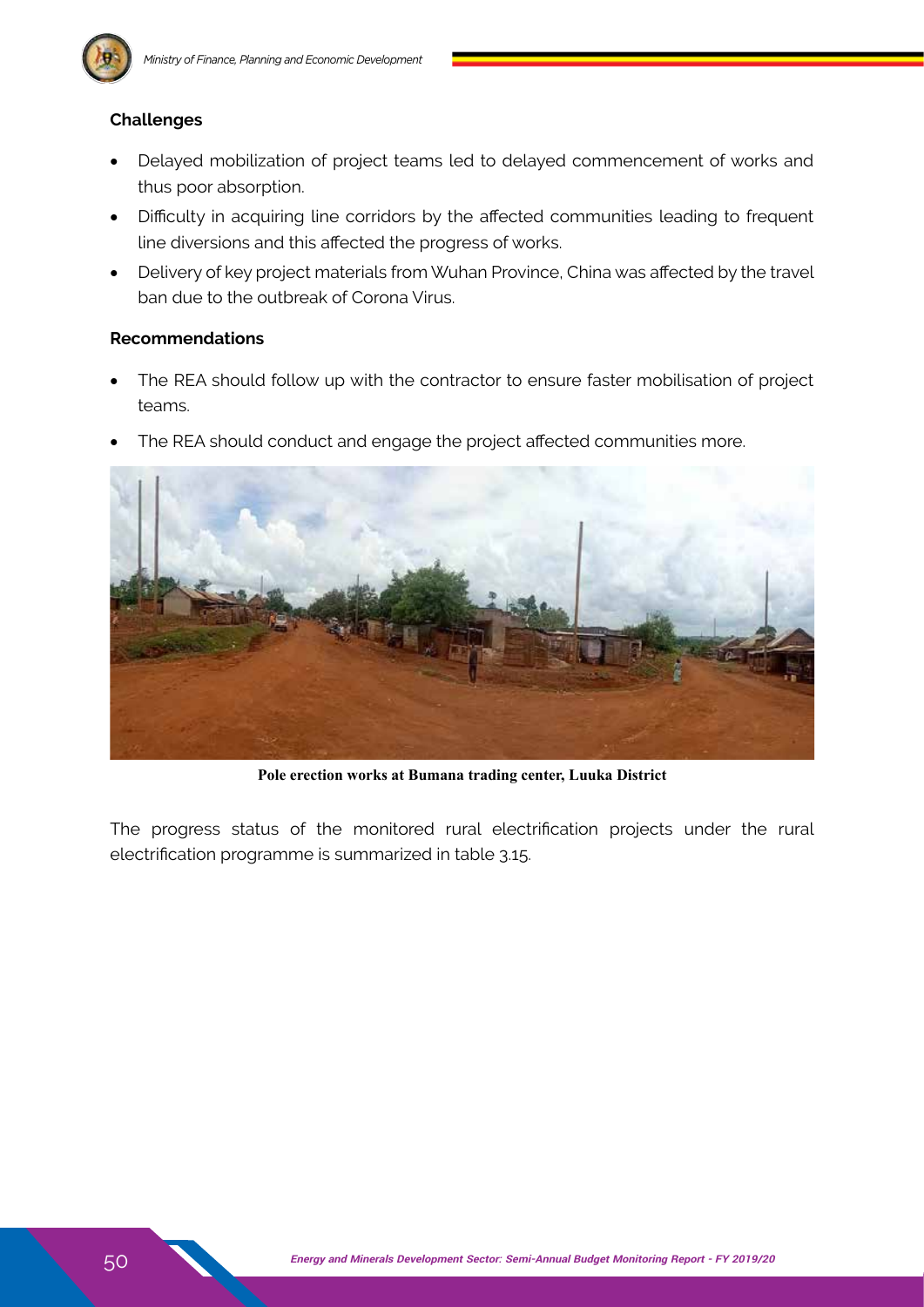**Challenges**

- Delayed mobilization of project teams led to delayed commencement of works and thus poor absorption.
- Difficulty in acquiring line corridors by the affected communities leading to frequent line diversions and this affected the progress of works.
- Delivery of key project materials from Wuhan Province, China was affected by the travel ban due to the outbreak of Corona Virus.

**Recommendations**

- The REA should follow up with the contractor to ensure faster mobilisation of project teams.
- The REA should conduct and engage the project affected communities more.

**Pole erection works at Bumana trading center, Luuka District**

The progress status of the monitored rural electrification projects under the rural electrification programme is summarized in table 3.15.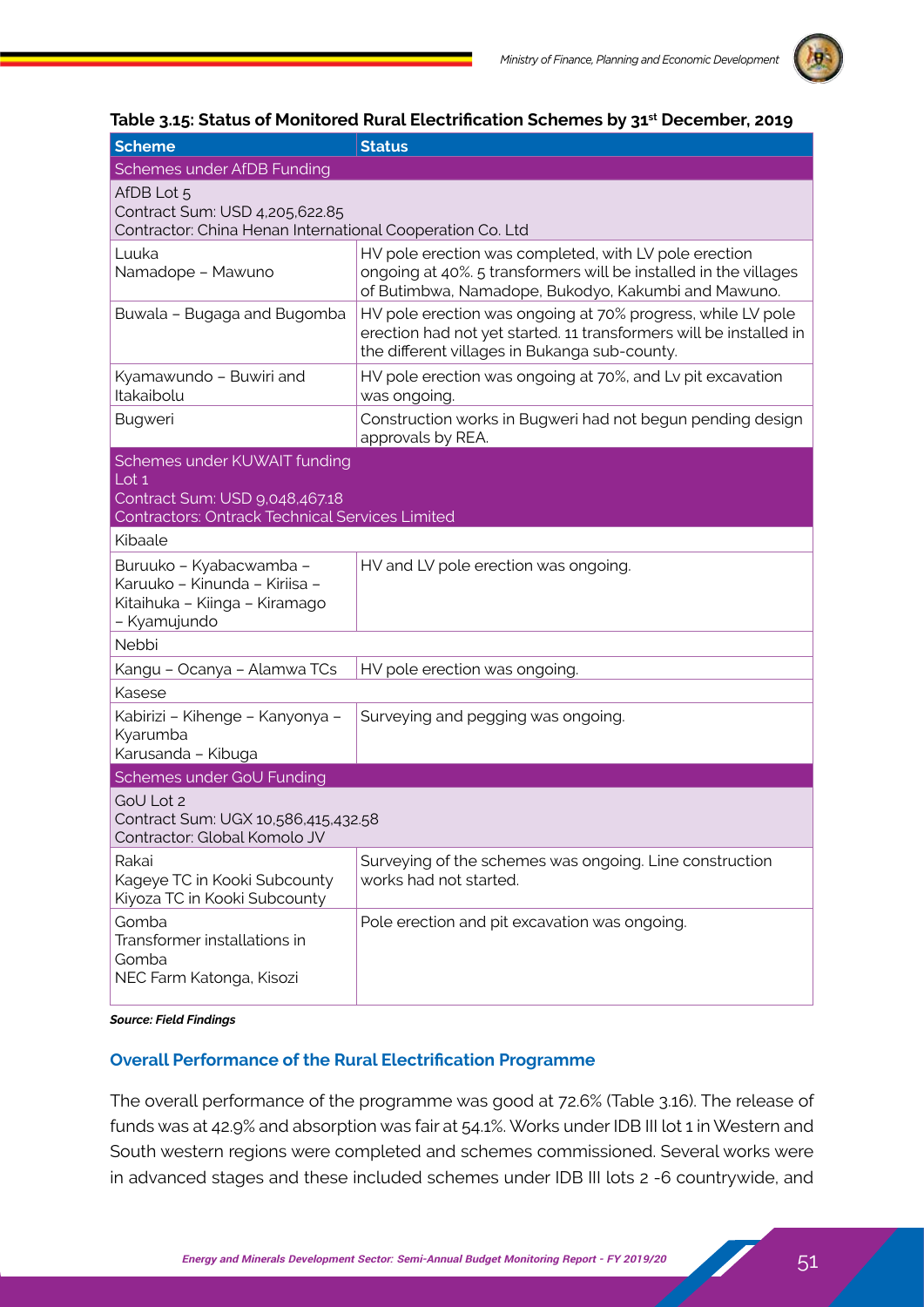**Table 3.15: Status of Monitored Rural Electrification Schemes by 31st December, 2019**

| Scheme | Status |
|---|---|
| Schemes under AfDB Funding | |
| AfDB Lot 5<br>Contract Sum: USD 4,205,622.85<br>Contractor: China Henan International Cooperation Co. Ltd | |
| Luuka<br>Namadope – Mawuno | HV pole erection was completed, with LV pole erection ongoing at 40%. 5 transformers will be installed in the villages of Butimbwa, Namadope, Bukodyo, Kakumbi and Mawuno. |
| Buwala – Bugaga and Bugomba | HV pole erection was ongoing at 70% progress, while LV pole erection had not yet started. 11 transformers will be installed in the different villages in Bukanga sub-county. |
| Kyamawundo – Buwiri and Itakaibolu | HV pole erection was ongoing at 70%, and Lv pit excavation was ongoing. |
| Bugweri | Construction works in Bugweri had not begun pending design approvals by REA. |
| Schemes under KUWAIT funding<br>Lot 1<br>Contract Sum: USD 9,048,467.18<br>Contractors: Ontrack Technical Services Limited | |
| Kibaale | |
| Buruuko – Kyabacwamba – Karuuko – Kinunda – Kiriisa – Kitaihuka – Kiinga – Kiramago – Kyamujundo | HV and LV pole erection was ongoing. |
| Nebbi | |
| Kangu – Ocanya – Alamwa TCs | HV pole erection was ongoing. |
| Kasese | |
| Kabirizi – Kihenge – Kanyonya – Kyarumba<br>Karusanda – Kibuga | Surveying and pegging was ongoing. |
| Schemes under GoU Funding | |
| GoU Lot 2<br>Contract Sum: UGX 10,586,415,432.58<br>Contractor: Global Komolo JV | |
| Rakai<br>Kageye TC in Kooki Subcounty<br>Kiyoza TC in Kooki Subcounty | Surveying of the schemes was ongoing. Line construction works had not started. |
| Gomba<br>Transformer installations in Gomba<br>NEC Farm Katonga, Kisozi | Pole erection and pit excavation was ongoing. |

***Source: Field Findings***

### Overall Performance of the Rural Electrification Programme

The overall performance of the programme was good at 72.6% (Table 3.16). The release of funds was at 42.9% and absorption was fair at 54.1%. Works under IDB III lot 1 in Western and South western regions were completed and schemes commissioned. Several works were in advanced stages and these included schemes under IDB III lots 2 -6 countrywide, and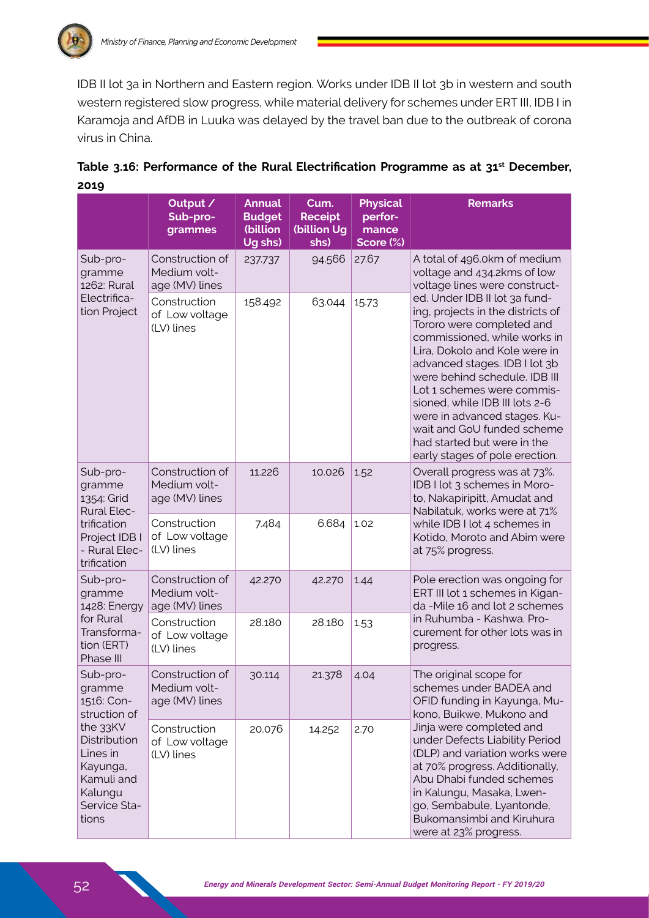IDB II lot 3a in Northern and Eastern region. Works under IDB II lot 3b in western and south western registered slow progress, while material delivery for schemes under ERT III, IDB I in Karamoja and AfDB in Luuka was delayed by the travel ban due to the outbreak of corona virus in China.

**Table 3.16: Performance of the Rural Electrification Programme as at 31st December, 2019**

| | Output / Sub-programmes | Annual Budget (billion Ug shs) | Cum. Receipt (billion Ug shs) | Physical performance Score (%) | Remarks |
|---|---|---|---|---|---|
| Sub-programme 1262: Rural Electrification Project | Construction of Medium voltage (MV) lines | 237.737 | 94.566 | 27.67 | A total of 496.0km of medium voltage and 434.2kms of low voltage lines were constructed. Under IDB II lot 3a funding, projects in the districts of Tororo were completed and commissioned, while works in Lira, Dokolo and Kole were in advanced stages. IDB I lot 3b were behind schedule. IDB III Lot 1 schemes were commissioned, while IDB III lots 2-6 were in advanced stages. Kuwait and GoU funded scheme had started but were in the early stages of pole erection. |
| | Construction of Low voltage (LV) lines | 158.492 | 63.044 | 15.73 | |
| Sub-programme 1354: Grid Rural Electrification Project IDB I - Rural Electrification | Construction of Medium voltage (MV) lines | 11.226 | 10.026 | 1.52 | Overall progress was at 73%. IDB I lot 3 schemes in Moroto, Nakapiripitt, Amudat and Nabilatuk, works were at 71% while IDB I lot 4 schemes in Kotido, Moroto and Abim were at 75% progress. |
| | Construction of Low voltage (LV) lines | 7.484 | 6.684 | 1.02 | |
| Sub-programme 1428: Energy for Rural Transformation (ERT) Phase III | Construction of Medium voltage (MV) lines | 42.270 | 42.270 | 1.44 | Pole erection was ongoing for ERT III lot 1 schemes in Kiganda -Mile 16 and lot 2 schemes in Ruhumba - Kashwa. Procurement for other lots was in progress. |
| | Construction of Low voltage (LV) lines | 28.180 | 28.180 | 1.53 | |
| Sub-programme 1516: Construction of the 33KV Distribution Lines in Kayunga, Kamuli and Kalungu Service Stations | Construction of Medium voltage (MV) lines | 30.114 | 21.378 | 4.04 | The original scope for schemes under BADEA and OFID funding in Kayunga, Mukono, Buikwe, Mukono and Jinja were completed and under Defects Liability Period (DLP) and variation works were at 70% progress. Additionally, Abu Dhabi funded schemes in Kalungu, Masaka, Lwengo, Sembabule, Lyantonde, Bukomansimbi and Kiruhura were at 23% progress. |
| | Construction of Low voltage (LV) lines | 20.076 | 14.252 | 2.70 | |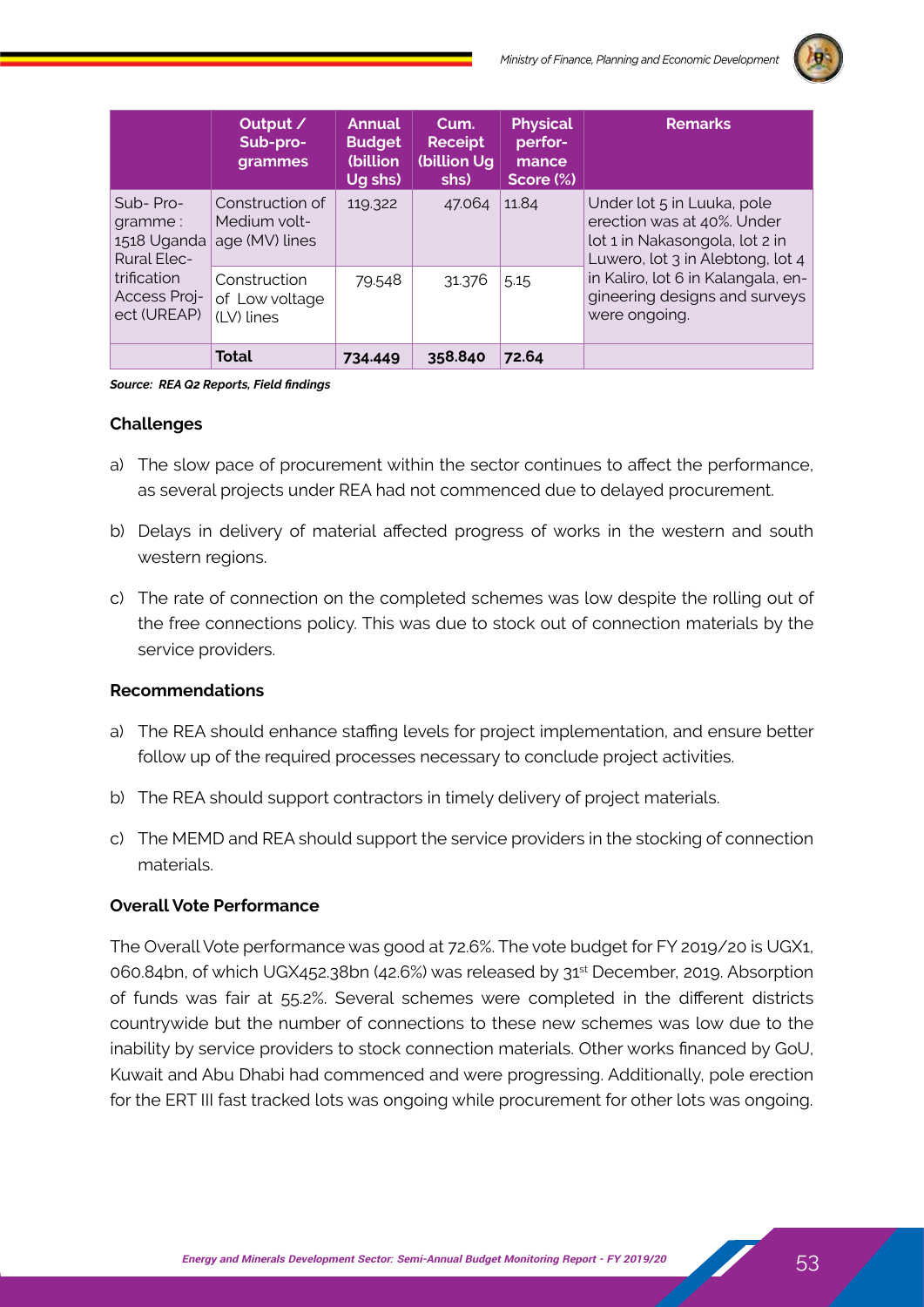| | Output / Sub-programmes | Annual Budget (billion Ug shs) | Cum. Receipt (billion Ug shs) | Physical performance Score (%) | Remarks |
|---|---|---|---|---|---|
| Sub- Programme : 1518 Uganda Rural Electrification Access Project (UREAP) | Construction of Medium voltage (MV) lines | 119.322 | 47.064 | 11.84 | Under lot 5 in Luuka, pole erection was at 40%. Under lot 1 in Nakasongola, lot 2 in Luwero, lot 3 in Alebtong, lot 4 in Kaliro, lot 6 in Kalangala, engineering designs and surveys were ongoing. |
| | Construction of Low voltage (LV) lines | 79.548 | 31.376 | 5.15 | |
| | **Total** | **734.449** | **358.840** | **72.64** | |

***Source: REA Q2 Reports, Field findings***

### Challenges

a) The slow pace of procurement within the sector continues to affect the performance, as several projects under REA had not commenced due to delayed procurement.

b) Delays in delivery of material affected progress of works in the western and south western regions.

c) The rate of connection on the completed schemes was low despite the rolling out of the free connections policy. This was due to stock out of connection materials by the service providers.

### Recommendations

a) The REA should enhance staffing levels for project implementation, and ensure better follow up of the required processes necessary to conclude project activities.

b) The REA should support contractors in timely delivery of project materials.

c) The MEMD and REA should support the service providers in the stocking of connection materials.

### Overall Vote Performance

The Overall Vote performance was good at 72.6%. The vote budget for FY 2019/20 is UGX1, 060.84bn, of which UGX452.38bn (42.6%) was released by 31st December, 2019. Absorption of funds was fair at 55.2%. Several schemes were completed in the different districts countrywide but the number of connections to these new schemes was low due to the inability by service providers to stock connection materials. Other works financed by GoU, Kuwait and Abu Dhabi had commenced and were progressing. Additionally, pole erection for the ERT III fast tracked lots was ongoing while procurement for other lots was ongoing.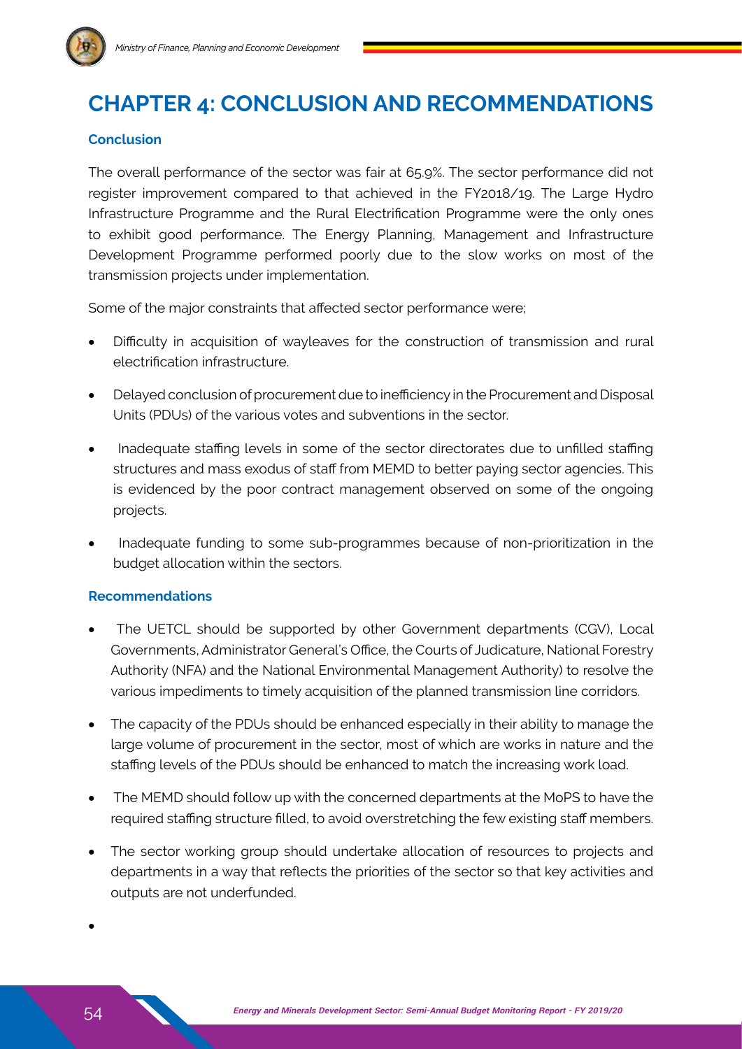# CHAPTER 4: CONCLUSION AND RECOMMENDATIONS

## Conclusion

The overall performance of the sector was fair at 65.9%. The sector performance did not register improvement compared to that achieved in the FY2018/19. The Large Hydro Infrastructure Programme and the Rural Electrification Programme were the only ones to exhibit good performance. The Energy Planning, Management and Infrastructure Development Programme performed poorly due to the slow works on most of the transmission projects under implementation.

Some of the major constraints that affected sector performance were;

- Difficulty in acquisition of wayleaves for the construction of transmission and rural electrification infrastructure.
- Delayed conclusion of procurement due to inefficiency in the Procurement and Disposal Units (PDUs) of the various votes and subventions in the sector.
- Inadequate staffing levels in some of the sector directorates due to unfilled staffing structures and mass exodus of staff from MEMD to better paying sector agencies. This is evidenced by the poor contract management observed on some of the ongoing projects.
- Inadequate funding to some sub-programmes because of non-prioritization in the budget allocation within the sectors.

## Recommendations

- The UETCL should be supported by other Government departments (CGV), Local Governments, Administrator General's Office, the Courts of Judicature, National Forestry Authority (NFA) and the National Environmental Management Authority) to resolve the various impediments to timely acquisition of the planned transmission line corridors.
- The capacity of the PDUs should be enhanced especially in their ability to manage the large volume of procurement in the sector, most of which are works in nature and the staffing levels of the PDUs should be enhanced to match the increasing work load.
- The MEMD should follow up with the concerned departments at the MoPS to have the required staffing structure filled, to avoid overstretching the few existing staff members.
- The sector working group should undertake allocation of resources to projects and departments in a way that reflects the priorities of the sector so that key activities and outputs are not underfunded.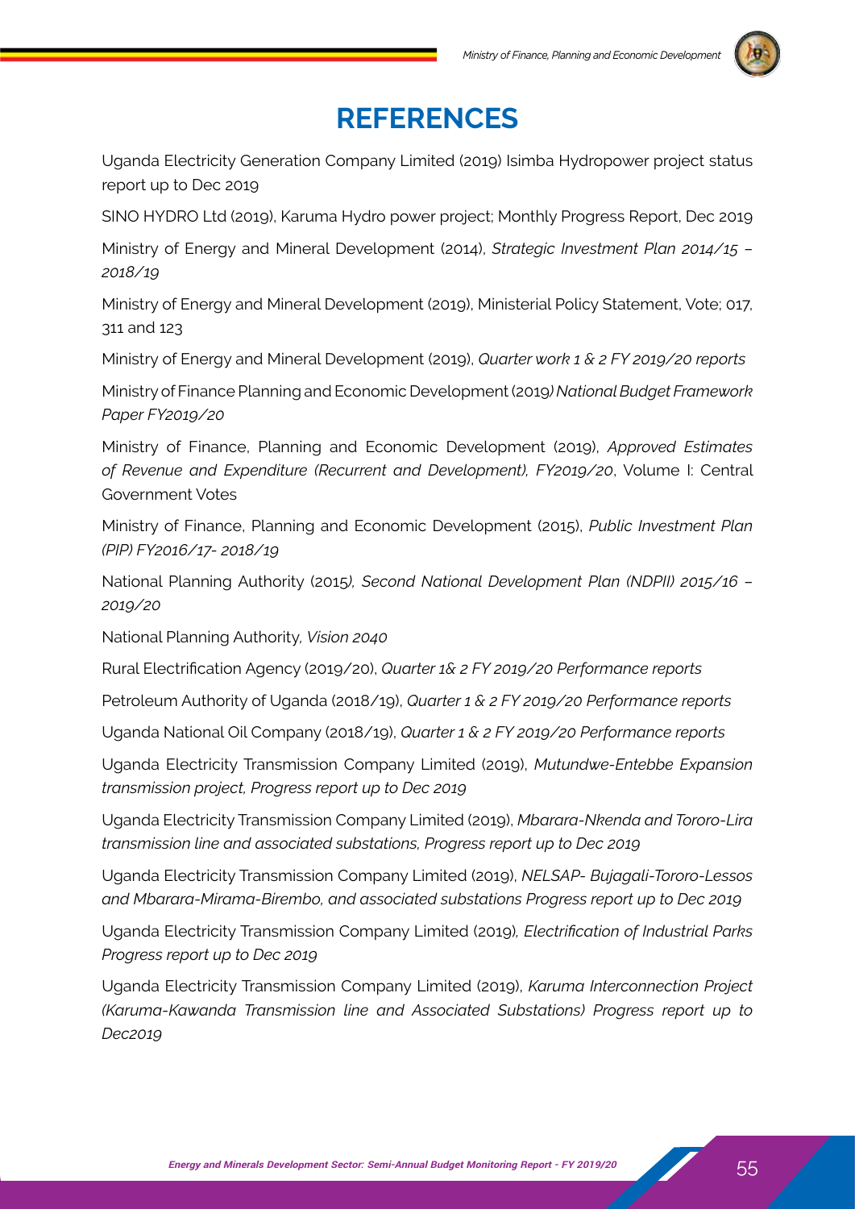# REFERENCES

Uganda Electricity Generation Company Limited (2019) Isimba Hydropower project status report up to Dec 2019

SINO HYDRO Ltd (2019), Karuma Hydro power project; Monthly Progress Report, Dec 2019

Ministry of Energy and Mineral Development (2014), *Strategic Investment Plan 2014/15 – 2018/19*

Ministry of Energy and Mineral Development (2019), Ministerial Policy Statement, Vote; 017, 311 and 123

Ministry of Energy and Mineral Development (2019), *Quarter work 1 & 2 FY 2019/20 reports*

Ministry of Finance Planning and Economic Development (2019*) National Budget Framework Paper FY2019/20*

Ministry of Finance, Planning and Economic Development (2019), *Approved Estimates of Revenue and Expenditure (Recurrent and Development), FY2019/20*, Volume I: Central Government Votes

Ministry of Finance, Planning and Economic Development (2015), *Public Investment Plan (PIP) FY2016/17- 2018/19*

National Planning Authority (2015*), Second National Development Plan (NDPII) 2015/16 – 2019/20*

National Planning Authority*, Vision 2040*

Rural Electrification Agency (2019/20), *Quarter 1& 2 FY 2019/20 Performance reports*

Petroleum Authority of Uganda (2018/19), *Quarter 1 & 2 FY 2019/20 Performance reports*

Uganda National Oil Company (2018/19), *Quarter 1 & 2 FY 2019/20 Performance reports*

Uganda Electricity Transmission Company Limited (2019), *Mutundwe-Entebbe Expansion transmission project, Progress report up to Dec 2019*

Uganda Electricity Transmission Company Limited (2019), *Mbarara-Nkenda and Tororo-Lira transmission line and associated substations, Progress report up to Dec 2019*

Uganda Electricity Transmission Company Limited (2019), *NELSAP- Bujagali-Tororo-Lessos and Mbarara-Mirama-Birembo, and associated substations Progress report up to Dec 2019*

Uganda Electricity Transmission Company Limited (2019*), Electrification of Industrial Parks Progress report up to Dec 2019*

Uganda Electricity Transmission Company Limited (2019), *Karuma Interconnection Project (Karuma-Kawanda Transmission line and Associated Substations) Progress report up to Dec2019*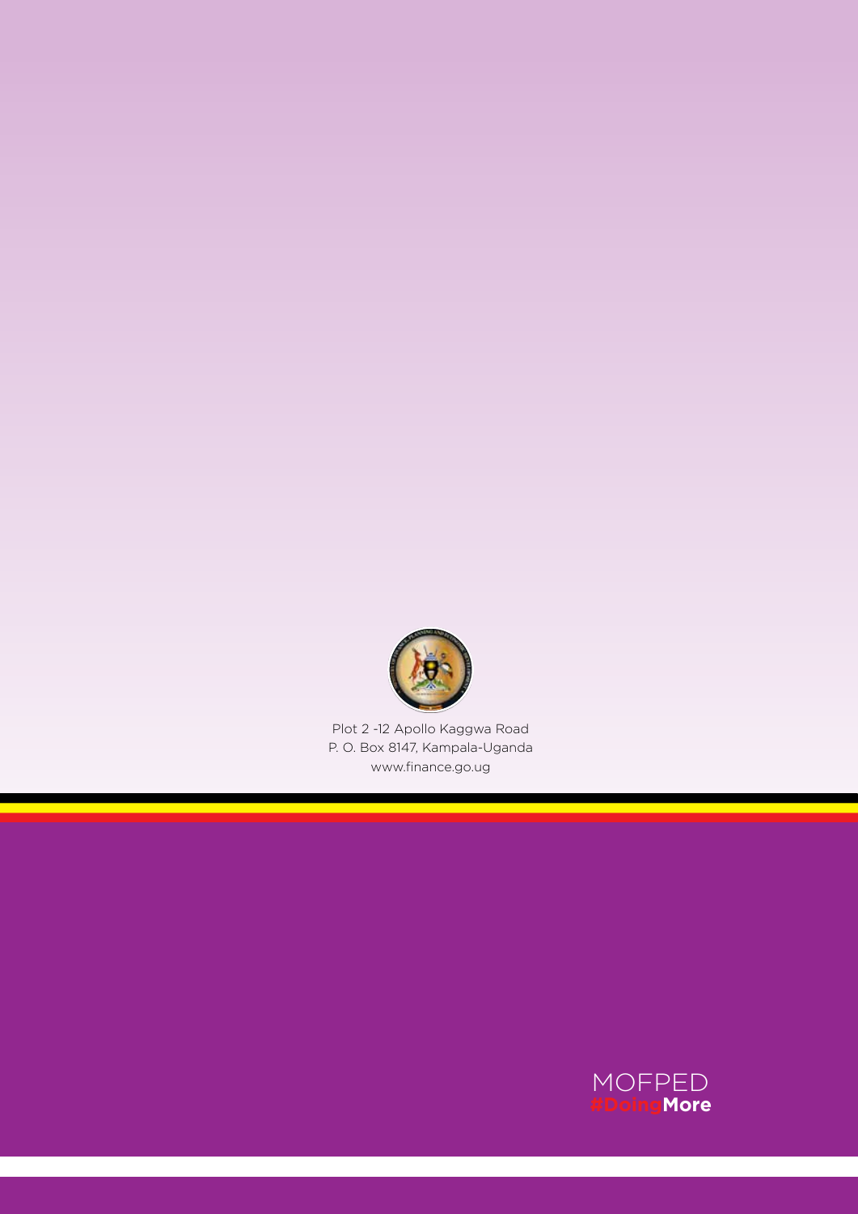Plot 2 -12 Apollo Kaggwa Road
P. O. Box 8147, Kampala-Uganda
www.finance.go.ug

MOFPED
#DoingMore